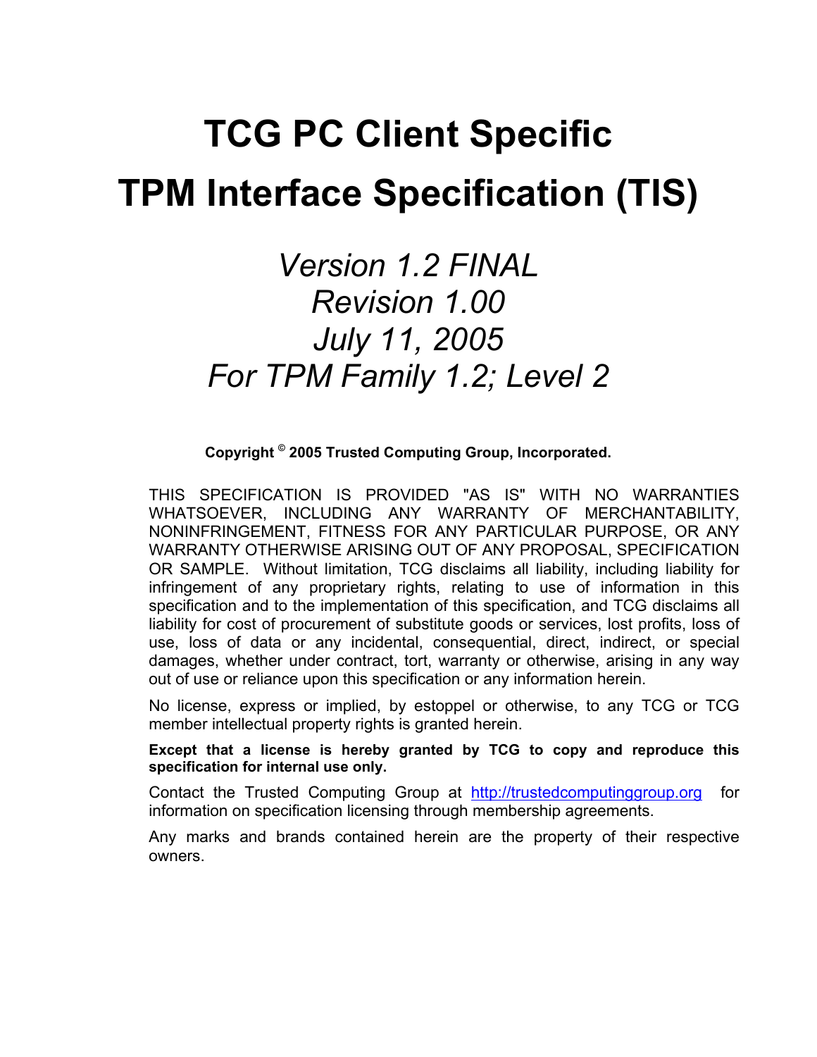# TCG PC Client Specific
# TPM Interface Specification (TIS)

*Version 1.2 FINAL*
*Revision 1.00*
*July 11, 2005*
*For TPM Family 1.2; Level 2*

**Copyright © 2005 Trusted Computing Group, Incorporated.**

THIS SPECIFICATION IS PROVIDED "AS IS" WITH NO WARRANTIES WHATSOEVER, INCLUDING ANY WARRANTY OF MERCHANTABILITY, NONINFRINGEMENT, FITNESS FOR ANY PARTICULAR PURPOSE, OR ANY WARRANTY OTHERWISE ARISING OUT OF ANY PROPOSAL, SPECIFICATION OR SAMPLE. Without limitation, TCG disclaims all liability, including liability for infringement of any proprietary rights, relating to use of information in this specification and to the implementation of this specification, and TCG disclaims all liability for cost of procurement of substitute goods or services, lost profits, loss of use, loss of data or any incidental, consequential, direct, indirect, or special damages, whether under contract, tort, warranty or otherwise, arising in any way out of use or reliance upon this specification or any information herein.

No license, express or implied, by estoppel or otherwise, to any TCG or TCG member intellectual property rights is granted herein.

**Except that a license is hereby granted by TCG to copy and reproduce this specification for internal use only.**

Contact the Trusted Computing Group at http://trustedcomputinggroup.org for information on specification licensing through membership agreements.

Any marks and brands contained herein are the property of their respective owners.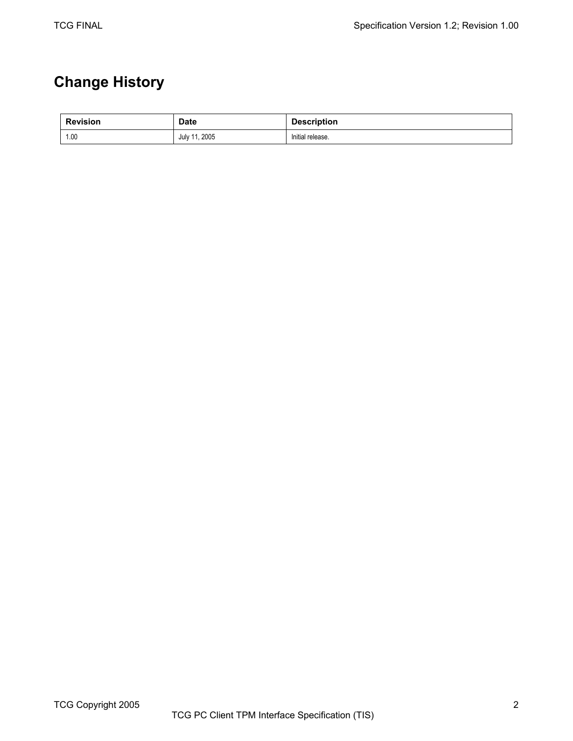# Change History

| Revision | Date | Description |
| --- | --- | --- |
| 1.00 | July 11, 2005 | Initial release. |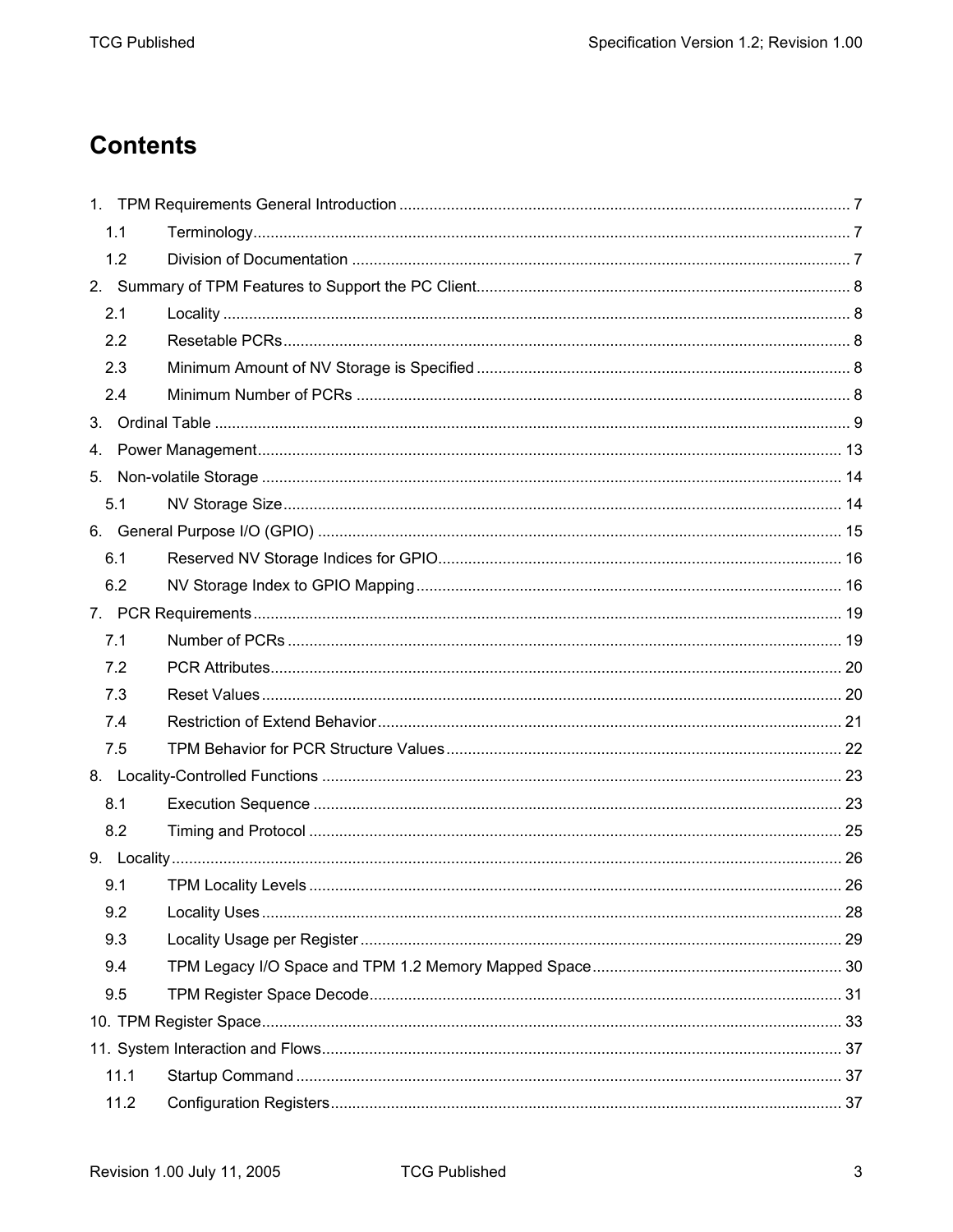# Contents

1. TPM Requirements General Introduction ........................................................................................................ 7
   - 1.1 Terminology.......................................................................................................................... 7
   - 1.2 Division of Documentation ................................................................................................... 7
2. Summary of TPM Features to Support the PC Client...................................................................................... 8
   - 2.1 Locality ................................................................................................................................ 8
   - 2.2 Resetable PCRs.................................................................................................................... 8
   - 2.3 Minimum Amount of NV Storage is Specified ...................................................................... 8
   - 2.4 Minimum Number of PCRs ................................................................................................. 8
3. Ordinal Table .................................................................................................................................................. 9
4. Power Management...................................................................................................................................... 13
5. Non-volatile Storage ...................................................................................................................................... 14
   - 5.1 NV Storage Size................................................................................................................. 14
6. General Purpose I/O (GPIO) ......................................................................................................................... 15
   - 6.1 Reserved NV Storage Indices for GPIO............................................................................. 16
   - 6.2 NV Storage Index to GPIO Mapping.................................................................................. 16
7. PCR Requirements........................................................................................................................................ 19
   - 7.1 Number of PCRs ................................................................................................................ 19
   - 7.2 PCR Attributes.................................................................................................................... 20
   - 7.3 Reset Values ...................................................................................................................... 20
   - 7.4 Restriction of Extend Behavior........................................................................................... 21
   - 7.5 TPM Behavior for PCR Structure Values ........................................................................... 22
8. Locality-Controlled Functions ........................................................................................................................ 23
   - 8.1 Execution Sequence .......................................................................................................... 23
   - 8.2 Timing and Protocol ........................................................................................................... 25
9. Locality.......................................................................................................................................................... 26
   - 9.1 TPM Locality Levels ........................................................................................................... 26
   - 9.2 Locality Uses ...................................................................................................................... 28
   - 9.3 Locality Usage per Register ............................................................................................... 29
   - 9.4 TPM Legacy I/O Space and TPM 1.2 Memory Mapped Space.......................................... 30
   - 9.5 TPM Register Space Decode............................................................................................. 31
10. TPM Register Space..................................................................................................................................... 33
11. System Interaction and Flows........................................................................................................................ 37
    - 11.1 Startup Command .............................................................................................................. 37
    - 11.2 Configuration Registers...................................................................................................... 37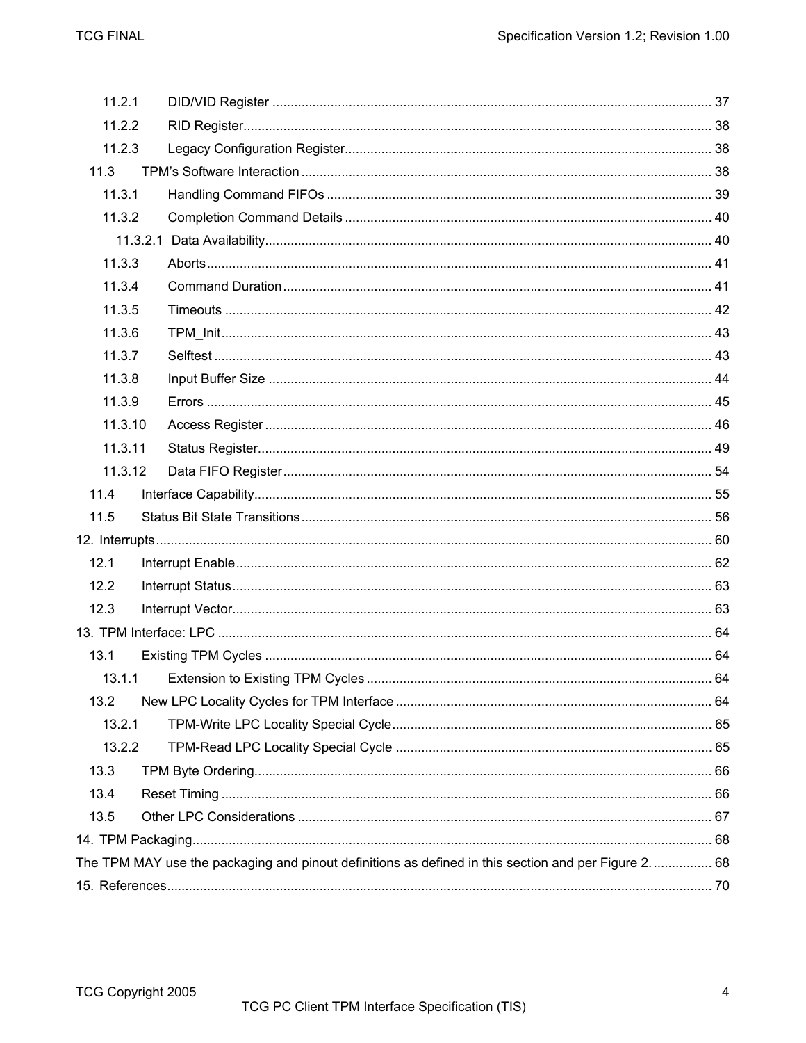11.2.1 DID/VID Register ........................................................................................................................ 37
11.2.2 RID Register................................................................................................................................ 38
11.2.3 Legacy Configuration Register.................................................................................................... 38
11.3 TPM's Software Interaction ................................................................................................................ 38
11.3.1 Handling Command FIFOs ......................................................................................................... 39
11.3.2 Completion Command Details .................................................................................................... 40
11.3.2.1 Data Availability.......................................................................................................................... 40
11.3.3 Aborts.......................................................................................................................................... 41
11.3.4 Command Duration..................................................................................................................... 41
11.3.5 Timeouts ..................................................................................................................................... 42
11.3.6 TPM_Init...................................................................................................................................... 43
11.3.7 Selftest ........................................................................................................................................ 43
11.3.8 Input Buffer Size ......................................................................................................................... 44
11.3.9 Errors .......................................................................................................................................... 45
11.3.10 Access Register .......................................................................................................................... 46
11.3.11 Status Register............................................................................................................................ 49
11.3.12 Data FIFO Register..................................................................................................................... 54
11.4 Interface Capability............................................................................................................................ 55
11.5 Status Bit State Transitions ............................................................................................................... 56
12. Interrupts................................................................................................................................................ 60
12.1 Interrupt Enable................................................................................................................................. 62
12.2 Interrupt Status.................................................................................................................................. 63
12.3 Interrupt Vector.................................................................................................................................. 63
13. TPM Interface: LPC ............................................................................................................................... 64
13.1 Existing TPM Cycles .......................................................................................................................... 64
13.1.1 Extension to Existing TPM Cycles .............................................................................................. 64
13.2 New LPC Locality Cycles for TPM Interface ...................................................................................... 64
13.2.1 TPM-Write LPC Locality Special Cycle....................................................................................... 65
13.2.2 TPM-Read LPC Locality Special Cycle ...................................................................................... 65
13.3 TPM Byte Ordering............................................................................................................................ 66
13.4 Reset Timing ...................................................................................................................................... 66
13.5 Other LPC Considerations ................................................................................................................. 67
14. TPM Packaging...................................................................................................................................... 68
The TPM MAY use the packaging and pinout definitions as defined in this section and per Figure 2. ................ 68
15. References............................................................................................................................................. 70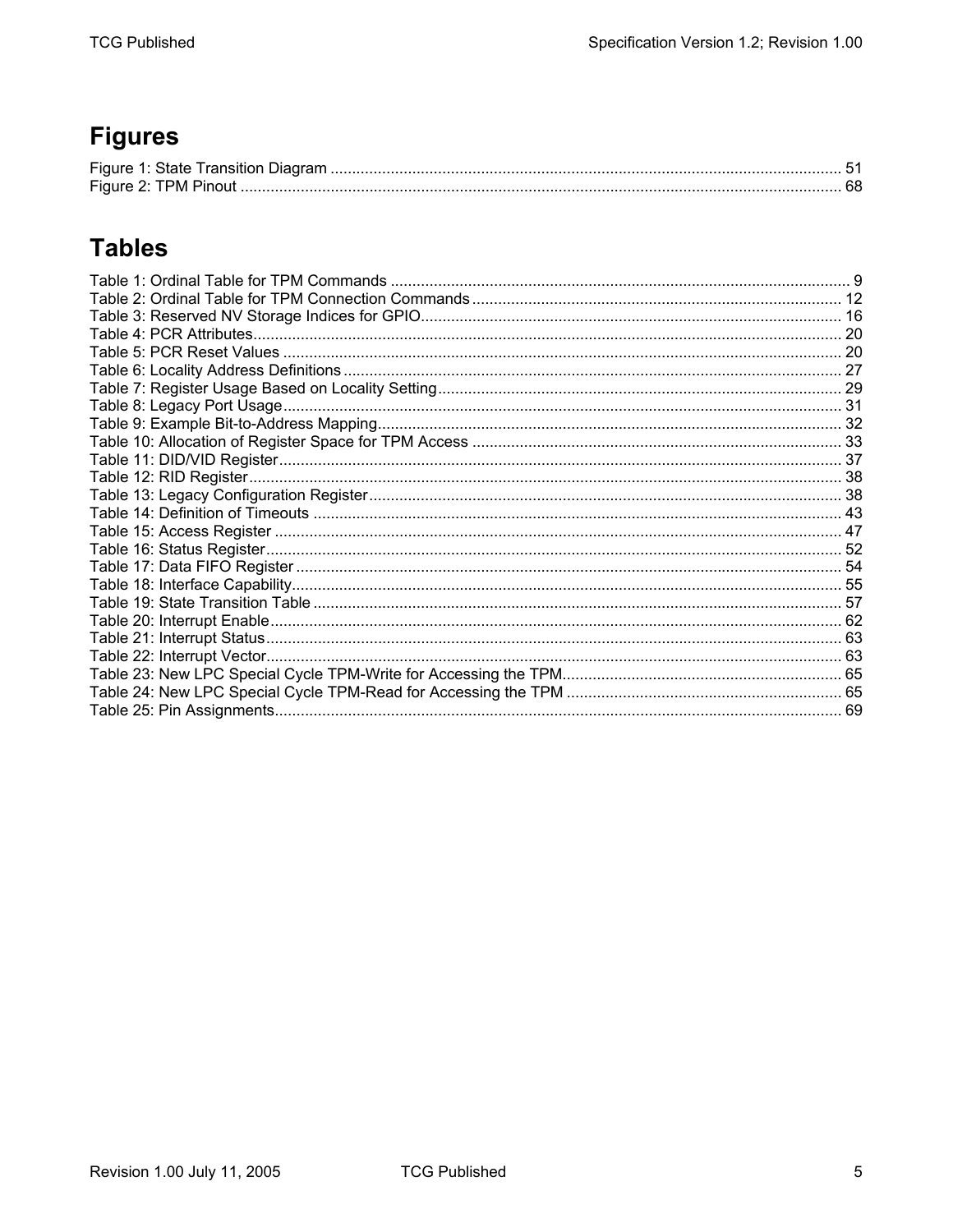# Figures

Figure 1: State Transition Diagram ........................................................................................................ 51
Figure 2: TPM Pinout ............................................................................................................................. 68

# Tables

Table 1: Ordinal Table for TPM Commands ............................................................................................ 9
Table 2: Ordinal Table for TPM Connection Commands ......................................................................... 12
Table 3: Reserved NV Storage Indices for GPIO..................................................................................... 16
Table 4: PCR Attributes.......................................................................................................................... 20
Table 5: PCR Reset Values .................................................................................................................... 20
Table 6: Locality Address Definitions ...................................................................................................... 27
Table 7: Register Usage Based on Locality Setting................................................................................. 29
Table 8: Legacy Port Usage.................................................................................................................... 31
Table 9: Example Bit-to-Address Mapping.............................................................................................. 32
Table 10: Allocation of Register Space for TPM Access ......................................................................... 33
Table 11: DID/VID Register..................................................................................................................... 37
Table 12: RID Register............................................................................................................................ 38
Table 13: Legacy Configuration Register................................................................................................ 38
Table 14: Definition of Timeouts ............................................................................................................ 43
Table 15: Access Register ...................................................................................................................... 47
Table 16: Status Register........................................................................................................................ 52
Table 17: Data FIFO Register ................................................................................................................. 54
Table 18: Interface Capability.................................................................................................................. 55
Table 19: State Transition Table ............................................................................................................. 57
Table 20: Interrupt Enable....................................................................................................................... 62
Table 21: Interrupt Status........................................................................................................................ 63
Table 22: Interrupt Vector........................................................................................................................ 63
Table 23: New LPC Special Cycle TPM-Write for Accessing the TPM.................................................... 65
Table 24: New LPC Special Cycle TPM-Read for Accessing the TPM ................................................... 65
Table 25: Pin Assignments...................................................................................................................... 69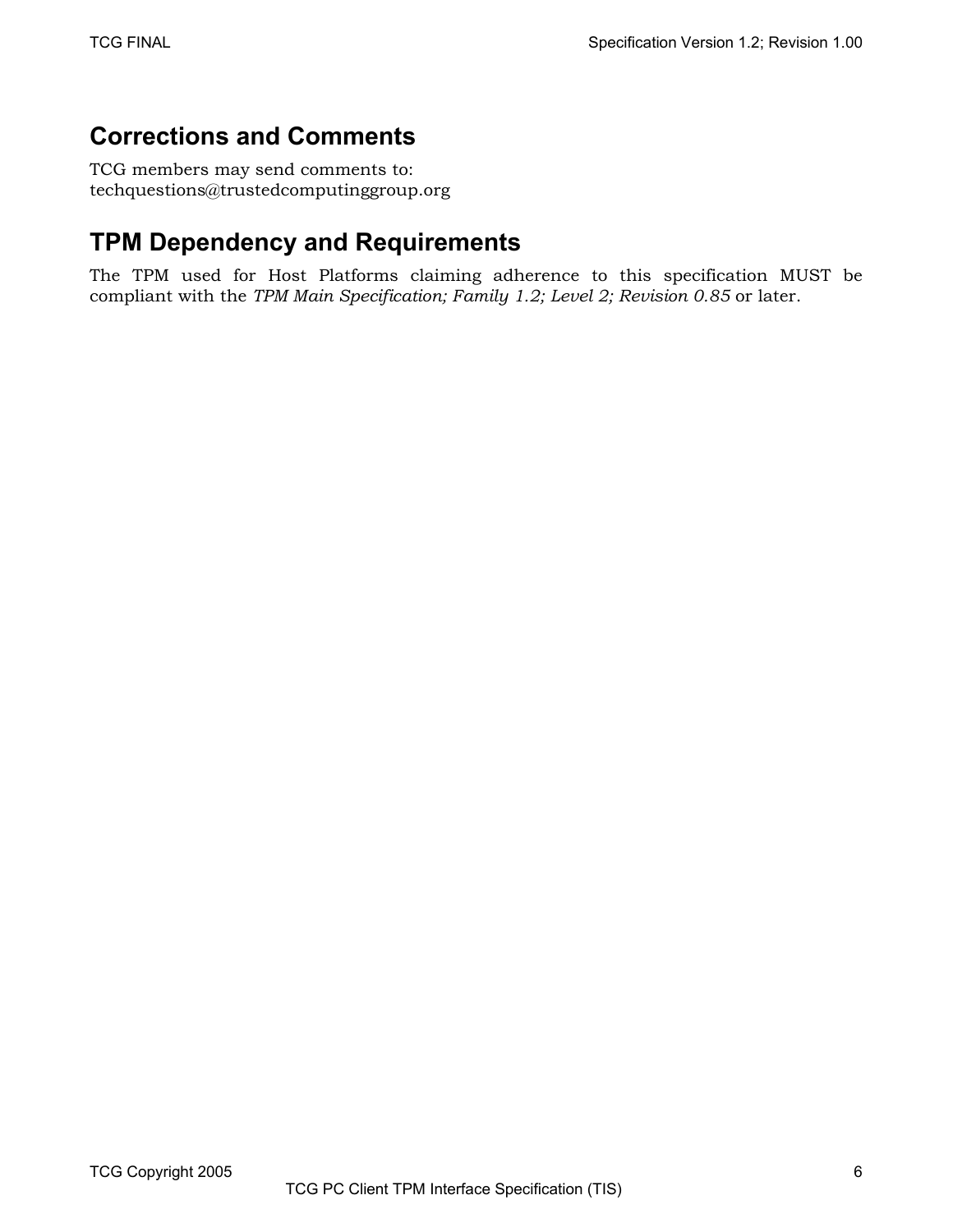## Corrections and Comments

TCG members may send comments to:
techquestions@trustedcomputinggroup.org

## TPM Dependency and Requirements

The TPM used for Host Platforms claiming adherence to this specification MUST be compliant with the *TPM Main Specification; Family 1.2; Level 2; Revision 0.85* or later.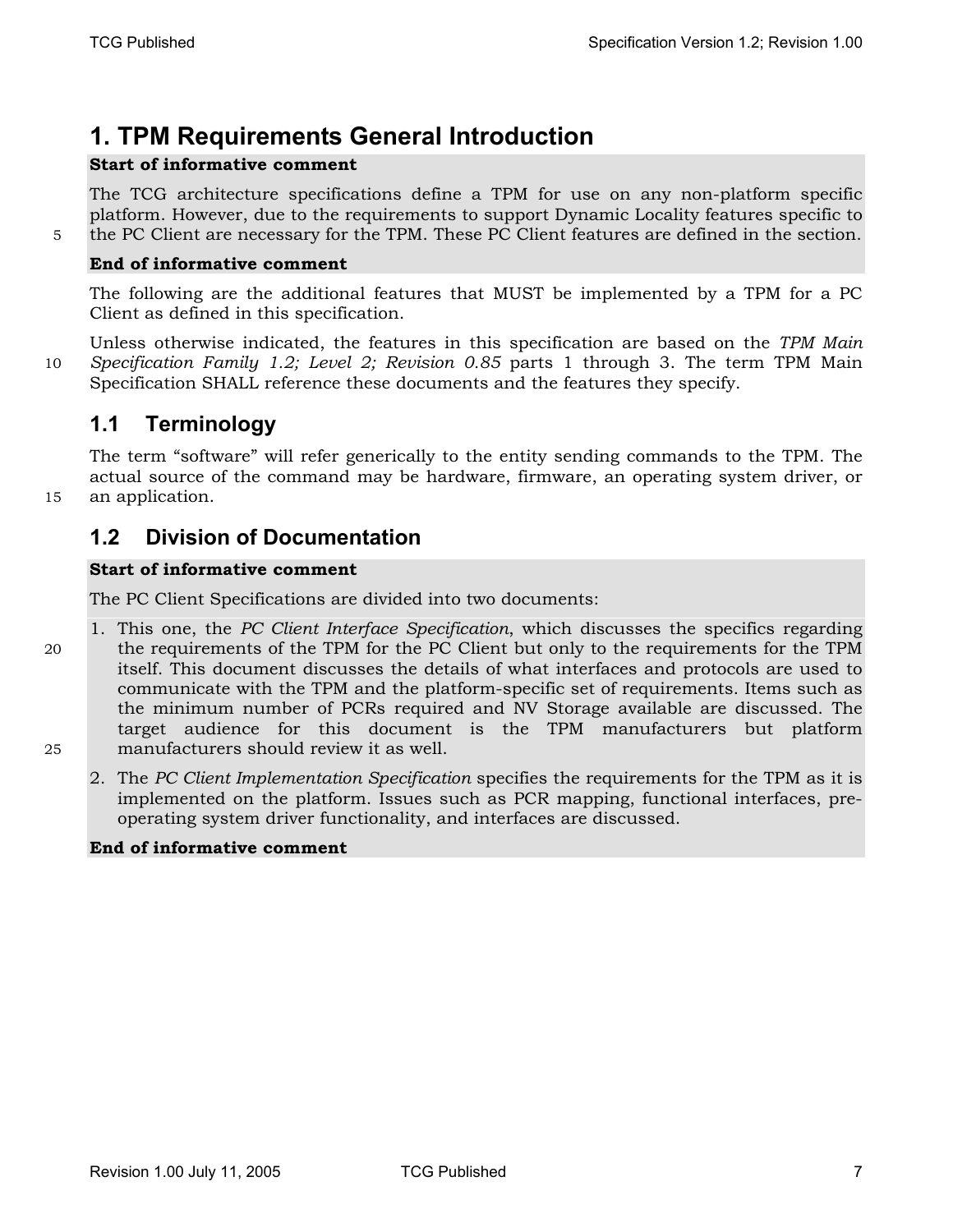# 1. TPM Requirements General Introduction

**Start of informative comment**

The TCG architecture specifications define a TPM for use on any non-platform specific platform. However, due to the requirements to support Dynamic Locality features specific to the PC Client are necessary for the TPM. These PC Client features are defined in the section.

**End of informative comment**

The following are the additional features that MUST be implemented by a TPM for a PC Client as defined in this specification.

Unless otherwise indicated, the features in this specification are based on the *TPM Main Specification Family 1.2; Level 2; Revision 0.85* parts 1 through 3. The term TPM Main Specification SHALL reference these documents and the features they specify.

## 1.1 Terminology

The term "software" will refer generically to the entity sending commands to the TPM. The actual source of the command may be hardware, firmware, an operating system driver, or an application.

## 1.2 Division of Documentation

**Start of informative comment**

The PC Client Specifications are divided into two documents:

1. This one, the *PC Client Interface Specification*, which discusses the specifics regarding the requirements of the TPM for the PC Client but only to the requirements for the TPM itself. This document discusses the details of what interfaces and protocols are used to communicate with the TPM and the platform-specific set of requirements. Items such as the minimum number of PCRs required and NV Storage available are discussed. The target audience for this document is the TPM manufacturers but platform manufacturers should review it as well.
2. The *PC Client Implementation Specification* specifies the requirements for the TPM as it is implemented on the platform. Issues such as PCR mapping, functional interfaces, pre-operating system driver functionality, and interfaces are discussed.

**End of informative comment**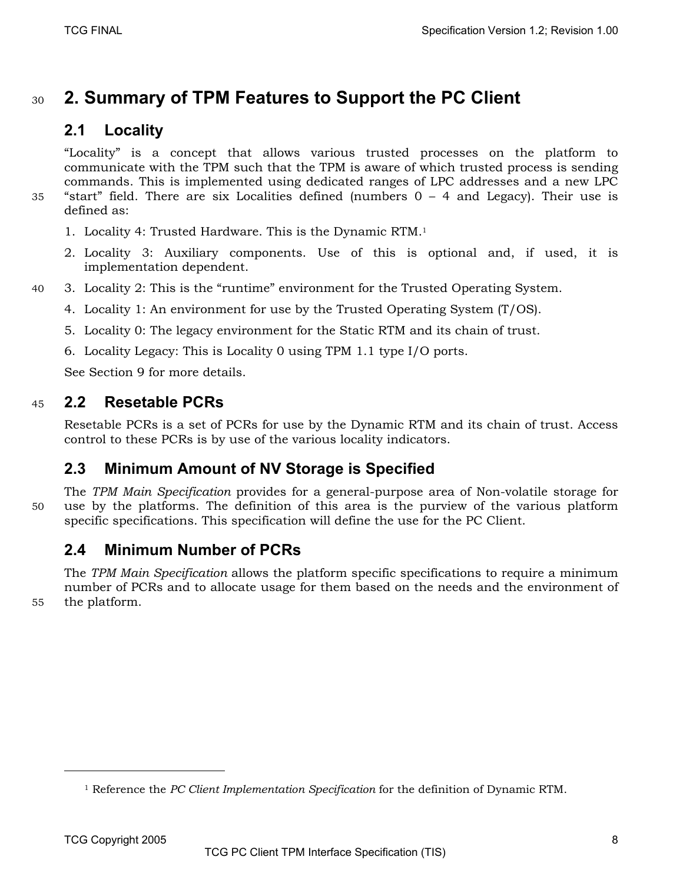# 2. Summary of TPM Features to Support the PC Client

## 2.1 Locality

"Locality" is a concept that allows various trusted processes on the platform to communicate with the TPM such that the TPM is aware of which trusted process is sending commands. This is implemented using dedicated ranges of LPC addresses and a new LPC "start" field. There are six Localities defined (numbers 0 – 4 and Legacy). Their use is defined as:

1. Locality 4: Trusted Hardware. This is the Dynamic RTM.[1]
2. Locality 3: Auxiliary components. Use of this is optional and, if used, it is implementation dependent.
3. Locality 2: This is the "runtime" environment for the Trusted Operating System.
4. Locality 1: An environment for use by the Trusted Operating System (T/OS).
5. Locality 0: The legacy environment for the Static RTM and its chain of trust.
6. Locality Legacy: This is Locality 0 using TPM 1.1 type I/O ports.

See Section 9 for more details.

## 2.2 Resetable PCRs

Resetable PCRs is a set of PCRs for use by the Dynamic RTM and its chain of trust. Access control to these PCRs is by use of the various locality indicators.

## 2.3 Minimum Amount of NV Storage is Specified

The *TPM Main Specification* provides for a general-purpose area of Non-volatile storage for use by the platforms. The definition of this area is the purview of the various platform specific specifications. This specification will define the use for the PC Client.

## 2.4 Minimum Number of PCRs

The *TPM Main Specification* allows the platform specific specifications to require a minimum number of PCRs and to allocate usage for them based on the needs and the environment of the platform.

---

[1] Reference the *PC Client Implementation Specification* for the definition of Dynamic RTM.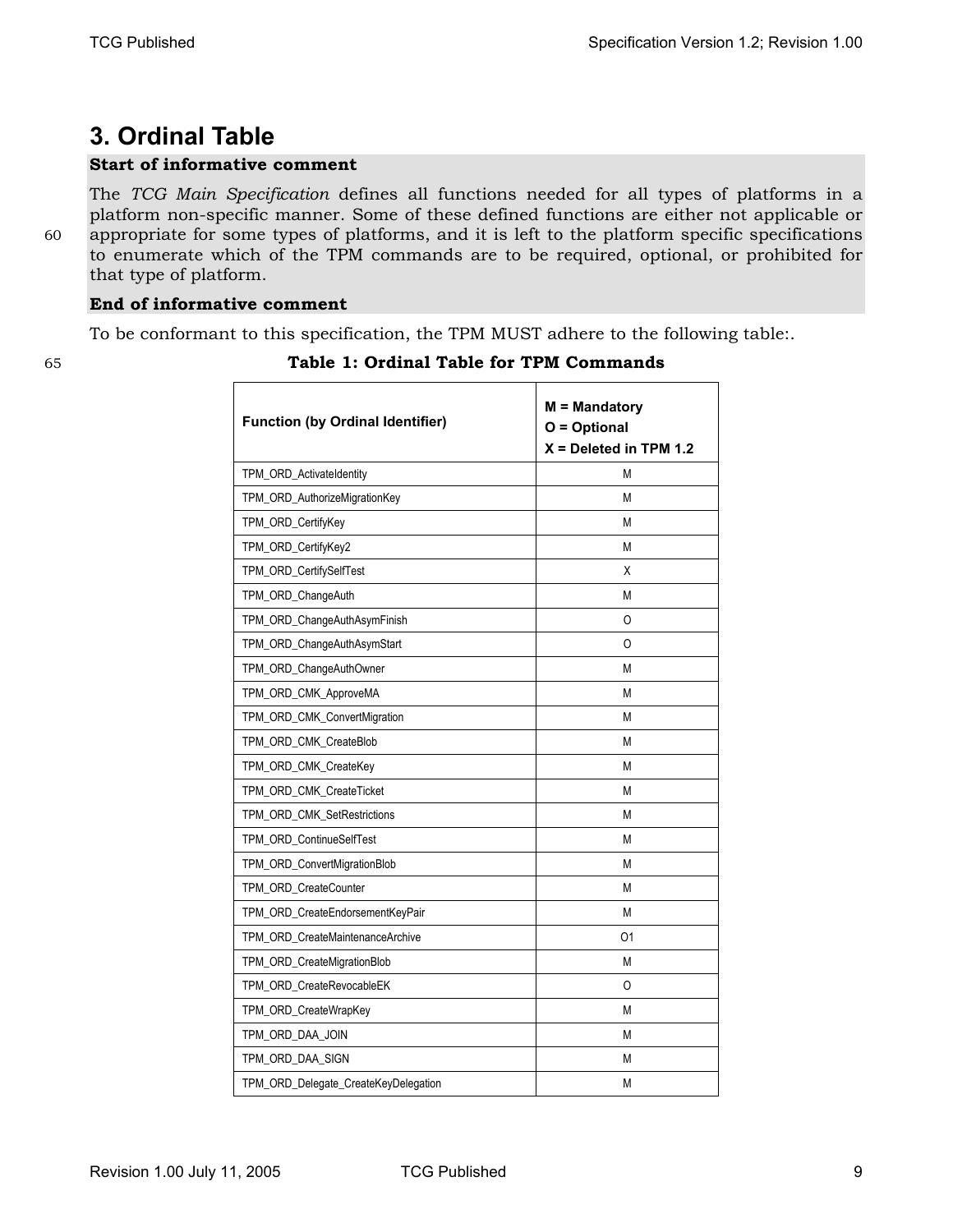# 3. Ordinal Table

**Start of informative comment**

The *TCG Main Specification* defines all functions needed for all types of platforms in a platform non-specific manner. Some of these defined functions are either not applicable or appropriate for some types of platforms, and it is left to the platform specific specifications to enumerate which of the TPM commands are to be required, optional, or prohibited for that type of platform.

**End of informative comment**

To be conformant to this specification, the TPM MUST adhere to the following table:.

**Table 1: Ordinal Table for TPM Commands**

| Function (by Ordinal Identifier) | M = Mandatory<br>O = Optional<br>X = Deleted in TPM 1.2 |
|---|---|
| TPM_ORD_ActivateIdentity | M |
| TPM_ORD_AuthorizeMigrationKey | M |
| TPM_ORD_CertifyKey | M |
| TPM_ORD_CertifyKey2 | M |
| TPM_ORD_CertifySelfTest | X |
| TPM_ORD_ChangeAuth | M |
| TPM_ORD_ChangeAuthAsymFinish | O |
| TPM_ORD_ChangeAuthAsymStart | O |
| TPM_ORD_ChangeAuthOwner | M |
| TPM_ORD_CMK_ApproveMA | M |
| TPM_ORD_CMK_ConvertMigration | M |
| TPM_ORD_CMK_CreateBlob | M |
| TPM_ORD_CMK_CreateKey | M |
| TPM_ORD_CMK_CreateTicket | M |
| TPM_ORD_CMK_SetRestrictions | M |
| TPM_ORD_ContinueSelfTest | M |
| TPM_ORD_ConvertMigrationBlob | M |
| TPM_ORD_CreateCounter | M |
| TPM_ORD_CreateEndorsementKeyPair | M |
| TPM_ORD_CreateMaintenanceArchive | O1 |
| TPM_ORD_CreateMigrationBlob | M |
| TPM_ORD_CreateRevocableEK | O |
| TPM_ORD_CreateWrapKey | M |
| TPM_ORD_DAA_JOIN | M |
| TPM_ORD_DAA_SIGN | M |
| TPM_ORD_Delegate_CreateKeyDelegation | M |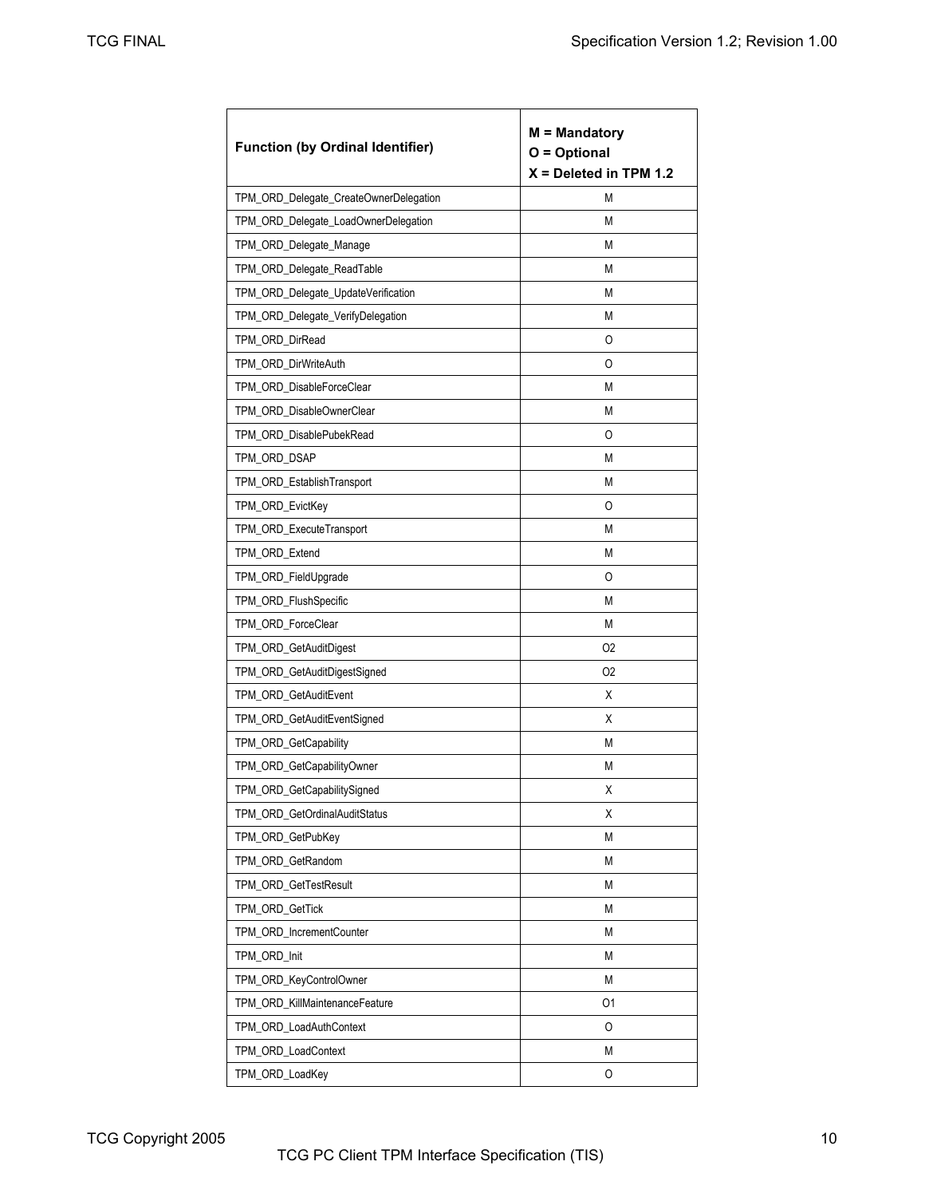| Function (by Ordinal Identifier) | M = Mandatory<br>O = Optional<br>X = Deleted in TPM 1.2 |
|---|---|
| TPM_ORD_Delegate_CreateOwnerDelegation | M |
| TPM_ORD_Delegate_LoadOwnerDelegation | M |
| TPM_ORD_Delegate_Manage | M |
| TPM_ORD_Delegate_ReadTable | M |
| TPM_ORD_Delegate_UpdateVerification | M |
| TPM_ORD_Delegate_VerifyDelegation | M |
| TPM_ORD_DirRead | O |
| TPM_ORD_DirWriteAuth | O |
| TPM_ORD_DisableForceClear | M |
| TPM_ORD_DisableOwnerClear | M |
| TPM_ORD_DisablePubekRead | O |
| TPM_ORD_DSAP | M |
| TPM_ORD_EstablishTransport | M |
| TPM_ORD_EvictKey | O |
| TPM_ORD_ExecuteTransport | M |
| TPM_ORD_Extend | M |
| TPM_ORD_FieldUpgrade | O |
| TPM_ORD_FlushSpecific | M |
| TPM_ORD_ForceClear | M |
| TPM_ORD_GetAuditDigest | O2 |
| TPM_ORD_GetAuditDigestSigned | O2 |
| TPM_ORD_GetAuditEvent | X |
| TPM_ORD_GetAuditEventSigned | X |
| TPM_ORD_GetCapability | M |
| TPM_ORD_GetCapabilityOwner | M |
| TPM_ORD_GetCapabilitySigned | X |
| TPM_ORD_GetOrdinalAuditStatus | X |
| TPM_ORD_GetPubKey | M |
| TPM_ORD_GetRandom | M |
| TPM_ORD_GetTestResult | M |
| TPM_ORD_GetTick | M |
| TPM_ORD_IncrementCounter | M |
| TPM_ORD_Init | M |
| TPM_ORD_KeyControlOwner | M |
| TPM_ORD_KillMaintenanceFeature | O1 |
| TPM_ORD_LoadAuthContext | O |
| TPM_ORD_LoadContext | M |
| TPM_ORD_LoadKey | O |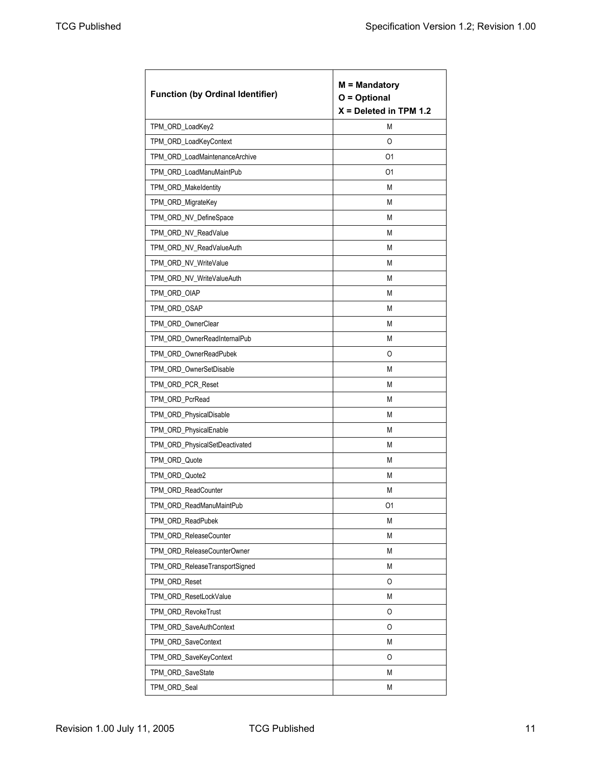| Function (by Ordinal Identifier) | M = Mandatory<br>O = Optional<br>X = Deleted in TPM 1.2 |
|---|---|
| TPM_ORD_LoadKey2 | M |
| TPM_ORD_LoadKeyContext | O |
| TPM_ORD_LoadMaintenanceArchive | O1 |
| TPM_ORD_LoadManuMaintPub | O1 |
| TPM_ORD_MakeIdentity | M |
| TPM_ORD_MigrateKey | M |
| TPM_ORD_NV_DefineSpace | M |
| TPM_ORD_NV_ReadValue | M |
| TPM_ORD_NV_ReadValueAuth | M |
| TPM_ORD_NV_WriteValue | M |
| TPM_ORD_NV_WriteValueAuth | M |
| TPM_ORD_OIAP | M |
| TPM_ORD_OSAP | M |
| TPM_ORD_OwnerClear | M |
| TPM_ORD_OwnerReadInternalPub | M |
| TPM_ORD_OwnerReadPubek | O |
| TPM_ORD_OwnerSetDisable | M |
| TPM_ORD_PCR_Reset | M |
| TPM_ORD_PcrRead | M |
| TPM_ORD_PhysicalDisable | M |
| TPM_ORD_PhysicalEnable | M |
| TPM_ORD_PhysicalSetDeactivated | M |
| TPM_ORD_Quote | M |
| TPM_ORD_Quote2 | M |
| TPM_ORD_ReadCounter | M |
| TPM_ORD_ReadManuMaintPub | O1 |
| TPM_ORD_ReadPubek | M |
| TPM_ORD_ReleaseCounter | M |
| TPM_ORD_ReleaseCounterOwner | M |
| TPM_ORD_ReleaseTransportSigned | M |
| TPM_ORD_Reset | O |
| TPM_ORD_ResetLockValue | M |
| TPM_ORD_RevokeTrust | O |
| TPM_ORD_SaveAuthContext | O |
| TPM_ORD_SaveContext | M |
| TPM_ORD_SaveKeyContext | O |
| TPM_ORD_SaveState | M |
| TPM_ORD_Seal | M |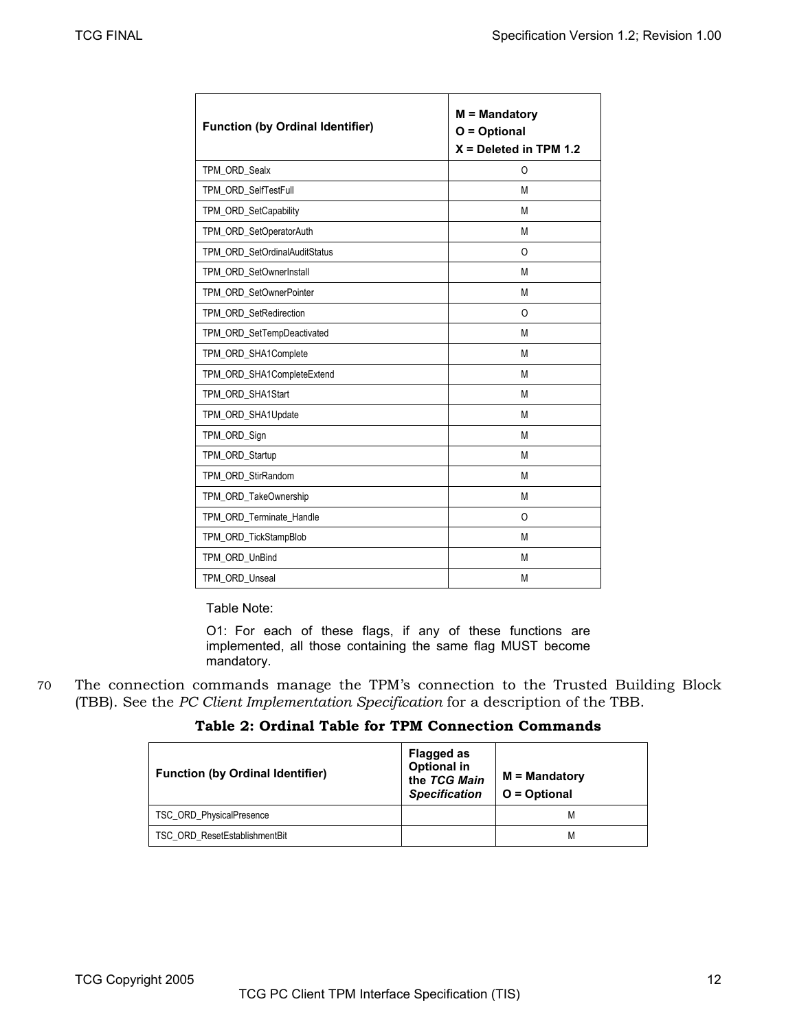| Function (by Ordinal Identifier) | M = Mandatory<br>O = Optional<br>X = Deleted in TPM 1.2 |
|---|---|
| TPM_ORD_Sealx | O |
| TPM_ORD_SelfTestFull | M |
| TPM_ORD_SetCapability | M |
| TPM_ORD_SetOperatorAuth | M |
| TPM_ORD_SetOrdinalAuditStatus | O |
| TPM_ORD_SetOwnerInstall | M |
| TPM_ORD_SetOwnerPointer | M |
| TPM_ORD_SetRedirection | O |
| TPM_ORD_SetTempDeactivated | M |
| TPM_ORD_SHA1Complete | M |
| TPM_ORD_SHA1CompleteExtend | M |
| TPM_ORD_SHA1Start | M |
| TPM_ORD_SHA1Update | M |
| TPM_ORD_Sign | M |
| TPM_ORD_Startup | M |
| TPM_ORD_StirRandom | M |
| TPM_ORD_TakeOwnership | M |
| TPM_ORD_Terminate_Handle | O |
| TPM_ORD_TickStampBlob | M |
| TPM_ORD_UnBind | M |
| TPM_ORD_Unseal | M |

Table Note:

O1: For each of these flags, if any of these functions are implemented, all those containing the same flag MUST become mandatory.

The connection commands manage the TPM's connection to the Trusted Building Block (TBB). See the *PC Client Implementation Specification* for a description of the TBB.

**Table 2: Ordinal Table for TPM Connection Commands**

| Function (by Ordinal Identifier) | Flagged as Optional in the *TCG Main Specification* | M = Mandatory<br>O = Optional |
|---|---|---|
| TSC_ORD_PhysicalPresence | | M |
| TSC_ORD_ResetEstablishmentBit | | M |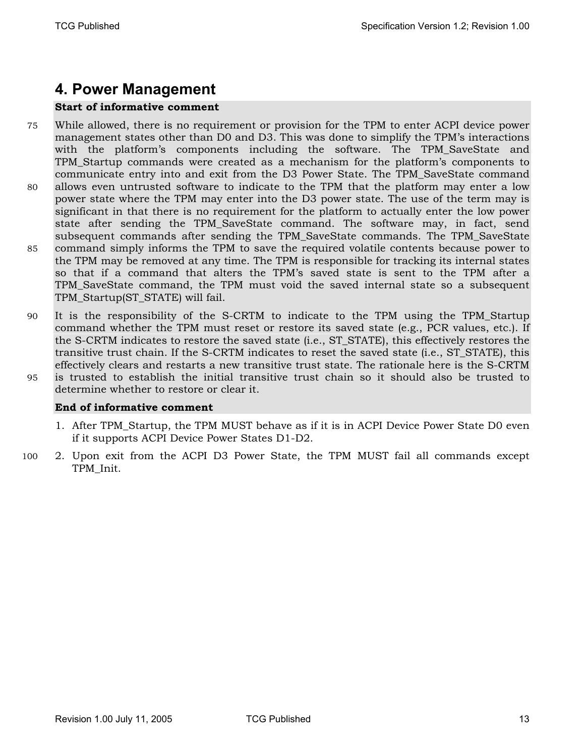# 4. Power Management

**Start of informative comment**

While allowed, there is no requirement or provision for the TPM to enter ACPI device power management states other than D0 and D3. This was done to simplify the TPM's interactions with the platform's components including the software. The TPM_SaveState and TPM_Startup commands were created as a mechanism for the platform's components to communicate entry into and exit from the D3 Power State. The TPM_SaveState command allows even untrusted software to indicate to the TPM that the platform may enter a low power state where the TPM may enter into the D3 power state. The use of the term may is significant in that there is no requirement for the platform to actually enter the low power state after sending the TPM_SaveState command. The software may, in fact, send subsequent commands after sending the TPM_SaveState commands. The TPM_SaveState command simply informs the TPM to save the required volatile contents because power to the TPM may be removed at any time. The TPM is responsible for tracking its internal states so that if a command that alters the TPM's saved state is sent to the TPM after a TPM_SaveState command, the TPM must void the saved internal state so a subsequent TPM_Startup(ST_STATE) will fail.

It is the responsibility of the S-CRTM to indicate to the TPM using the TPM_Startup command whether the TPM must reset or restore its saved state (e.g., PCR values, etc.). If the S-CRTM indicates to restore the saved state (i.e., ST_STATE), this effectively restores the transitive trust chain. If the S-CRTM indicates to reset the saved state (i.e., ST_STATE), this effectively clears and restarts a new transitive trust state. The rationale here is the S-CRTM is trusted to establish the initial transitive trust chain so it should also be trusted to determine whether to restore or clear it.

**End of informative comment**

1. After TPM_Startup, the TPM MUST behave as if it is in ACPI Device Power State D0 even if it supports ACPI Device Power States D1-D2.
2. Upon exit from the ACPI D3 Power State, the TPM MUST fail all commands except TPM_Init.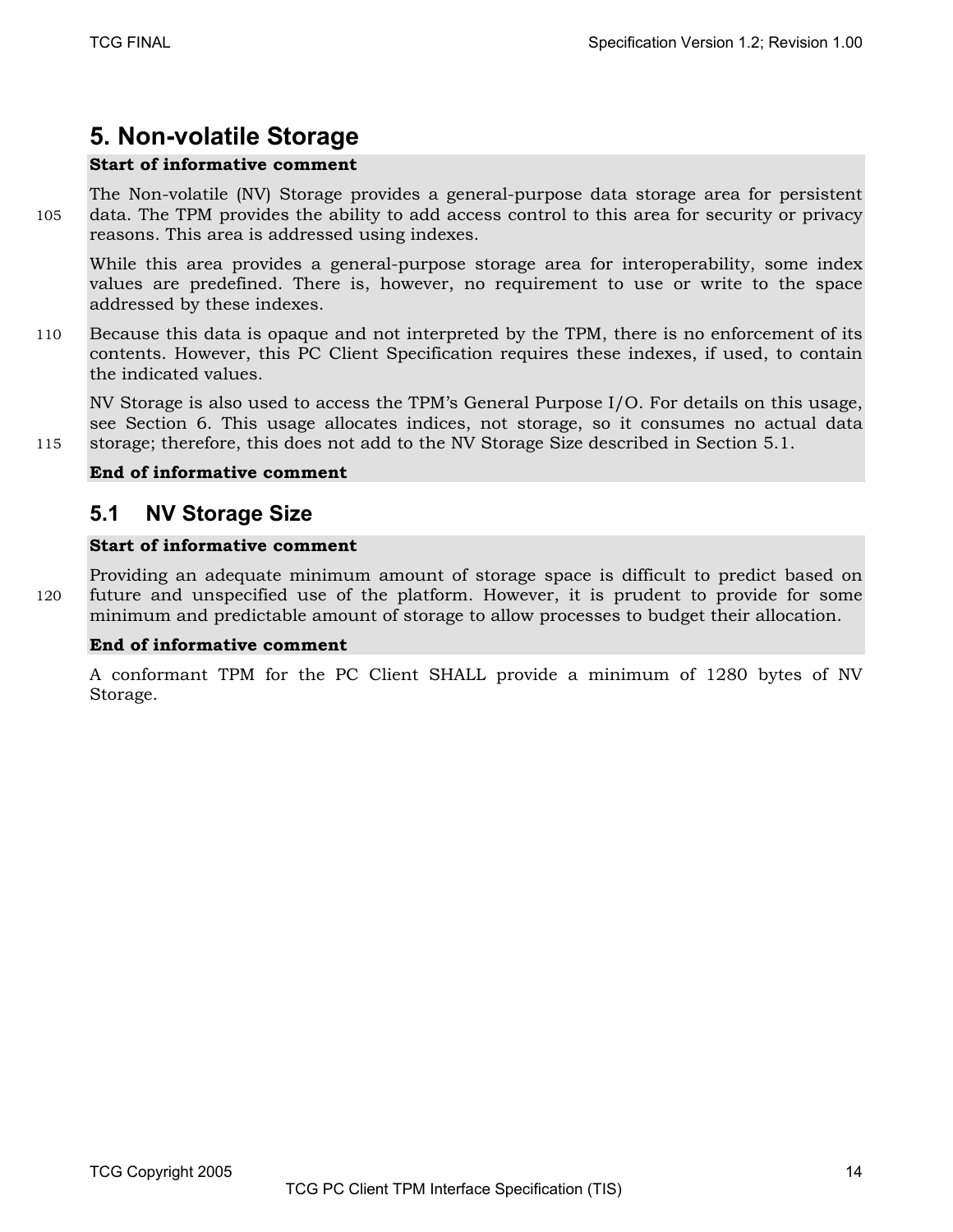# 5. Non-volatile Storage

**Start of informative comment**

The Non-volatile (NV) Storage provides a general-purpose data storage area for persistent data. The TPM provides the ability to add access control to this area for security or privacy reasons. This area is addressed using indexes.

While this area provides a general-purpose storage area for interoperability, some index values are predefined. There is, however, no requirement to use or write to the space addressed by these indexes.

Because this data is opaque and not interpreted by the TPM, there is no enforcement of its contents. However, this PC Client Specification requires these indexes, if used, to contain the indicated values.

NV Storage is also used to access the TPM's General Purpose I/O. For details on this usage, see Section 6. This usage allocates indices, not storage, so it consumes no actual data storage; therefore, this does not add to the NV Storage Size described in Section 5.1.

**End of informative comment**

## 5.1 NV Storage Size

**Start of informative comment**

Providing an adequate minimum amount of storage space is difficult to predict based on future and unspecified use of the platform. However, it is prudent to provide for some minimum and predictable amount of storage to allow processes to budget their allocation.

**End of informative comment**

A conformant TPM for the PC Client SHALL provide a minimum of 1280 bytes of NV Storage.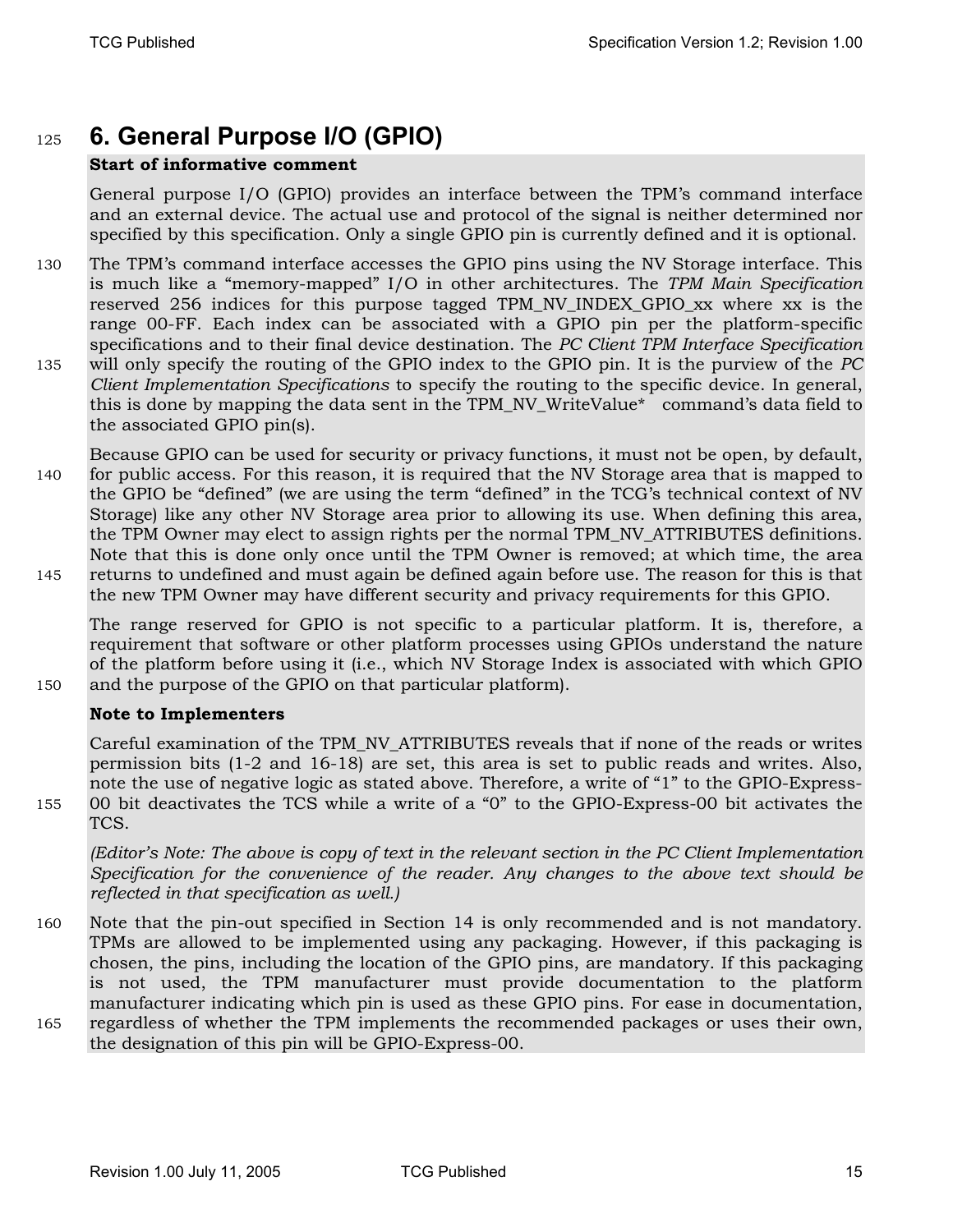# 6. General Purpose I/O (GPIO)

**Start of informative comment**

General purpose I/O (GPIO) provides an interface between the TPM's command interface and an external device. The actual use and protocol of the signal is neither determined nor specified by this specification. Only a single GPIO pin is currently defined and it is optional.

The TPM's command interface accesses the GPIO pins using the NV Storage interface. This is much like a "memory-mapped" I/O in other architectures. The *TPM Main Specification* reserved 256 indices for this purpose tagged TPM_NV_INDEX_GPIO_xx where xx is the range 00-FF. Each index can be associated with a GPIO pin per the platform-specific specifications and to their final device destination. The *PC Client TPM Interface Specification* will only specify the routing of the GPIO index to the GPIO pin. It is the purview of the *PC Client Implementation Specifications* to specify the routing to the specific device. In general, this is done by mapping the data sent in the TPM_NV_WriteValue* command's data field to the associated GPIO pin(s).

Because GPIO can be used for security or privacy functions, it must not be open, by default, for public access. For this reason, it is required that the NV Storage area that is mapped to the GPIO be "defined" (we are using the term "defined" in the TCG's technical context of NV Storage) like any other NV Storage area prior to allowing its use. When defining this area, the TPM Owner may elect to assign rights per the normal TPM_NV_ATTRIBUTES definitions. Note that this is done only once until the TPM Owner is removed; at which time, the area returns to undefined and must again be defined again before use. The reason for this is that the new TPM Owner may have different security and privacy requirements for this GPIO.

The range reserved for GPIO is not specific to a particular platform. It is, therefore, a requirement that software or other platform processes using GPIOs understand the nature of the platform before using it (i.e., which NV Storage Index is associated with which GPIO and the purpose of the GPIO on that particular platform).

**Note to Implementers**

Careful examination of the TPM_NV_ATTRIBUTES reveals that if none of the reads or writes permission bits (1-2 and 16-18) are set, this area is set to public reads and writes. Also, note the use of negative logic as stated above. Therefore, a write of "1" to the GPIO-Express-00 bit deactivates the TCS while a write of a "0" to the GPIO-Express-00 bit activates the TCS.

*(Editor's Note: The above is copy of text in the relevant section in the PC Client Implementation Specification for the convenience of the reader. Any changes to the above text should be reflected in that specification as well.)*

Note that the pin-out specified in Section 14 is only recommended and is not mandatory. TPMs are allowed to be implemented using any packaging. However, if this packaging is chosen, the pins, including the location of the GPIO pins, are mandatory. If this packaging is not used, the TPM manufacturer must provide documentation to the platform manufacturer indicating which pin is used as these GPIO pins. For ease in documentation, regardless of whether the TPM implements the recommended packages or uses their own, the designation of this pin will be GPIO-Express-00.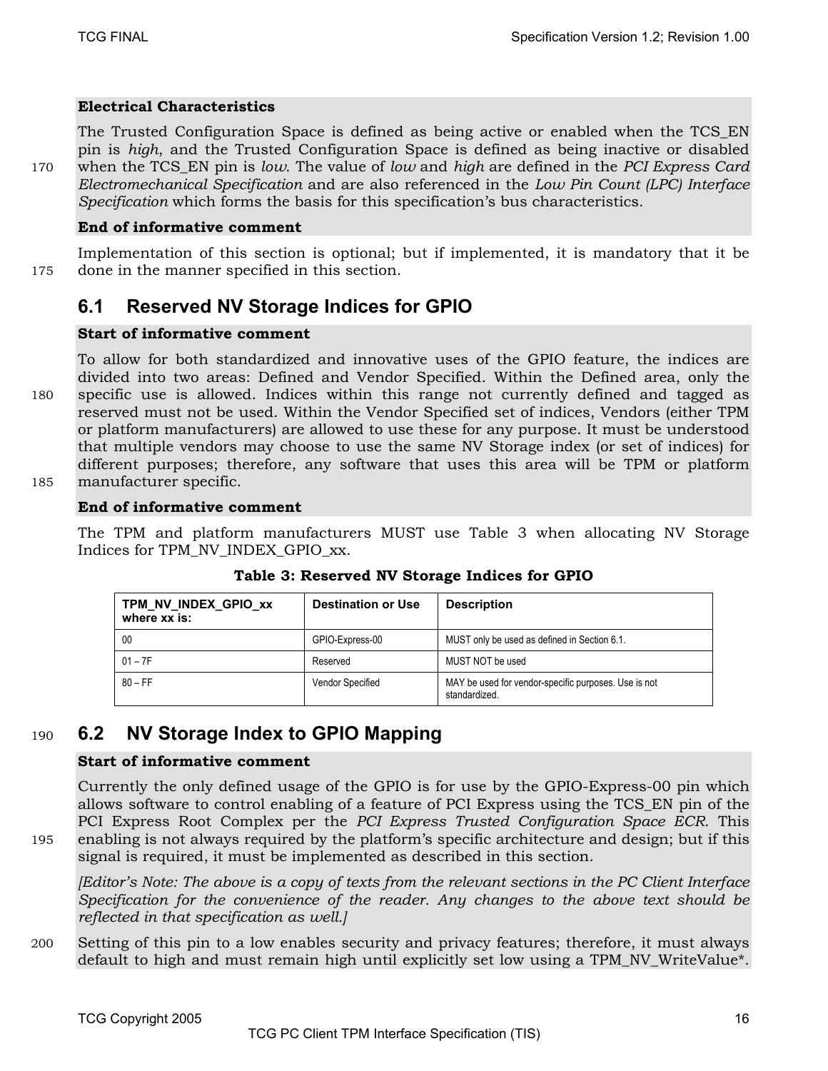**Electrical Characteristics**

The Trusted Configuration Space is defined as being active or enabled when the TCS_EN pin is *high*, and the Trusted Configuration Space is defined as being inactive or disabled when the TCS_EN pin is *low*. The value of *low* and *high* are defined in the *PCI Express Card Electromechanical Specification* and are also referenced in the *Low Pin Count (LPC) Interface Specification* which forms the basis for this specification's bus characteristics.

**End of informative comment**

Implementation of this section is optional; but if implemented, it is mandatory that it be done in the manner specified in this section.

## 6.1 Reserved NV Storage Indices for GPIO

**Start of informative comment**

To allow for both standardized and innovative uses of the GPIO feature, the indices are divided into two areas: Defined and Vendor Specified. Within the Defined area, only the specific use is allowed. Indices within this range not currently defined and tagged as reserved must not be used. Within the Vendor Specified set of indices, Vendors (either TPM or platform manufacturers) are allowed to use these for any purpose. It must be understood that multiple vendors may choose to use the same NV Storage index (or set of indices) for different purposes; therefore, any software that uses this area will be TPM or platform manufacturer specific.

**End of informative comment**

The TPM and platform manufacturers MUST use Table 3 when allocating NV Storage Indices for TPM_NV_INDEX_GPIO_xx.

**Table 3: Reserved NV Storage Indices for GPIO**

| TPM_NV_INDEX_GPIO_xx where xx is: | Destination or Use | Description |
|---|---|---|
| 00 | GPIO-Express-00 | MUST only be used as defined in Section 6.1. |
| 01 – 7F | Reserved | MUST NOT be used |
| 80 – FF | Vendor Specified | MAY be used for vendor-specific purposes. Use is not standardized. |

## 6.2 NV Storage Index to GPIO Mapping

**Start of informative comment**

Currently the only defined usage of the GPIO is for use by the GPIO-Express-00 pin which allows software to control enabling of a feature of PCI Express using the TCS_EN pin of the PCI Express Root Complex per the *PCI Express Trusted Configuration Space ECR*. This enabling is not always required by the platform's specific architecture and design; but if this signal is required, it must be implemented as described in this section.

*[Editor's Note: The above is a copy of texts from the relevant sections in the PC Client Interface Specification for the convenience of the reader. Any changes to the above text should be reflected in that specification as well.]*

Setting of this pin to a low enables security and privacy features; therefore, it must always default to high and must remain high until explicitly set low using a TPM_NV_WriteValue*.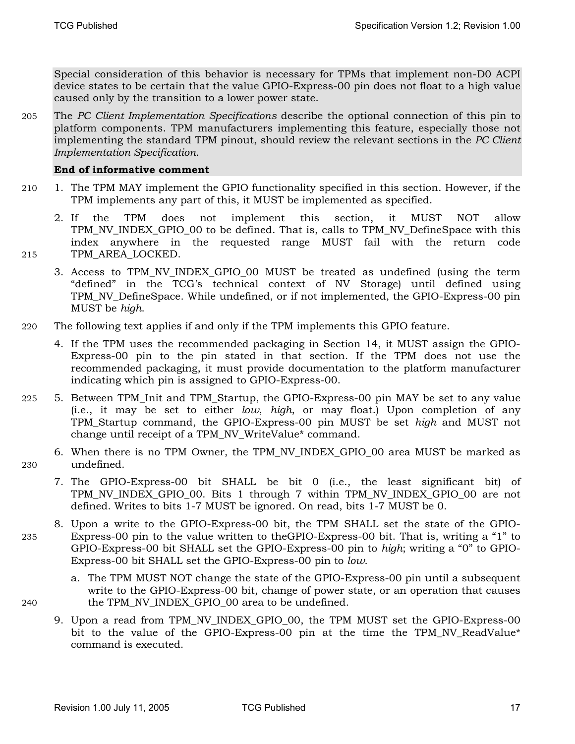Special consideration of this behavior is necessary for TPMs that implement non-D0 ACPI device states to be certain that the value GPIO-Express-00 pin does not float to a high value caused only by the transition to a lower power state.

The *PC Client Implementation Specifications* describe the optional connection of this pin to platform components. TPM manufacturers implementing this feature, especially those not implementing the standard TPM pinout, should review the relevant sections in the *PC Client Implementation Specification*.

**End of informative comment**

1. The TPM MAY implement the GPIO functionality specified in this section. However, if the TPM implements any part of this, it MUST be implemented as specified.
2. If the TPM does not implement this section, it MUST NOT allow TPM_NV_INDEX_GPIO_00 to be defined. That is, calls to TPM_NV_DefineSpace with this index anywhere in the requested range MUST fail with the return code TPM_AREA_LOCKED.
3. Access to TPM_NV_INDEX_GPIO_00 MUST be treated as undefined (using the term "defined" in the TCG's technical context of NV Storage) until defined using TPM_NV_DefineSpace. While undefined, or if not implemented, the GPIO-Express-00 pin MUST be *high*.

The following text applies if and only if the TPM implements this GPIO feature.

4. If the TPM uses the recommended packaging in Section 14, it MUST assign the GPIO-Express-00 pin to the pin stated in that section. If the TPM does not use the recommended packaging, it must provide documentation to the platform manufacturer indicating which pin is assigned to GPIO-Express-00.
5. Between TPM_Init and TPM_Startup, the GPIO-Express-00 pin MAY be set to any value (i.e., it may be set to either *low*, *high*, or may float.) Upon completion of any TPM_Startup command, the GPIO-Express-00 pin MUST be set *high* and MUST not change until receipt of a TPM_NV_WriteValue* command.
6. When there is no TPM Owner, the TPM_NV_INDEX_GPIO_00 area MUST be marked as undefined.
7. The GPIO-Express-00 bit SHALL be bit 0 (i.e., the least significant bit) of TPM_NV_INDEX_GPIO_00. Bits 1 through 7 within TPM_NV_INDEX_GPIO_00 are not defined. Writes to bits 1-7 MUST be ignored. On read, bits 1-7 MUST be 0.
8. Upon a write to the GPIO-Express-00 bit, the TPM SHALL set the state of the GPIO-Express-00 pin to the value written to theGPIO-Express-00 bit. That is, writing a "1" to GPIO-Express-00 bit SHALL set the GPIO-Express-00 pin to *high*; writing a "0" to GPIO-Express-00 bit SHALL set the GPIO-Express-00 pin to *low*.
   a. The TPM MUST NOT change the state of the GPIO-Express-00 pin until a subsequent write to the GPIO-Express-00 bit, change of power state, or an operation that causes the TPM_NV_INDEX_GPIO_00 area to be undefined.
9. Upon a read from TPM_NV_INDEX_GPIO_00, the TPM MUST set the GPIO-Express-00 bit to the value of the GPIO-Express-00 pin at the time the TPM_NV_ReadValue* command is executed.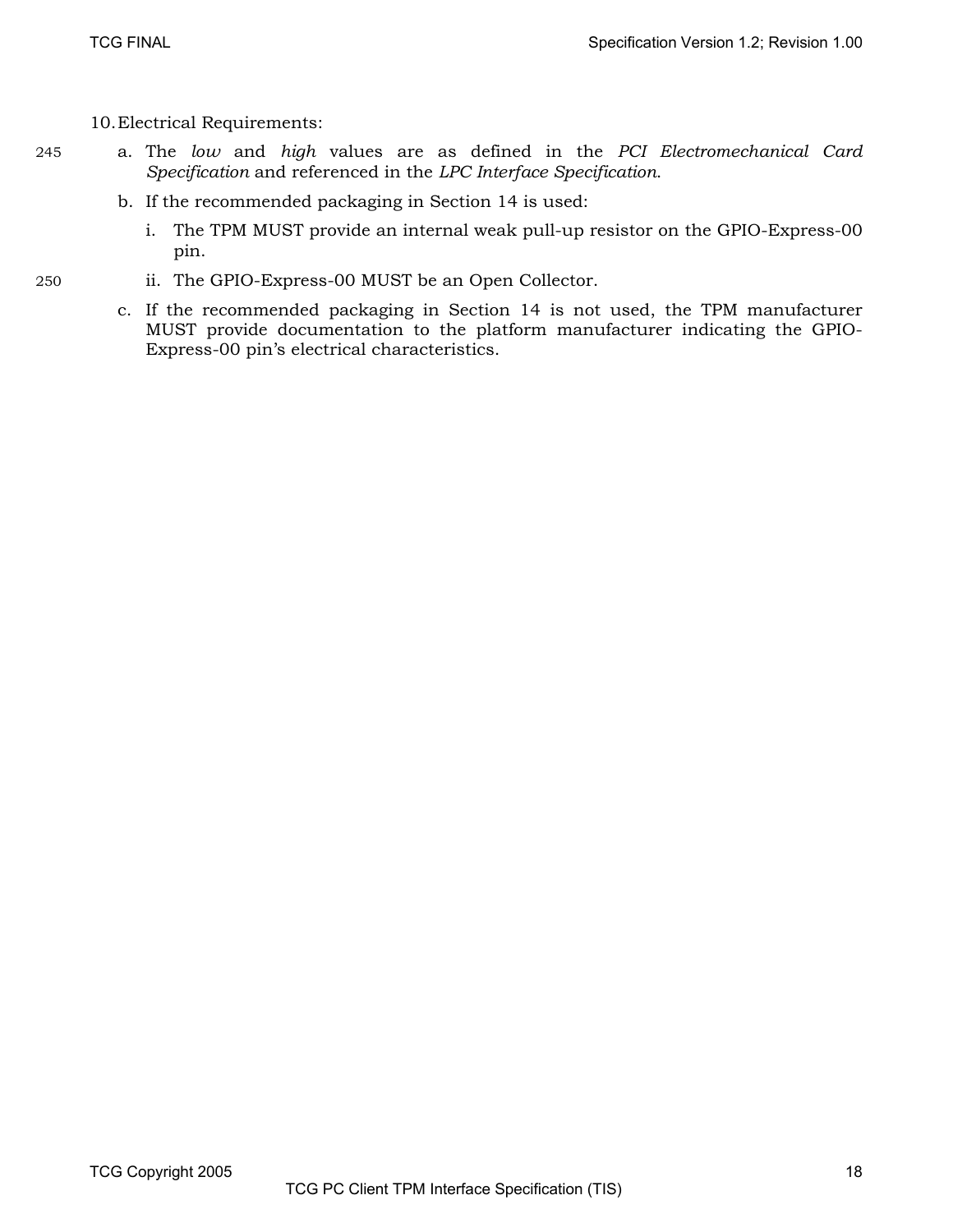10. Electrical Requirements:

    a. The *low* and *high* values are as defined in the *PCI Electromechanical Card Specification* and referenced in the *LPC Interface Specification*.

    b. If the recommended packaging in Section 14 is used:

        i. The TPM MUST provide an internal weak pull-up resistor on the GPIO-Express-00 pin.

        ii. The GPIO-Express-00 MUST be an Open Collector.

    c. If the recommended packaging in Section 14 is not used, the TPM manufacturer MUST provide documentation to the platform manufacturer indicating the GPIO-Express-00 pin's electrical characteristics.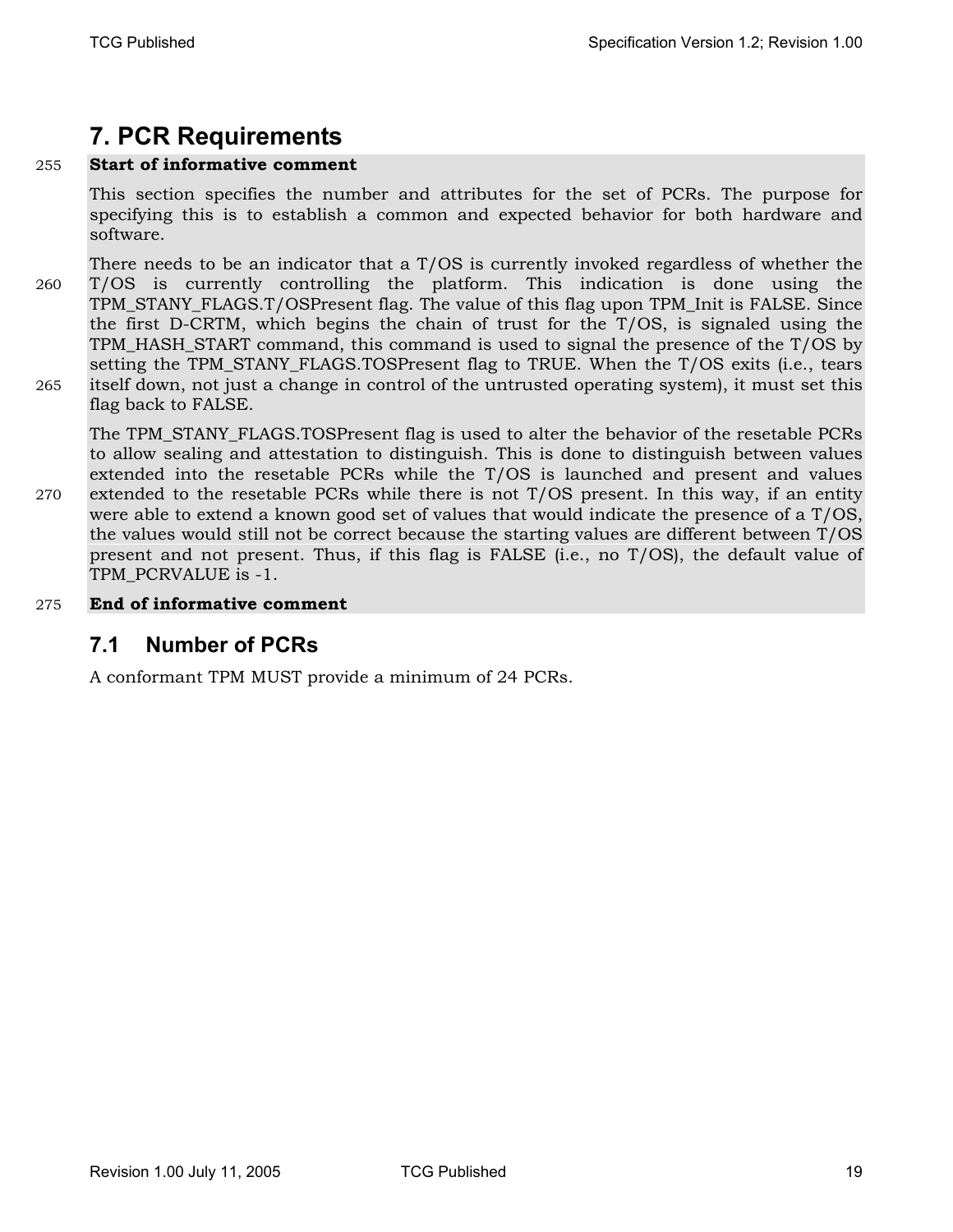# 7. PCR Requirements

**Start of informative comment**

This section specifies the number and attributes for the set of PCRs. The purpose for specifying this is to establish a common and expected behavior for both hardware and software.

There needs to be an indicator that a T/OS is currently invoked regardless of whether the T/OS is currently controlling the platform. This indication is done using the TPM_STANY_FLAGS.T/OSPresent flag. The value of this flag upon TPM_Init is FALSE. Since the first D-CRTM, which begins the chain of trust for the T/OS, is signaled using the TPM_HASH_START command, this command is used to signal the presence of the T/OS by setting the TPM_STANY_FLAGS.TOSPresent flag to TRUE. When the T/OS exits (i.e., tears itself down, not just a change in control of the untrusted operating system), it must set this flag back to FALSE.

The TPM_STANY_FLAGS.TOSPresent flag is used to alter the behavior of the resetable PCRs to allow sealing and attestation to distinguish. This is done to distinguish between values extended into the resetable PCRs while the T/OS is launched and present and values extended to the resetable PCRs while there is not T/OS present. In this way, if an entity were able to extend a known good set of values that would indicate the presence of a T/OS, the values would still not be correct because the starting values are different between T/OS present and not present. Thus, if this flag is FALSE (i.e., no T/OS), the default value of TPM_PCRVALUE is -1.

**End of informative comment**

## 7.1 Number of PCRs

A conformant TPM MUST provide a minimum of 24 PCRs.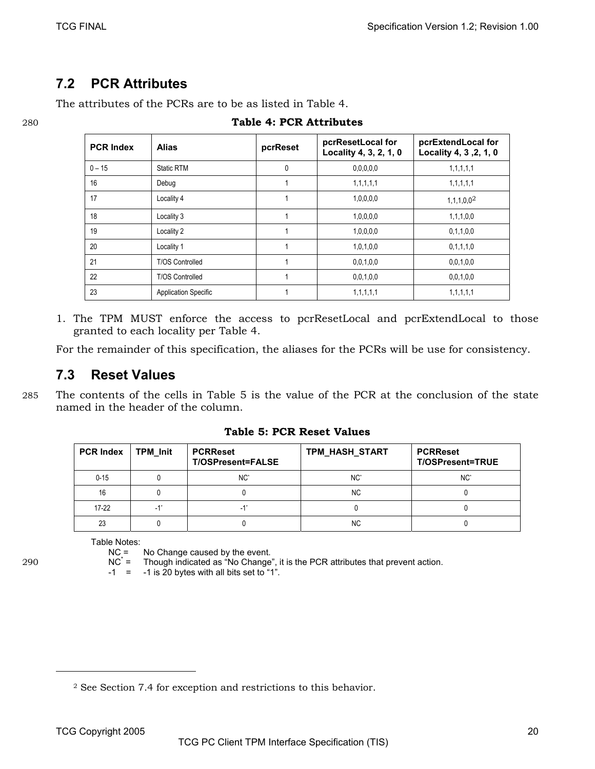## 7.2 PCR Attributes

The attributes of the PCRs are to be as listed in Table 4.

**Table 4: PCR Attributes**

| PCR Index | Alias | pcrReset | pcrResetLocal for Locality 4, 3, 2, 1, 0 | pcrExtendLocal for Locality 4, 3 ,2, 1, 0 |
|---|---|---|---|---|
| 0 – 15 | Static RTM | 0 | 0,0,0,0,0 | 1,1,1,1,1 |
| 16 | Debug | 1 | 1,1,1,1,1 | 1,1,1,1,1 |
| 17 | Locality 4 | 1 | 1,0,0,0,0 | 1,1,1,0,0[2] |
| 18 | Locality 3 | 1 | 1,0,0,0,0 | 1,1,1,0,0 |
| 19 | Locality 2 | 1 | 1,0,0,0,0 | 0,1,1,0,0 |
| 20 | Locality 1 | 1 | 1,0,1,0,0 | 0,1,1,1,0 |
| 21 | T/OS Controlled | 1 | 0,0,1,0,0 | 0,0,1,0,0 |
| 22 | T/OS Controlled | 1 | 0,0,1,0,0 | 0,0,1,0,0 |
| 23 | Application Specific | 1 | 1,1,1,1,1 | 1,1,1,1,1 |

1. The TPM MUST enforce the access to pcrResetLocal and pcrExtendLocal to those granted to each locality per Table 4.

For the remainder of this specification, the aliases for the PCRs will be use for consistency.

## 7.3 Reset Values

The contents of the cells in Table 5 is the value of the PCR at the conclusion of the state named in the header of the column.

**Table 5: PCR Reset Values**

| PCR Index | TPM_Init | PCRReset T/OSPresent=FALSE | TPM_HASH_START | PCRReset T/OSPresent=TRUE |
|---|---|---|---|---|
| 0-15 | 0 | NC* | NC* | NC* |
| 16 | 0 | 0 | NC | 0 |
| 17-22 | -1* | -1* | 0 | 0 |
| 23 | 0 | 0 | NC | 0 |

Table Notes:

NC = No Change caused by the event.

NC* = Though indicated as "No Change", it is the PCR attributes that prevent action.

-1 = -1 is 20 bytes with all bits set to "1".

[2] See Section 7.4 for exception and restrictions to this behavior.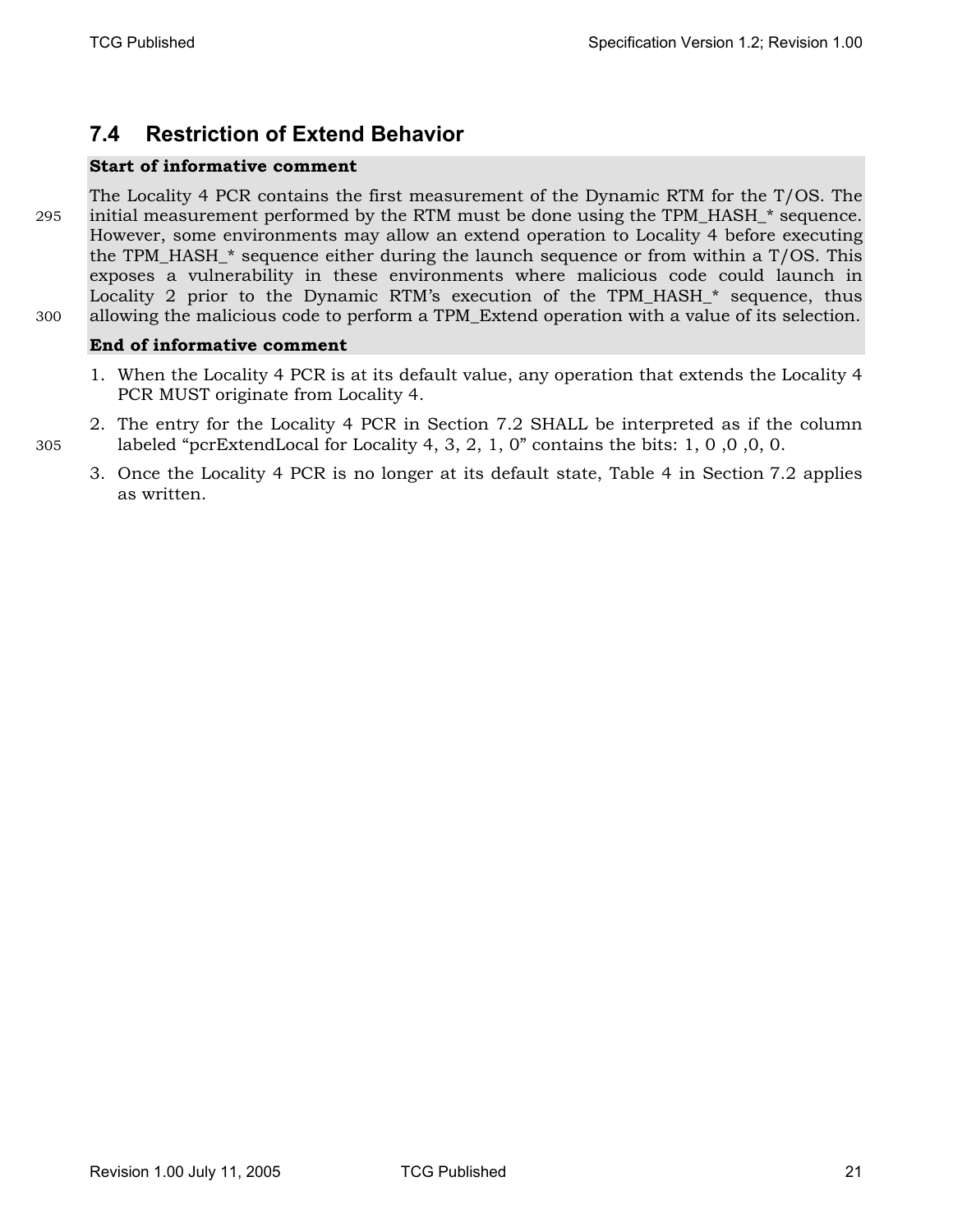## 7.4 Restriction of Extend Behavior

**Start of informative comment**

The Locality 4 PCR contains the first measurement of the Dynamic RTM for the T/OS. The initial measurement performed by the RTM must be done using the TPM_HASH_* sequence. However, some environments may allow an extend operation to Locality 4 before executing the TPM_HASH_* sequence either during the launch sequence or from within a T/OS. This exposes a vulnerability in these environments where malicious code could launch in Locality 2 prior to the Dynamic RTM's execution of the TPM_HASH_* sequence, thus allowing the malicious code to perform a TPM_Extend operation with a value of its selection.

**End of informative comment**

1. When the Locality 4 PCR is at its default value, any operation that extends the Locality 4 PCR MUST originate from Locality 4.
2. The entry for the Locality 4 PCR in Section 7.2 SHALL be interpreted as if the column labeled "pcrExtendLocal for Locality 4, 3, 2, 1, 0" contains the bits: 1, 0 ,0 ,0, 0.
3. Once the Locality 4 PCR is no longer at its default state, Table 4 in Section 7.2 applies as written.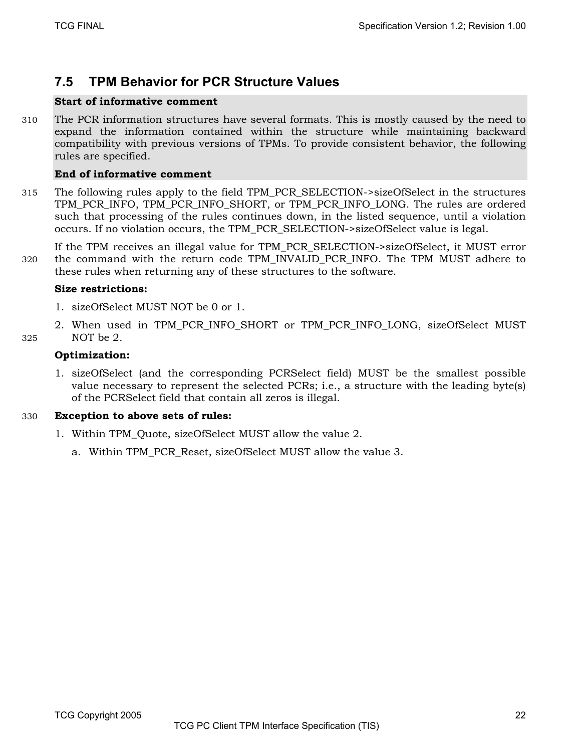## 7.5 TPM Behavior for PCR Structure Values

**Start of informative comment**

The PCR information structures have several formats. This is mostly caused by the need to expand the information contained within the structure while maintaining backward compatibility with previous versions of TPMs. To provide consistent behavior, the following rules are specified.

**End of informative comment**

The following rules apply to the field TPM_PCR_SELECTION->sizeOfSelect in the structures TPM_PCR_INFO, TPM_PCR_INFO_SHORT, or TPM_PCR_INFO_LONG. The rules are ordered such that processing of the rules continues down, in the listed sequence, until a violation occurs. If no violation occurs, the TPM_PCR_SELECTION->sizeOfSelect value is legal.

If the TPM receives an illegal value for TPM_PCR_SELECTION->sizeOfSelect, it MUST error the command with the return code TPM_INVALID_PCR_INFO. The TPM MUST adhere to these rules when returning any of these structures to the software.

**Size restrictions:**

1. sizeOfSelect MUST NOT be 0 or 1.
2. When used in TPM_PCR_INFO_SHORT or TPM_PCR_INFO_LONG, sizeOfSelect MUST NOT be 2.

**Optimization:**

1. sizeOfSelect (and the corresponding PCRSelect field) MUST be the smallest possible value necessary to represent the selected PCRs; i.e., a structure with the leading byte(s) of the PCRSelect field that contain all zeros is illegal.

**Exception to above sets of rules:**

1. Within TPM_Quote, sizeOfSelect MUST allow the value 2.
   a. Within TPM_PCR_Reset, sizeOfSelect MUST allow the value 3.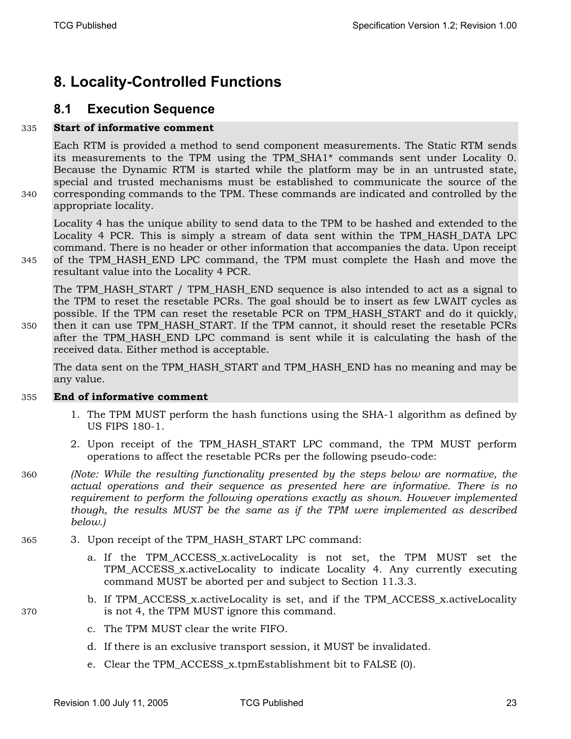# 8. Locality-Controlled Functions

## 8.1 Execution Sequence

**Start of informative comment**

Each RTM is provided a method to send component measurements. The Static RTM sends its measurements to the TPM using the TPM_SHA1* commands sent under Locality 0. Because the Dynamic RTM is started while the platform may be in an untrusted state, special and trusted mechanisms must be established to communicate the source of the corresponding commands to the TPM. These commands are indicated and controlled by the appropriate locality.

Locality 4 has the unique ability to send data to the TPM to be hashed and extended to the Locality 4 PCR. This is simply a stream of data sent within the TPM_HASH_DATA LPC command. There is no header or other information that accompanies the data. Upon receipt of the TPM_HASH_END LPC command, the TPM must complete the Hash and move the resultant value into the Locality 4 PCR.

The TPM_HASH_START / TPM_HASH_END sequence is also intended to act as a signal to the TPM to reset the resetable PCRs. The goal should be to insert as few LWAIT cycles as possible. If the TPM can reset the resetable PCR on TPM_HASH_START and do it quickly, then it can use TPM_HASH_START. If the TPM cannot, it should reset the resetable PCRs after the TPM_HASH_END LPC command is sent while it is calculating the hash of the received data. Either method is acceptable.

The data sent on the TPM_HASH_START and TPM_HASH_END has no meaning and may be any value.

**End of informative comment**

1. The TPM MUST perform the hash functions using the SHA-1 algorithm as defined by US FIPS 180-1.
2. Upon receipt of the TPM_HASH_START LPC command, the TPM MUST perform operations to affect the resetable PCRs per the following pseudo-code:

*(Note: While the resulting functionality presented by the steps below are normative, the actual operations and their sequence as presented here are informative. There is no requirement to perform the following operations exactly as shown. However implemented though, the results MUST be the same as if the TPM were implemented as described below.)*

3. Upon receipt of the TPM_HASH_START LPC command:
   a. If the TPM_ACCESS_x.activeLocality is not set, the TPM MUST set the TPM_ACCESS_x.activeLocality to indicate Locality 4. Any currently executing command MUST be aborted per and subject to Section 11.3.3.
   b. If TPM_ACCESS_x.activeLocality is set, and if the TPM_ACCESS_x.activeLocality is not 4, the TPM MUST ignore this command.
   c. The TPM MUST clear the write FIFO.
   d. If there is an exclusive transport session, it MUST be invalidated.
   e. Clear the TPM_ACCESS_x.tpmEstablishment bit to FALSE (0).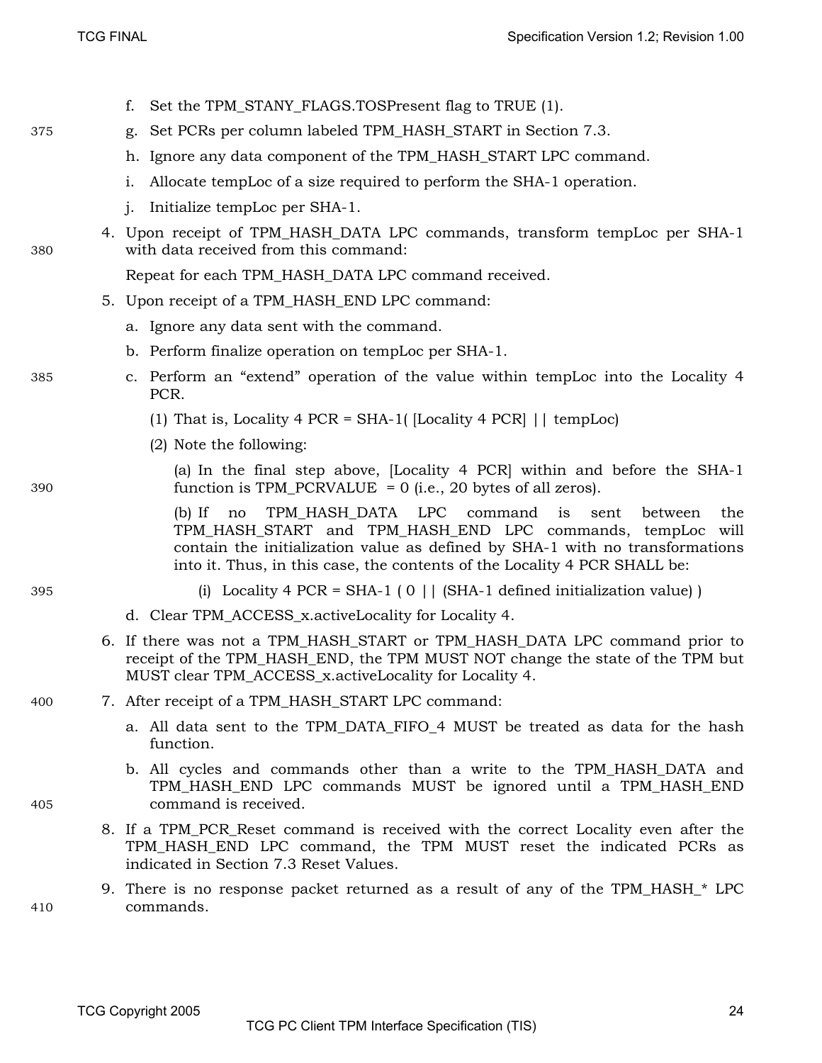f. Set the TPM_STANY_FLAGS.TOSPresent flag to TRUE (1).
   g. Set PCRs per column labeled TPM_HASH_START in Section 7.3.
   h. Ignore any data component of the TPM_HASH_START LPC command.
   i. Allocate tempLoc of a size required to perform the SHA-1 operation.
   j. Initialize tempLoc per SHA-1.

4. Upon receipt of TPM_HASH_DATA LPC commands, transform tempLoc per SHA-1 with data received from this command:

   Repeat for each TPM_HASH_DATA LPC command received.

5. Upon receipt of a TPM_HASH_END LPC command:
   a. Ignore any data sent with the command.
   b. Perform finalize operation on tempLoc per SHA-1.
   c. Perform an "extend" operation of the value within tempLoc into the Locality 4 PCR.
      (1) That is, Locality 4 PCR = SHA-1( [Locality 4 PCR] || tempLoc)
      (2) Note the following:

         (a) In the final step above, [Locality 4 PCR] within and before the SHA-1 function is TPM_PCRVALUE = 0 (i.e., 20 bytes of all zeros).

         (b) If no TPM_HASH_DATA LPC command is sent between the TPM_HASH_START and TPM_HASH_END LPC commands, tempLoc will contain the initialization value as defined by SHA-1 with no transformations into it. Thus, in this case, the contents of the Locality 4 PCR SHALL be:

            (i) Locality 4 PCR = SHA-1 ( 0 || (SHA-1 defined initialization value) )
   d. Clear TPM_ACCESS_x.activeLocality for Locality 4.

6. If there was not a TPM_HASH_START or TPM_HASH_DATA LPC command prior to receipt of the TPM_HASH_END, the TPM MUST NOT change the state of the TPM but MUST clear TPM_ACCESS_x.activeLocality for Locality 4.

7. After receipt of a TPM_HASH_START LPC command:
   a. All data sent to the TPM_DATA_FIFO_4 MUST be treated as data for the hash function.
   b. All cycles and commands other than a write to the TPM_HASH_DATA and TPM_HASH_END LPC commands MUST be ignored until a TPM_HASH_END command is received.

8. If a TPM_PCR_Reset command is received with the correct Locality even after the TPM_HASH_END LPC command, the TPM MUST reset the indicated PCRs as indicated in Section 7.3 Reset Values.

9. There is no response packet returned as a result of any of the TPM_HASH_* LPC commands.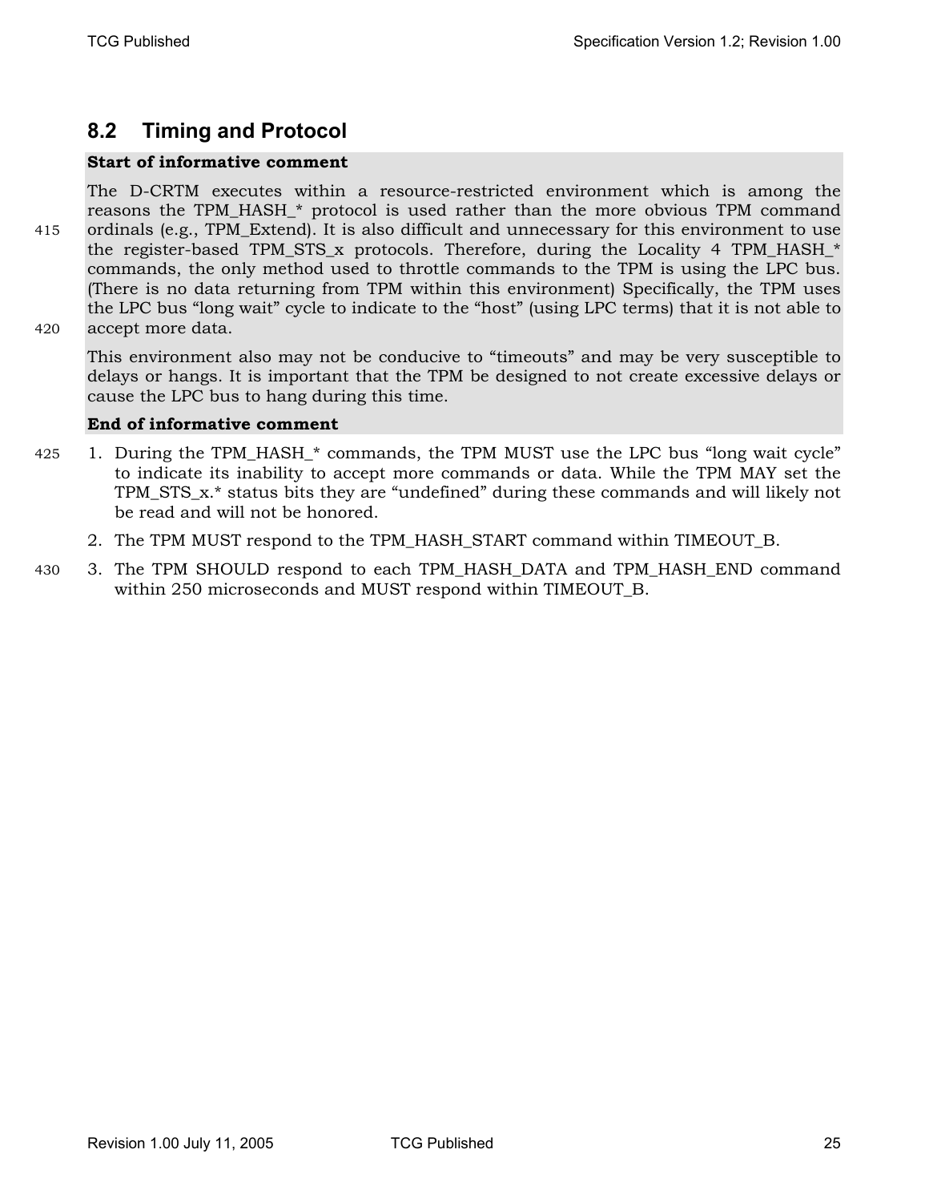## 8.2 Timing and Protocol

**Start of informative comment**

The D-CRTM executes within a resource-restricted environment which is among the reasons the TPM_HASH_* protocol is used rather than the more obvious TPM command ordinals (e.g., TPM_Extend). It is also difficult and unnecessary for this environment to use the register-based TPM_STS_x protocols. Therefore, during the Locality 4 TPM_HASH_* commands, the only method used to throttle commands to the TPM is using the LPC bus. (There is no data returning from TPM within this environment) Specifically, the TPM uses the LPC bus "long wait" cycle to indicate to the "host" (using LPC terms) that it is not able to accept more data.

This environment also may not be conducive to "timeouts" and may be very susceptible to delays or hangs. It is important that the TPM be designed to not create excessive delays or cause the LPC bus to hang during this time.

**End of informative comment**

1. During the TPM_HASH_* commands, the TPM MUST use the LPC bus "long wait cycle" to indicate its inability to accept more commands or data. While the TPM MAY set the TPM_STS_x.* status bits they are "undefined" during these commands and will likely not be read and will not be honored.
2. The TPM MUST respond to the TPM_HASH_START command within TIMEOUT_B.
3. The TPM SHOULD respond to each TPM_HASH_DATA and TPM_HASH_END command within 250 microseconds and MUST respond within TIMEOUT_B.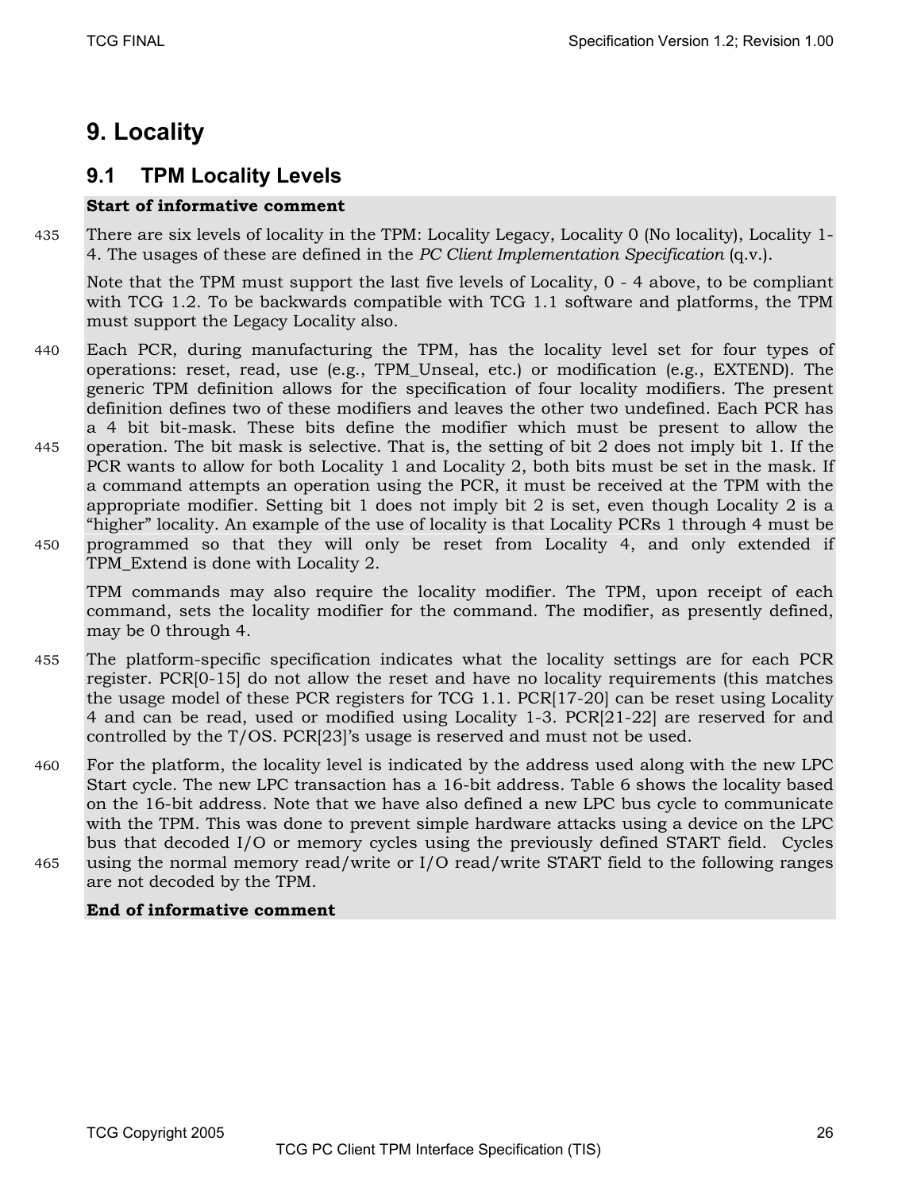# 9. Locality

## 9.1 TPM Locality Levels

**Start of informative comment**

There are six levels of locality in the TPM: Locality Legacy, Locality 0 (No locality), Locality 1-4. The usages of these are defined in the *PC Client Implementation Specification* (q.v.).

Note that the TPM must support the last five levels of Locality, 0 - 4 above, to be compliant with TCG 1.2. To be backwards compatible with TCG 1.1 software and platforms, the TPM must support the Legacy Locality also.

Each PCR, during manufacturing the TPM, has the locality level set for four types of operations: reset, read, use (e.g., TPM_Unseal, etc.) or modification (e.g., EXTEND). The generic TPM definition allows for the specification of four locality modifiers. The present definition defines two of these modifiers and leaves the other two undefined. Each PCR has a 4 bit bit-mask. These bits define the modifier which must be present to allow the operation. The bit mask is selective. That is, the setting of bit 2 does not imply bit 1. If the PCR wants to allow for both Locality 1 and Locality 2, both bits must be set in the mask. If a command attempts an operation using the PCR, it must be received at the TPM with the appropriate modifier. Setting bit 1 does not imply bit 2 is set, even though Locality 2 is a "higher" locality. An example of the use of locality is that Locality PCRs 1 through 4 must be programmed so that they will only be reset from Locality 4, and only extended if TPM_Extend is done with Locality 2.

TPM commands may also require the locality modifier. The TPM, upon receipt of each command, sets the locality modifier for the command. The modifier, as presently defined, may be 0 through 4.

The platform-specific specification indicates what the locality settings are for each PCR register. PCR[0-15] do not allow the reset and have no locality requirements (this matches the usage model of these PCR registers for TCG 1.1. PCR[17-20] can be reset using Locality 4 and can be read, used or modified using Locality 1-3. PCR[21-22] are reserved for and controlled by the T/OS. PCR[23]'s usage is reserved and must not be used.

For the platform, the locality level is indicated by the address used along with the new LPC Start cycle. The new LPC transaction has a 16-bit address. Table 6 shows the locality based on the 16-bit address. Note that we have also defined a new LPC bus cycle to communicate with the TPM. This was done to prevent simple hardware attacks using a device on the LPC bus that decoded I/O or memory cycles using the previously defined START field. Cycles using the normal memory read/write or I/O read/write START field to the following ranges are not decoded by the TPM.

**End of informative comment**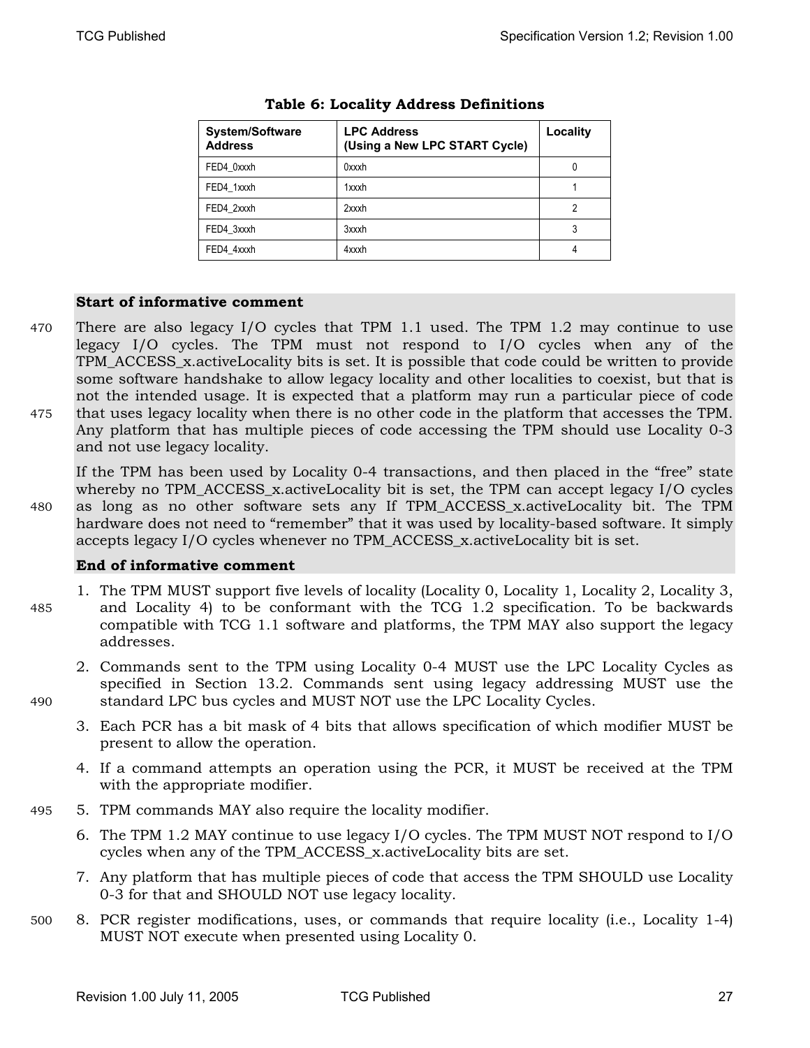**Table 6: Locality Address Definitions**

| System/Software Address | LPC Address (Using a New LPC START Cycle) | Locality |
|---|---|---|
| FED4_0xxxh | 0xxxh | 0 |
| FED4_1xxxh | 1xxxh | 1 |
| FED4_2xxxh | 2xxxh | 2 |
| FED4_3xxxh | 3xxxh | 3 |
| FED4_4xxxh | 4xxxh | 4 |

**Start of informative comment**

There are also legacy I/O cycles that TPM 1.1 used. The TPM 1.2 may continue to use legacy I/O cycles. The TPM must not respond to I/O cycles when any of the TPM_ACCESS_x.activeLocality bits is set. It is possible that code could be written to provide some software handshake to allow legacy locality and other localities to coexist, but that is not the intended usage. It is expected that a platform may run a particular piece of code that uses legacy locality when there is no other code in the platform that accesses the TPM. Any platform that has multiple pieces of code accessing the TPM should use Locality 0-3 and not use legacy locality.

If the TPM has been used by Locality 0-4 transactions, and then placed in the "free" state whereby no TPM_ACCESS_x.activeLocality bit is set, the TPM can accept legacy I/O cycles as long as no other software sets any If TPM_ACCESS_x.activeLocality bit. The TPM hardware does not need to "remember" that it was used by locality-based software. It simply accepts legacy I/O cycles whenever no TPM_ACCESS_x.activeLocality bit is set.

**End of informative comment**

1. The TPM MUST support five levels of locality (Locality 0, Locality 1, Locality 2, Locality 3, and Locality 4) to be conformant with the TCG 1.2 specification. To be backwards compatible with TCG 1.1 software and platforms, the TPM MAY also support the legacy addresses.
2. Commands sent to the TPM using Locality 0-4 MUST use the LPC Locality Cycles as specified in Section 13.2. Commands sent using legacy addressing MUST use the standard LPC bus cycles and MUST NOT use the LPC Locality Cycles.
3. Each PCR has a bit mask of 4 bits that allows specification of which modifier MUST be present to allow the operation.
4. If a command attempts an operation using the PCR, it MUST be received at the TPM with the appropriate modifier.
5. TPM commands MAY also require the locality modifier.
6. The TPM 1.2 MAY continue to use legacy I/O cycles. The TPM MUST NOT respond to I/O cycles when any of the TPM_ACCESS_x.activeLocality bits are set.
7. Any platform that has multiple pieces of code that access the TPM SHOULD use Locality 0-3 for that and SHOULD NOT use legacy locality.
8. PCR register modifications, uses, or commands that require locality (i.e., Locality 1-4) MUST NOT execute when presented using Locality 0.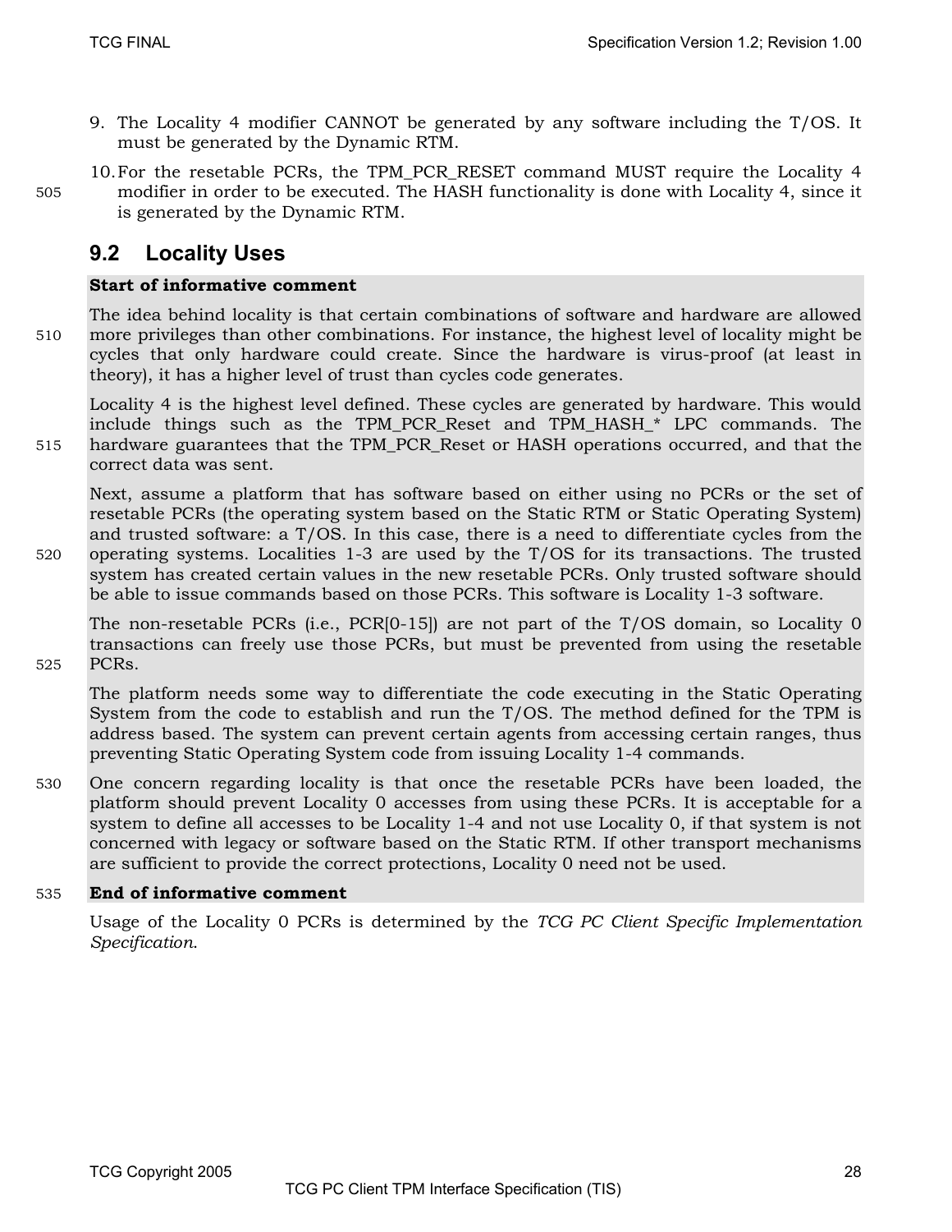9. The Locality 4 modifier CANNOT be generated by any software including the T/OS. It must be generated by the Dynamic RTM.

10. For the resetable PCRs, the TPM_PCR_RESET command MUST require the Locality 4 modifier in order to be executed. The HASH functionality is done with Locality 4, since it is generated by the Dynamic RTM.

## 9.2 Locality Uses

**Start of informative comment**

The idea behind locality is that certain combinations of software and hardware are allowed more privileges than other combinations. For instance, the highest level of locality might be cycles that only hardware could create. Since the hardware is virus-proof (at least in theory), it has a higher level of trust than cycles code generates.

Locality 4 is the highest level defined. These cycles are generated by hardware. This would include things such as the TPM_PCR_Reset and TPM_HASH_* LPC commands. The hardware guarantees that the TPM_PCR_Reset or HASH operations occurred, and that the correct data was sent.

Next, assume a platform that has software based on either using no PCRs or the set of resetable PCRs (the operating system based on the Static RTM or Static Operating System) and trusted software: a T/OS. In this case, there is a need to differentiate cycles from the operating systems. Localities 1-3 are used by the T/OS for its transactions. The trusted system has created certain values in the new resetable PCRs. Only trusted software should be able to issue commands based on those PCRs. This software is Locality 1-3 software.

The non-resetable PCRs (i.e., PCR[0-15]) are not part of the T/OS domain, so Locality 0 transactions can freely use those PCRs, but must be prevented from using the resetable PCRs.

The platform needs some way to differentiate the code executing in the Static Operating System from the code to establish and run the T/OS. The method defined for the TPM is address based. The system can prevent certain agents from accessing certain ranges, thus preventing Static Operating System code from issuing Locality 1-4 commands.

One concern regarding locality is that once the resetable PCRs have been loaded, the platform should prevent Locality 0 accesses from using these PCRs. It is acceptable for a system to define all accesses to be Locality 1-4 and not use Locality 0, if that system is not concerned with legacy or software based on the Static RTM. If other transport mechanisms are sufficient to provide the correct protections, Locality 0 need not be used.

**End of informative comment**

Usage of the Locality 0 PCRs is determined by the *TCG PC Client Specific Implementation Specification*.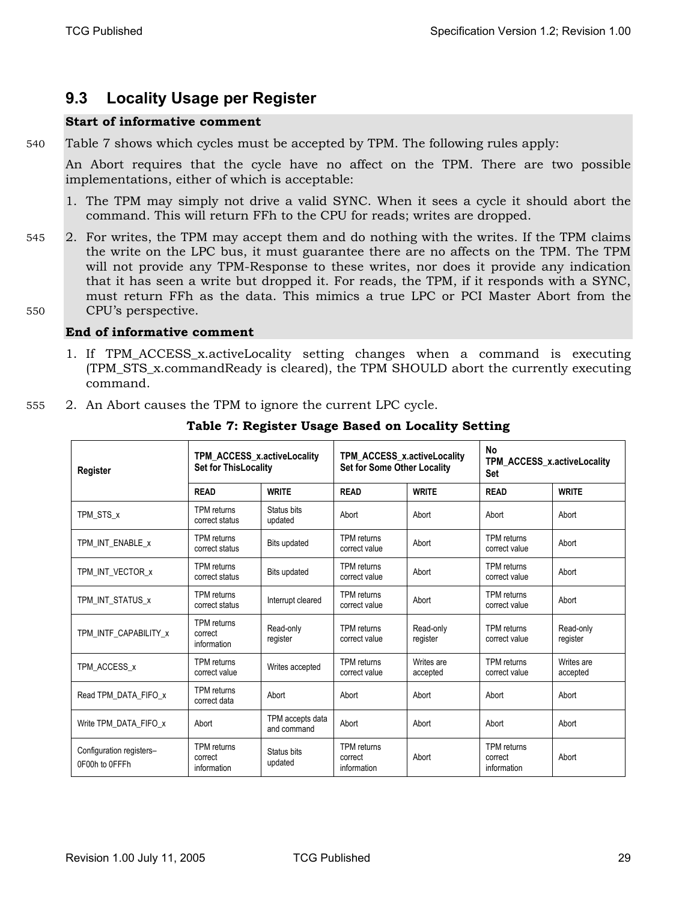## 9.3 Locality Usage per Register

**Start of informative comment**

Table 7 shows which cycles must be accepted by TPM. The following rules apply:

An Abort requires that the cycle have no affect on the TPM. There are two possible implementations, either of which is acceptable:

1. The TPM may simply not drive a valid SYNC. When it sees a cycle it should abort the command. This will return FFh to the CPU for reads; writes are dropped.
2. For writes, the TPM may accept them and do nothing with the writes. If the TPM claims the write on the LPC bus, it must guarantee there are no affects on the TPM. The TPM will not provide any TPM-Response to these writes, nor does it provide any indication that it has seen a write but dropped it. For reads, the TPM, if it responds with a SYNC, must return FFh as the data. This mimics a true LPC or PCI Master Abort from the CPU's perspective.

**End of informative comment**

1. If TPM_ACCESS_x.activeLocality setting changes when a command is executing (TPM_STS_x.commandReady is cleared), the TPM SHOULD abort the currently executing command.
2. An Abort causes the TPM to ignore the current LPC cycle.

**Table 7: Register Usage Based on Locality Setting**

| Register | TPM_ACCESS_x.activeLocality Set for ThisLocality | | TPM_ACCESS_x.activeLocality Set for Some Other Locality | | No TPM_ACCESS_x.activeLocality Set | |
|---|---|---|---|---|---|---|
| | READ | WRITE | READ | WRITE | READ | WRITE |
| TPM_STS_x | TPM returns correct status | Status bits updated | Abort | Abort | Abort | Abort |
| TPM_INT_ENABLE_x | TPM returns correct status | Bits updated | TPM returns correct value | Abort | TPM returns correct value | Abort |
| TPM_INT_VECTOR_x | TPM returns correct status | Bits updated | TPM returns correct value | Abort | TPM returns correct value | Abort |
| TPM_INT_STATUS_x | TPM returns correct status | Interrupt cleared | TPM returns correct value | Abort | TPM returns correct value | Abort |
| TPM_INTF_CAPABILITY_x | TPM returns correct information | Read-only register | TPM returns correct value | Read-only register | TPM returns correct value | Read-only register |
| TPM_ACCESS_x | TPM returns correct value | Writes accepted | TPM returns correct value | Writes are accepted | TPM returns correct value | Writes are accepted |
| Read TPM_DATA_FIFO_x | TPM returns correct data | Abort | Abort | Abort | Abort | Abort |
| Write TPM_DATA_FIFO_x | Abort | TPM accepts data and command | Abort | Abort | Abort | Abort |
| Configuration registers– 0F00h to 0FFFh | TPM returns correct information | Status bits updated | TPM returns correct information | Abort | TPM returns correct information | Abort |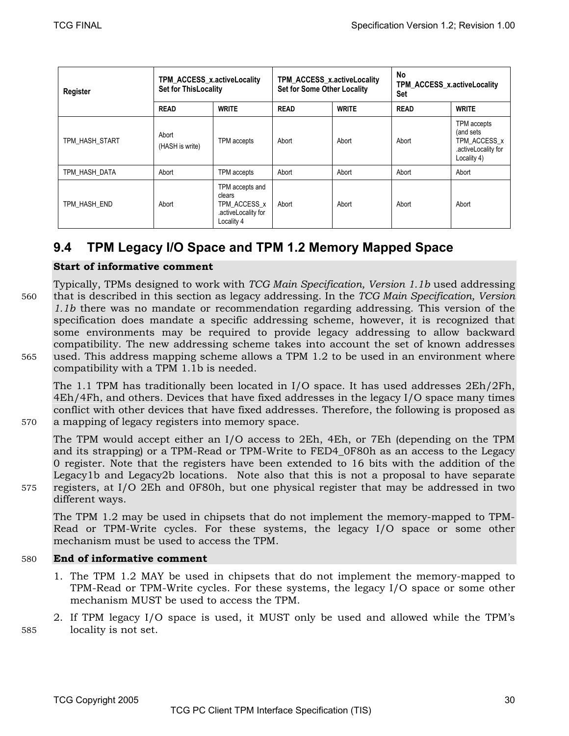| Register | TPM_ACCESS_x.activeLocality Set for ThisLocality | | TPM_ACCESS_x.activeLocality Set for Some Other Locality | | No TPM_ACCESS_x.activeLocality Set | |
|---|---|---|---|---|---|---|
| | READ | WRITE | READ | WRITE | READ | WRITE |
| TPM_HASH_START | Abort (HASH is write) | TPM accepts | Abort | Abort | Abort | TPM accepts (and sets TPM_ACCESS_x .activeLocality for Locality 4) |
| TPM_HASH_DATA | Abort | TPM accepts | Abort | Abort | Abort | Abort |
| TPM_HASH_END | Abort | TPM accepts and clears TPM_ACCESS_x .activeLocality for Locality 4 | Abort | Abort | Abort | Abort |

## 9.4 TPM Legacy I/O Space and TPM 1.2 Memory Mapped Space

**Start of informative comment**

Typically, TPMs designed to work with *TCG Main Specification, Version 1.1b* used addressing that is described in this section as legacy addressing. In the *TCG Main Specification, Version 1.1b* there was no mandate or recommendation regarding addressing. This version of the specification does mandate a specific addressing scheme, however, it is recognized that some environments may be required to provide legacy addressing to allow backward compatibility. The new addressing scheme takes into account the set of known addresses used. This address mapping scheme allows a TPM 1.2 to be used in an environment where compatibility with a TPM 1.1b is needed.

The 1.1 TPM has traditionally been located in I/O space. It has used addresses 2Eh/2Fh, 4Eh/4Fh, and others. Devices that have fixed addresses in the legacy I/O space many times conflict with other devices that have fixed addresses. Therefore, the following is proposed as a mapping of legacy registers into memory space.

The TPM would accept either an I/O access to 2Eh, 4Eh, or 7Eh (depending on the TPM and its strapping) or a TPM-Read or TPM-Write to FED4_0F80h as an access to the Legacy 0 register. Note that the registers have been extended to 16 bits with the addition of the Legacy1b and Legacy2b locations. Note also that this is not a proposal to have separate registers, at I/O 2Eh and 0F80h, but one physical register that may be addressed in two different ways.

The TPM 1.2 may be used in chipsets that do not implement the memory-mapped to TPM-Read or TPM-Write cycles. For these systems, the legacy I/O space or some other mechanism must be used to access the TPM.

**End of informative comment**

1. The TPM 1.2 MAY be used in chipsets that do not implement the memory-mapped to TPM-Read or TPM-Write cycles. For these systems, the legacy I/O space or some other mechanism MUST be used to access the TPM.
2. If TPM legacy I/O space is used, it MUST only be used and allowed while the TPM's locality is not set.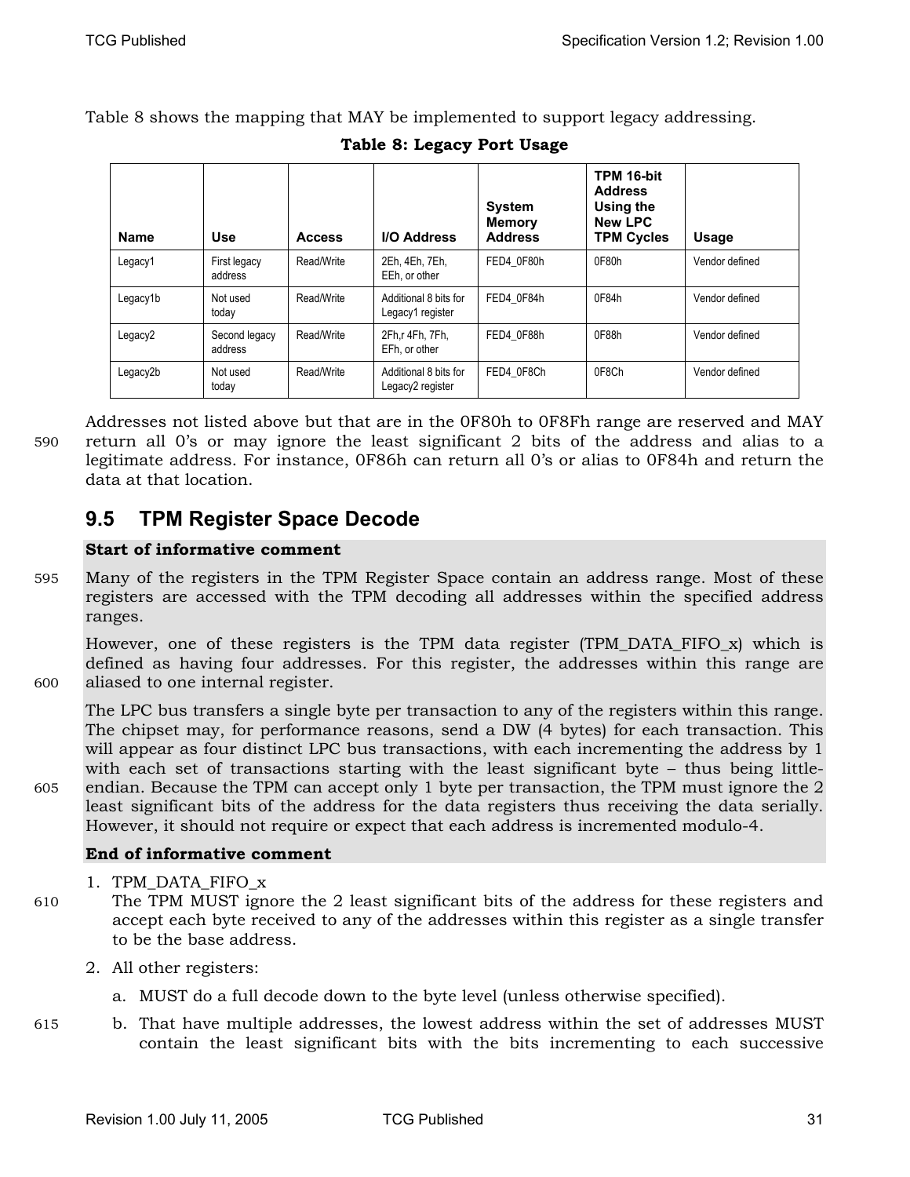Table 8 shows the mapping that MAY be implemented to support legacy addressing.

**Table 8: Legacy Port Usage**

| Name | Use | Access | I/O Address | System Memory Address | TPM 16-bit Address Using the New LPC TPM Cycles | Usage |
|---|---|---|---|---|---|---|
| Legacy1 | First legacy address | Read/Write | 2Eh, 4Eh, 7Eh, EEh, or other | FED4_0F80h | 0F80h | Vendor defined |
| Legacy1b | Not used today | Read/Write | Additional 8 bits for Legacy1 register | FED4_0F84h | 0F84h | Vendor defined |
| Legacy2 | Second legacy address | Read/Write | 2Fh,r 4Fh, 7Fh, EFh, or other | FED4_0F88h | 0F88h | Vendor defined |
| Legacy2b | Not used today | Read/Write | Additional 8 bits for Legacy2 register | FED4_0F8Ch | 0F8Ch | Vendor defined |

Addresses not listed above but that are in the 0F80h to 0F8Fh range are reserved and MAY return all 0's or may ignore the least significant 2 bits of the address and alias to a legitimate address. For instance, 0F86h can return all 0's or alias to 0F84h and return the data at that location.

## 9.5 TPM Register Space Decode

**Start of informative comment**

Many of the registers in the TPM Register Space contain an address range. Most of these registers are accessed with the TPM decoding all addresses within the specified address ranges.

However, one of these registers is the TPM data register (TPM_DATA_FIFO_x) which is defined as having four addresses. For this register, the addresses within this range are aliased to one internal register.

The LPC bus transfers a single byte per transaction to any of the registers within this range. The chipset may, for performance reasons, send a DW (4 bytes) for each transaction. This will appear as four distinct LPC bus transactions, with each incrementing the address by 1 with each set of transactions starting with the least significant byte – thus being little-endian. Because the TPM can accept only 1 byte per transaction, the TPM must ignore the 2 least significant bits of the address for the data registers thus receiving the data serially. However, it should not require or expect that each address is incremented modulo-4.

**End of informative comment**

1. TPM_DATA_FIFO_x
   The TPM MUST ignore the 2 least significant bits of the address for these registers and accept each byte received to any of the addresses within this register as a single transfer to be the base address.
2. All other registers:
   a. MUST do a full decode down to the byte level (unless otherwise specified).
   b. That have multiple addresses, the lowest address within the set of addresses MUST contain the least significant bits with the bits incrementing to each successive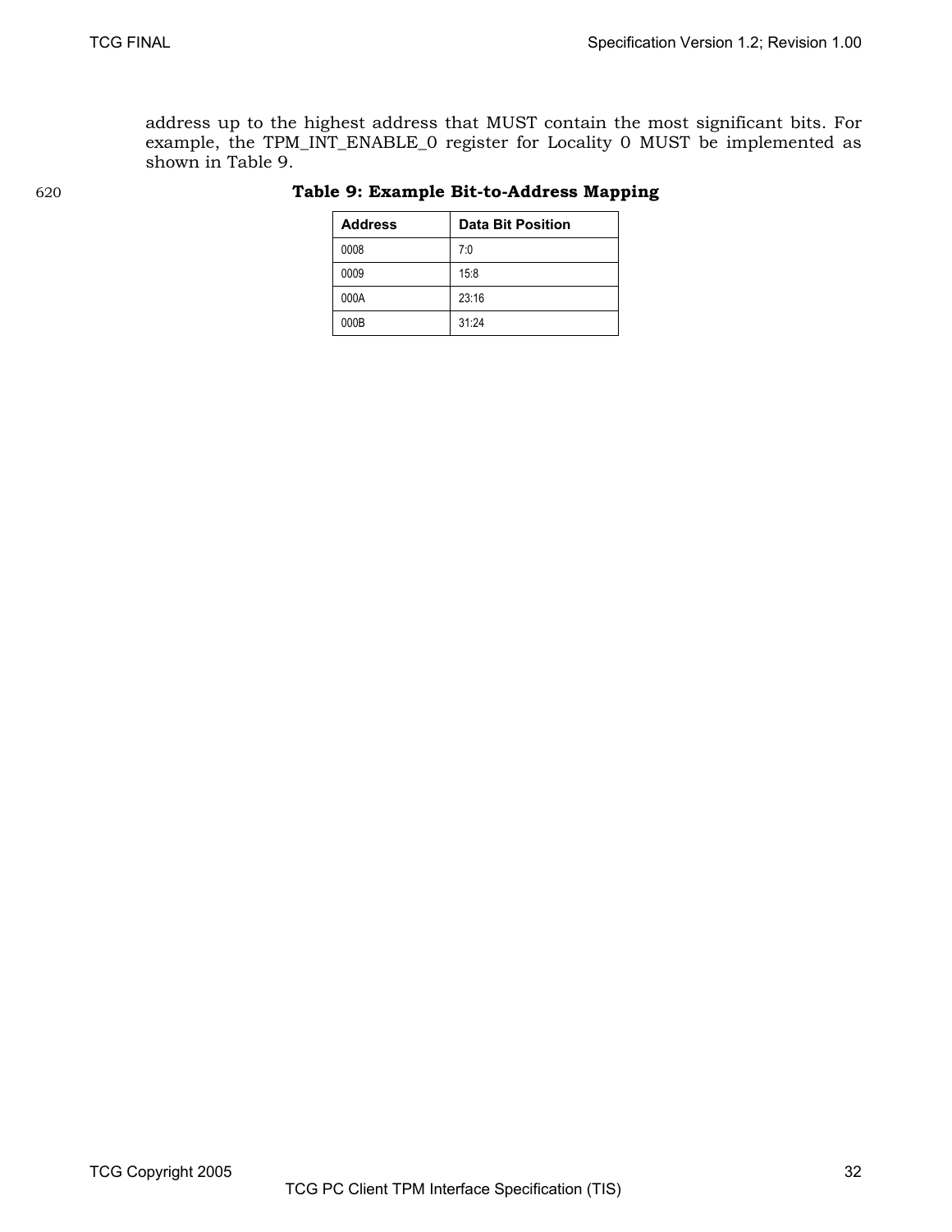address up to the highest address that MUST contain the most significant bits. For example, the TPM_INT_ENABLE_0 register for Locality 0 MUST be implemented as shown in Table 9.

**Table 9: Example Bit-to-Address Mapping**

| Address | Data Bit Position |
|---|---|
| 0008 | 7:0 |
| 0009 | 15:8 |
| 000A | 23:16 |
| 000B | 31:24 |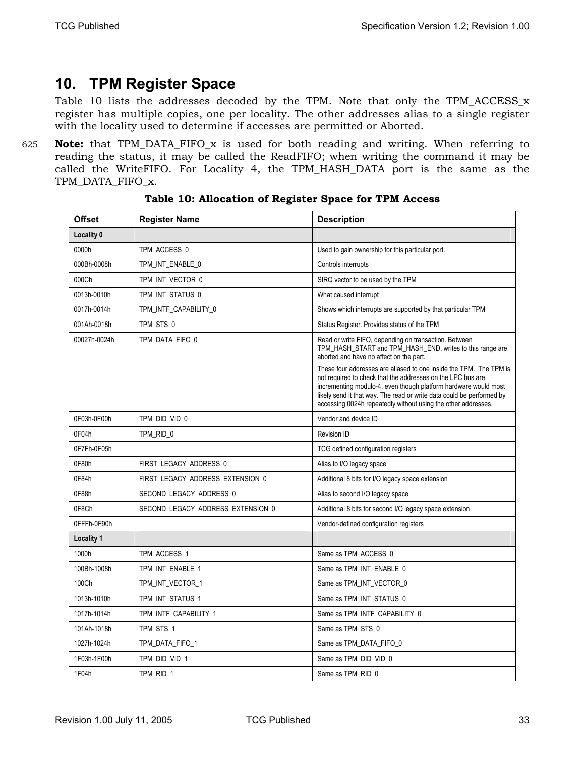# 10. TPM Register Space

Table 10 lists the addresses decoded by the TPM. Note that only the TPM_ACCESS_x register has multiple copies, one per locality. The other addresses alias to a single register with the locality used to determine if accesses are permitted or Aborted.

625 **Note:** that TPM_DATA_FIFO_x is used for both reading and writing. When referring to reading the status, it may be called the ReadFIFO; when writing the command it may be called the WriteFIFO. For Locality 4, the TPM_HASH_DATA port is the same as the TPM_DATA_FIFO_x.

**Table 10: Allocation of Register Space for TPM Access**

| Offset | Register Name | Description |
|---|---|---|
| **Locality 0** | | |
| 0000h | TPM_ACCESS_0 | Used to gain ownership for this particular port. |
| 000Bh-0008h | TPM_INT_ENABLE_0 | Controls interrupts |
| 000Ch | TPM_INT_VECTOR_0 | SIRQ vector to be used by the TPM |
| 0013h-0010h | TPM_INT_STATUS_0 | What caused interrupt |
| 0017h-0014h | TPM_INTF_CAPABILITY_0 | Shows which interrupts are supported by that particular TPM |
| 001Ah-0018h | TPM_STS_0 | Status Register. Provides status of the TPM |
| 00027h-0024h | TPM_DATA_FIFO_0 | Read or write FIFO, depending on transaction. Between TPM_HASH_START and TPM_HASH_END, writes to this range are aborted and have no affect on the part.<br>These four addresses are aliased to one inside the TPM. The TPM is not required to check that the addresses on the LPC bus are incrementing modulo-4, even though platform hardware would most likely send it that way. The read or write data could be performed by accessing 0024h repeatedly without using the other addresses. |
| 0F03h-0F00h | TPM_DID_VID_0 | Vendor and device ID |
| 0F04h | TPM_RID_0 | Revision ID |
| 0F7Fh-0F05h | | TCG defined configuration registers |
| 0F80h | FIRST_LEGACY_ADDRESS_0 | Alias to I/O legacy space |
| 0F84h | FIRST_LEGACY_ADDRESS_EXTENSION_0 | Additional 8 bits for I/O legacy space extension |
| 0F88h | SECOND_LEGACY_ADDRESS_0 | Alias to second I/O legacy space |
| 0F8Ch | SECOND_LEGACY_ADDRESS_EXTENSION_0 | Additional 8 bits for second I/O legacy space extension |
| 0FFFh-0F90h | | Vendor-defined configuration registers |
| **Locality 1** | | |
| 1000h | TPM_ACCESS_1 | Same as TPM_ACCESS_0 |
| 100Bh-1008h | TPM_INT_ENABLE_1 | Same as TPM_INT_ENABLE_0 |
| 100Ch | TPM_INT_VECTOR_1 | Same as TPM_INT_VECTOR_0 |
| 1013h-1010h | TPM_INT_STATUS_1 | Same as TPM_INT_STATUS_0 |
| 1017h-1014h | TPM_INTF_CAPABILITY_1 | Same as TPM_INTF_CAPABILITY_0 |
| 101Ah-1018h | TPM_STS_1 | Same as TPM_STS_0 |
| 1027h-1024h | TPM_DATA_FIFO_1 | Same as TPM_DATA_FIFO_0 |
| 1F03h-1F00h | TPM_DID_VID_1 | Same as TPM_DID_VID_0 |
| 1F04h | TPM_RID_1 | Same as TPM_RID_0 |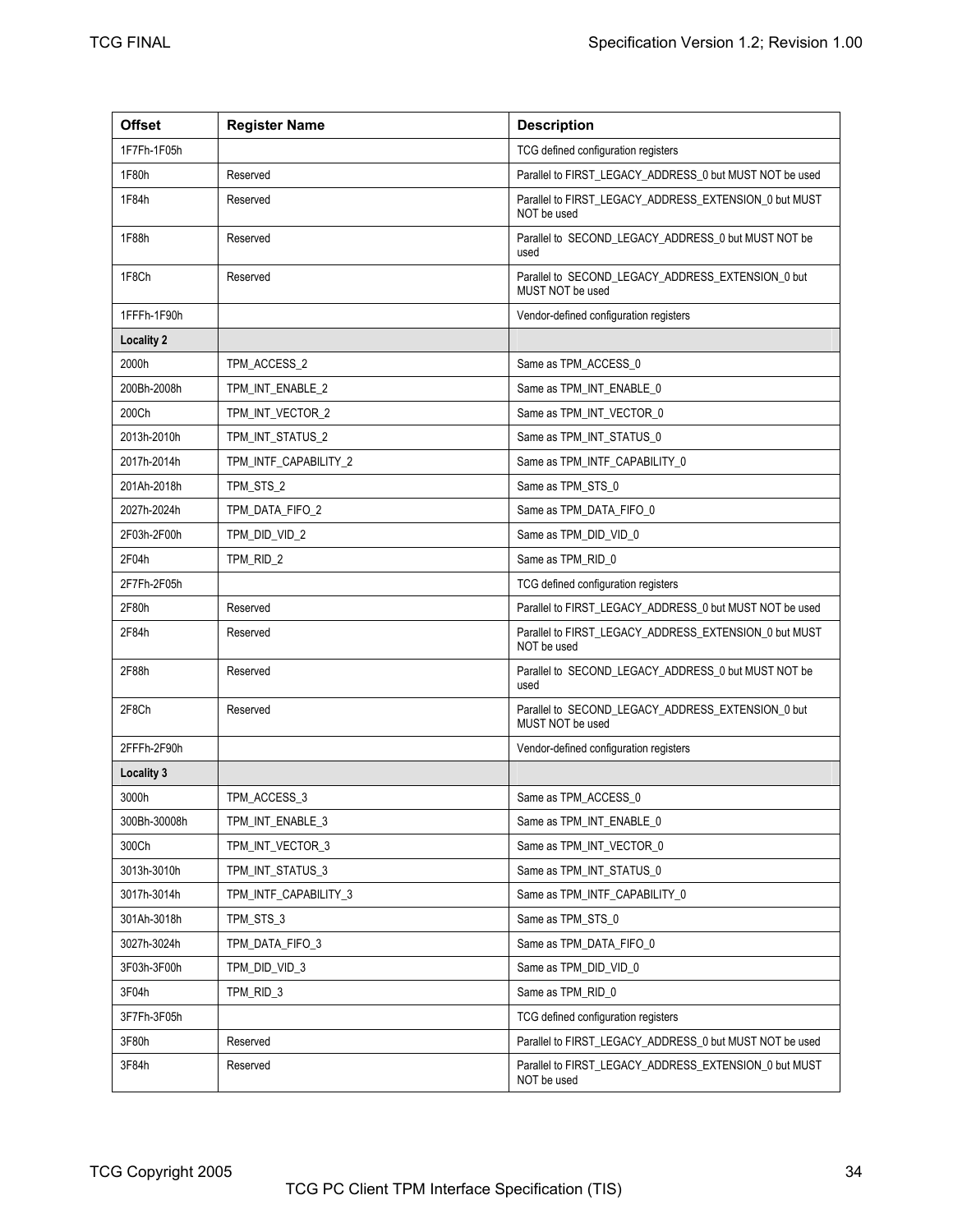| Offset | Register Name | Description |
|---|---|---|
| 1F7Fh-1F05h | | TCG defined configuration registers |
| 1F80h | Reserved | Parallel to FIRST_LEGACY_ADDRESS_0 but MUST NOT be used |
| 1F84h | Reserved | Parallel to FIRST_LEGACY_ADDRESS_EXTENSION_0 but MUST NOT be used |
| 1F88h | Reserved | Parallel to SECOND_LEGACY_ADDRESS_0 but MUST NOT be used |
| 1F8Ch | Reserved | Parallel to SECOND_LEGACY_ADDRESS_EXTENSION_0 but MUST NOT be used |
| 1FFFh-1F90h | | Vendor-defined configuration registers |
| **Locality 2** | | |
| 2000h | TPM_ACCESS_2 | Same as TPM_ACCESS_0 |
| 200Bh-2008h | TPM_INT_ENABLE_2 | Same as TPM_INT_ENABLE_0 |
| 200Ch | TPM_INT_VECTOR_2 | Same as TPM_INT_VECTOR_0 |
| 2013h-2010h | TPM_INT_STATUS_2 | Same as TPM_INT_STATUS_0 |
| 2017h-2014h | TPM_INTF_CAPABILITY_2 | Same as TPM_INTF_CAPABILITY_0 |
| 201Ah-2018h | TPM_STS_2 | Same as TPM_STS_0 |
| 2027h-2024h | TPM_DATA_FIFO_2 | Same as TPM_DATA_FIFO_0 |
| 2F03h-2F00h | TPM_DID_VID_2 | Same as TPM_DID_VID_0 |
| 2F04h | TPM_RID_2 | Same as TPM_RID_0 |
| 2F7Fh-2F05h | | TCG defined configuration registers |
| 2F80h | Reserved | Parallel to FIRST_LEGACY_ADDRESS_0 but MUST NOT be used |
| 2F84h | Reserved | Parallel to FIRST_LEGACY_ADDRESS_EXTENSION_0 but MUST NOT be used |
| 2F88h | Reserved | Parallel to SECOND_LEGACY_ADDRESS_0 but MUST NOT be used |
| 2F8Ch | Reserved | Parallel to SECOND_LEGACY_ADDRESS_EXTENSION_0 but MUST NOT be used |
| 2FFFh-2F90h | | Vendor-defined configuration registers |
| **Locality 3** | | |
| 3000h | TPM_ACCESS_3 | Same as TPM_ACCESS_0 |
| 300Bh-30008h | TPM_INT_ENABLE_3 | Same as TPM_INT_ENABLE_0 |
| 300Ch | TPM_INT_VECTOR_3 | Same as TPM_INT_VECTOR_0 |
| 3013h-3010h | TPM_INT_STATUS_3 | Same as TPM_INT_STATUS_0 |
| 3017h-3014h | TPM_INTF_CAPABILITY_3 | Same as TPM_INTF_CAPABILITY_0 |
| 301Ah-3018h | TPM_STS_3 | Same as TPM_STS_0 |
| 3027h-3024h | TPM_DATA_FIFO_3 | Same as TPM_DATA_FIFO_0 |
| 3F03h-3F00h | TPM_DID_VID_3 | Same as TPM_DID_VID_0 |
| 3F04h | TPM_RID_3 | Same as TPM_RID_0 |
| 3F7Fh-3F05h | | TCG defined configuration registers |
| 3F80h | Reserved | Parallel to FIRST_LEGACY_ADDRESS_0 but MUST NOT be used |
| 3F84h | Reserved | Parallel to FIRST_LEGACY_ADDRESS_EXTENSION_0 but MUST NOT be used |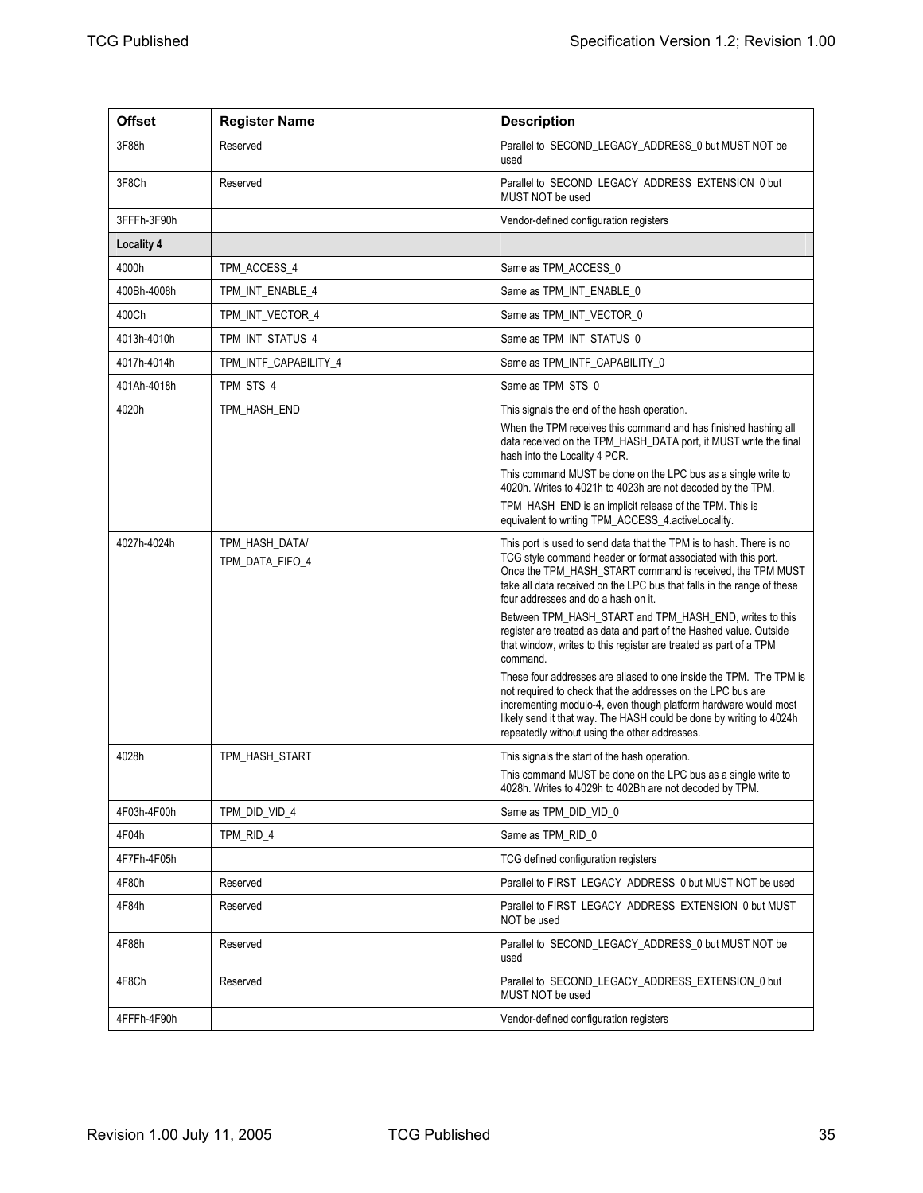| Offset | Register Name | Description |
|---|---|---|
| 3F88h | Reserved | Parallel to SECOND_LEGACY_ADDRESS_0 but MUST NOT be used |
| 3F8Ch | Reserved | Parallel to SECOND_LEGACY_ADDRESS_EXTENSION_0 but MUST NOT be used |
| 3FFFh-3F90h | | Vendor-defined configuration registers |
| **Locality 4** | | |
| 4000h | TPM_ACCESS_4 | Same as TPM_ACCESS_0 |
| 400Bh-4008h | TPM_INT_ENABLE_4 | Same as TPM_INT_ENABLE_0 |
| 400Ch | TPM_INT_VECTOR_4 | Same as TPM_INT_VECTOR_0 |
| 4013h-4010h | TPM_INT_STATUS_4 | Same as TPM_INT_STATUS_0 |
| 4017h-4014h | TPM_INTF_CAPABILITY_4 | Same as TPM_INTF_CAPABILITY_0 |
| 401Ah-4018h | TPM_STS_4 | Same as TPM_STS_0 |
| 4020h | TPM_HASH_END | This signals the end of the hash operation.<br><br>When the TPM receives this command and has finished hashing all data received on the TPM_HASH_DATA port, it MUST write the final hash into the Locality 4 PCR.<br><br>This command MUST be done on the LPC bus as a single write to 4020h. Writes to 4021h to 4023h are not decoded by the TPM.<br><br>TPM_HASH_END is an implicit release of the TPM. This is equivalent to writing TPM_ACCESS_4.activeLocality. |
| 4027h-4024h | TPM_HASH_DATA/<br>TPM_DATA_FIFO_4 | This port is used to send data that the TPM is to hash. There is no TCG style command header or format associated with this port. Once the TPM_HASH_START command is received, the TPM MUST take all data received on the LPC bus that falls in the range of these four addresses and do a hash on it.<br><br>Between TPM_HASH_START and TPM_HASH_END, writes to this register are treated as data and part of the Hashed value. Outside that window, writes to this register are treated as part of a TPM command.<br><br>These four addresses are aliased to one inside the TPM. The TPM is not required to check that the addresses on the LPC bus are incrementing modulo-4, even though platform hardware would most likely send it that way. The HASH could be done by writing to 4024h repeatedly without using the other addresses. |
| 4028h | TPM_HASH_START | This signals the start of the hash operation.<br><br>This command MUST be done on the LPC bus as a single write to 4028h. Writes to 4029h to 402Bh are not decoded by TPM. |
| 4F03h-4F00h | TPM_DID_VID_4 | Same as TPM_DID_VID_0 |
| 4F04h | TPM_RID_4 | Same as TPM_RID_0 |
| 4F7Fh-4F05h | | TCG defined configuration registers |
| 4F80h | Reserved | Parallel to FIRST_LEGACY_ADDRESS_0 but MUST NOT be used |
| 4F84h | Reserved | Parallel to FIRST_LEGACY_ADDRESS_EXTENSION_0 but MUST NOT be used |
| 4F88h | Reserved | Parallel to SECOND_LEGACY_ADDRESS_0 but MUST NOT be used |
| 4F8Ch | Reserved | Parallel to SECOND_LEGACY_ADDRESS_EXTENSION_0 but MUST NOT be used |
| 4FFFh-4F90h | | Vendor-defined configuration registers |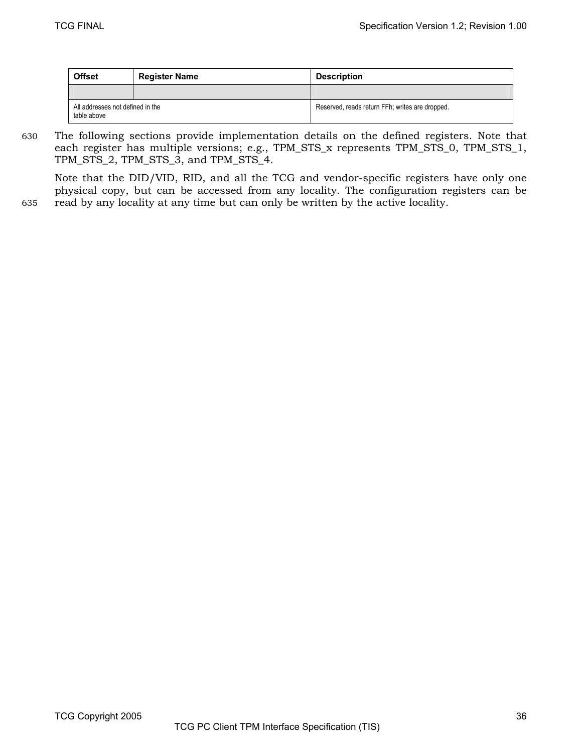| Offset | Register Name | Description |
|---|---|---|
| | | |
| All addresses not defined in the table above | | Reserved, reads return FFh; writes are dropped. |

The following sections provide implementation details on the defined registers. Note that each register has multiple versions; e.g., TPM_STS_x represents TPM_STS_0, TPM_STS_1, TPM_STS_2, TPM_STS_3, and TPM_STS_4.

Note that the DID/VID, RID, and all the TCG and vendor-specific registers have only one physical copy, but can be accessed from any locality. The configuration registers can be read by any locality at any time but can only be written by the active locality.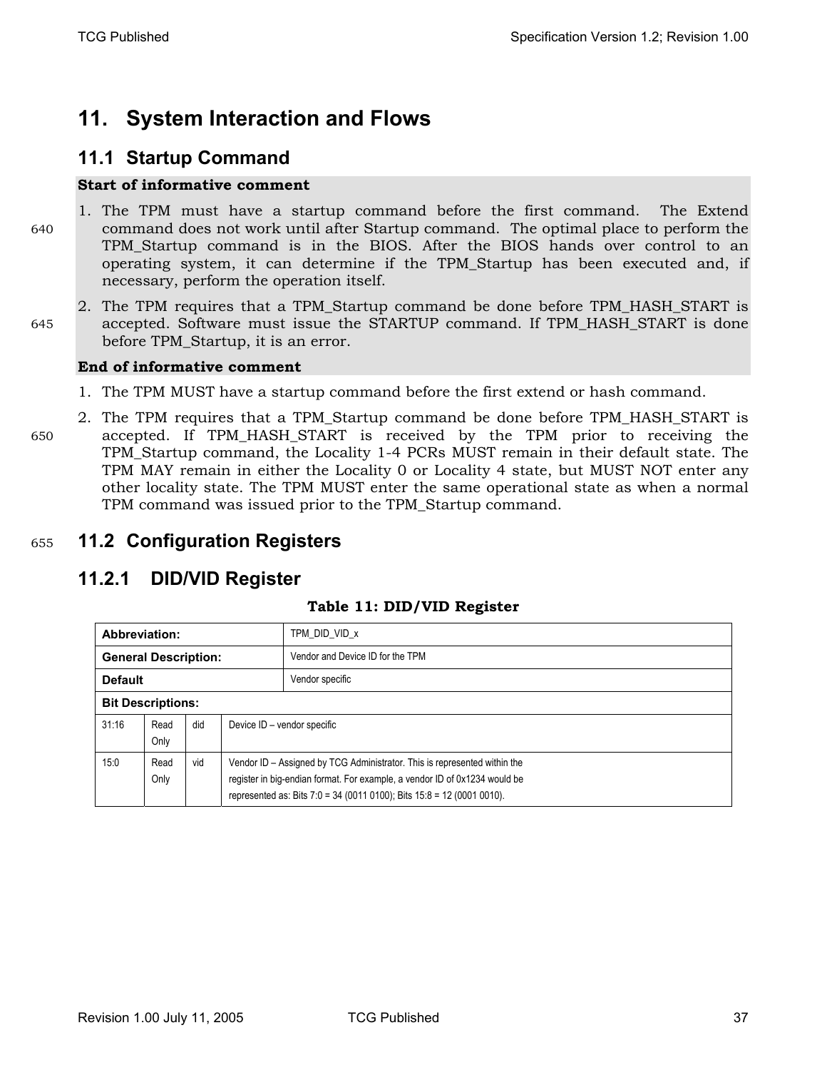# 11. System Interaction and Flows

## 11.1 Startup Command

**Start of informative comment**

1. The TPM must have a startup command before the first command. The Extend command does not work until after Startup command. The optimal place to perform the TPM_Startup command is in the BIOS. After the BIOS hands over control to an operating system, it can determine if the TPM_Startup has been executed and, if necessary, perform the operation itself.
2. The TPM requires that a TPM_Startup command be done before TPM_HASH_START is accepted. Software must issue the STARTUP command. If TPM_HASH_START is done before TPM_Startup, it is an error.

**End of informative comment**

1. The TPM MUST have a startup command before the first extend or hash command.
2. The TPM requires that a TPM_Startup command be done before TPM_HASH_START is accepted. If TPM_HASH_START is received by the TPM prior to receiving the TPM_Startup command, the Locality 1-4 PCRs MUST remain in their default state. The TPM MAY remain in either the Locality 0 or Locality 4 state, but MUST NOT enter any other locality state. The TPM MUST enter the same operational state as when a normal TPM command was issued prior to the TPM_Startup command.

## 11.2 Configuration Registers

### 11.2.1 DID/VID Register

**Table 11: DID/VID Register**

| | | | |
|---|---|---|---|
| **Abbreviation:** | | | TPM_DID_VID_x |
| **General Description:** | | | Vendor and Device ID for the TPM |
| **Default** | | | Vendor specific |
| **Bit Descriptions:** | | | |
| 31:16 | Read Only | did | Device ID – vendor specific |
| 15:0 | Read Only | vid | Vendor ID – Assigned by TCG Administrator. This is represented within the register in big-endian format. For example, a vendor ID of 0x1234 would be represented as: Bits 7:0 = 34 (0011 0100); Bits 15:8 = 12 (0001 0010). |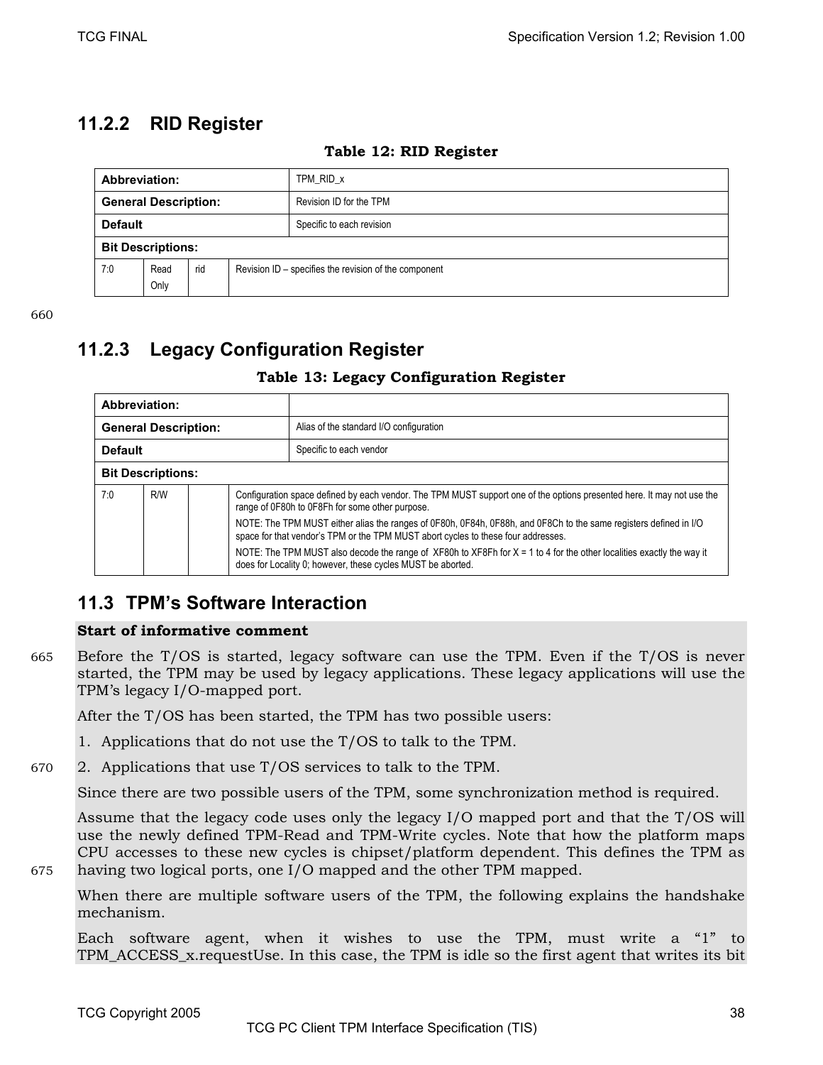### 11.2.2 RID Register

**Table 12: RID Register**

| | | | |
|---|---|---|---|
| **Abbreviation:** | | | TPM_RID_x |
| **General Description:** | | | Revision ID for the TPM |
| **Default** | | | Specific to each revision |
| **Bit Descriptions:** | | | |
| 7:0 | Read Only | rid | Revision ID – specifies the revision of the component |

### 11.2.3 Legacy Configuration Register

**Table 13: Legacy Configuration Register**

| | | | |
|---|---|---|---|
| **Abbreviation:** | | | |
| **General Description:** | | | Alias of the standard I/O configuration |
| **Default** | | | Specific to each vendor |
| **Bit Descriptions:** | | | |
| 7:0 | R/W | | Configuration space defined by each vendor. The TPM MUST support one of the options presented here. It may not use the range of 0F80h to 0F8Fh for some other purpose.<br>NOTE: The TPM MUST either alias the ranges of 0F80h, 0F84h, 0F88h, and 0F8Ch to the same registers defined in I/O space for that vendor's TPM or the TPM MUST abort cycles to these four addresses.<br>NOTE: The TPM MUST also decode the range of XF80h to XF8Fh for X = 1 to 4 for the other localities exactly the way it does for Locality 0; however, these cycles MUST be aborted. |

## 11.3 TPM's Software Interaction

**Start of informative comment**

Before the T/OS is started, legacy software can use the TPM. Even if the T/OS is never started, the TPM may be used by legacy applications. These legacy applications will use the TPM's legacy I/O-mapped port.

After the T/OS has been started, the TPM has two possible users:

1. Applications that do not use the T/OS to talk to the TPM.
2. Applications that use T/OS services to talk to the TPM.

Since there are two possible users of the TPM, some synchronization method is required.

Assume that the legacy code uses only the legacy I/O mapped port and that the T/OS will use the newly defined TPM-Read and TPM-Write cycles. Note that how the platform maps CPU accesses to these new cycles is chipset/platform dependent. This defines the TPM as having two logical ports, one I/O mapped and the other TPM mapped.

When there are multiple software users of the TPM, the following explains the handshake mechanism.

Each software agent, when it wishes to use the TPM, must write a "1" to TPM_ACCESS_x.requestUse. In this case, the TPM is idle so the first agent that writes its bit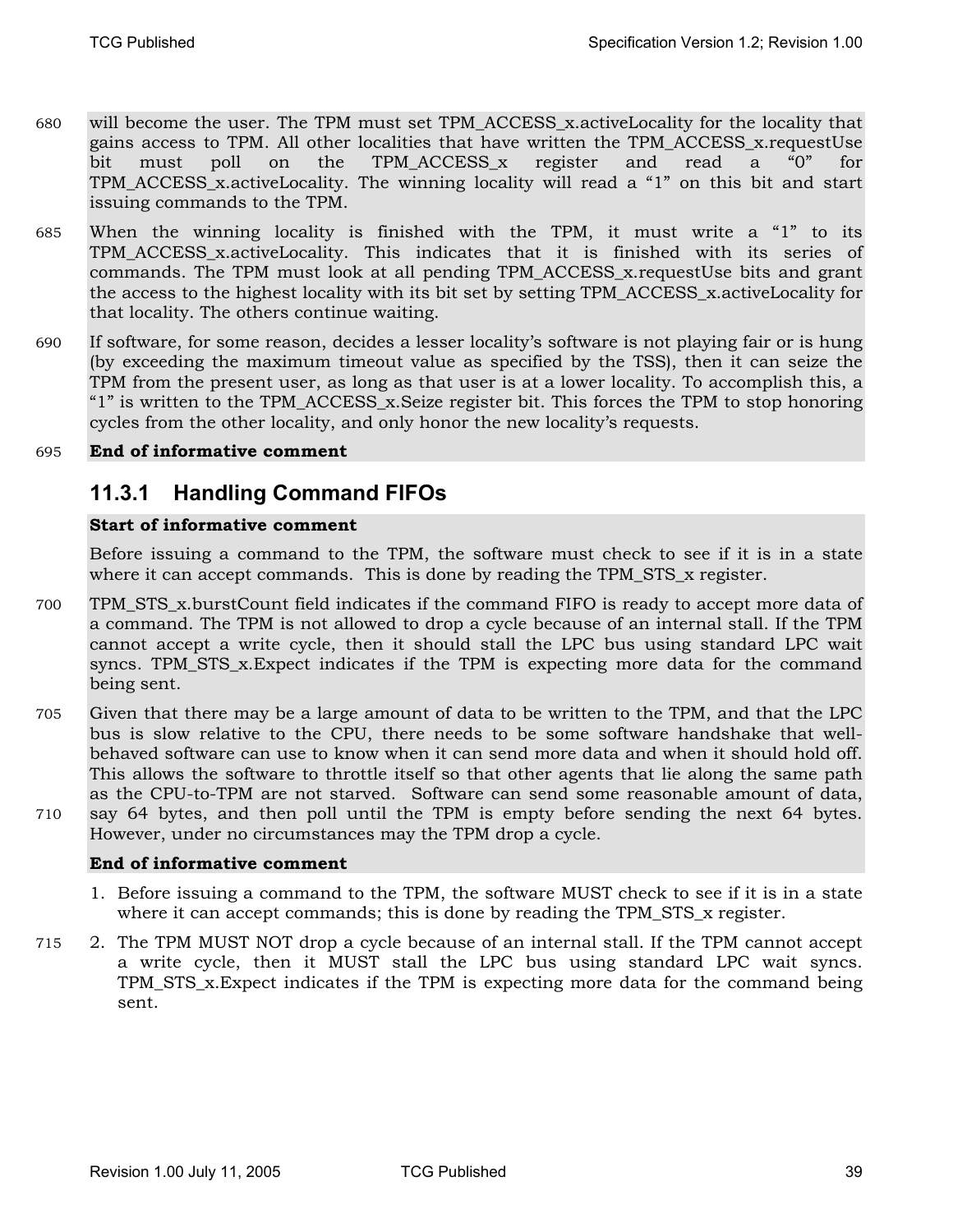will become the user. The TPM must set TPM_ACCESS_x.activeLocality for the locality that gains access to TPM. All other localities that have written the TPM_ACCESS_x.requestUse bit must poll on the TPM_ACCESS_x register and read a “0” for TPM_ACCESS_x.activeLocality. The winning locality will read a “1” on this bit and start issuing commands to the TPM.

When the winning locality is finished with the TPM, it must write a “1” to its TPM_ACCESS_x.activeLocality. This indicates that it is finished with its series of commands. The TPM must look at all pending TPM_ACCESS_x.requestUse bits and grant the access to the highest locality with its bit set by setting TPM_ACCESS_x.activeLocality for that locality. The others continue waiting.

If software, for some reason, decides a lesser locality’s software is not playing fair or is hung (by exceeding the maximum timeout value as specified by the TSS), then it can seize the TPM from the present user, as long as that user is at a lower locality. To accomplish this, a “1” is written to the TPM_ACCESS_x.Seize register bit. This forces the TPM to stop honoring cycles from the other locality, and only honor the new locality’s requests.

**End of informative comment**

### 11.3.1 Handling Command FIFOs

**Start of informative comment**

Before issuing a command to the TPM, the software must check to see if it is in a state where it can accept commands. This is done by reading the TPM_STS_x register.

TPM_STS_x.burstCount field indicates if the command FIFO is ready to accept more data of a command. The TPM is not allowed to drop a cycle because of an internal stall. If the TPM cannot accept a write cycle, then it should stall the LPC bus using standard LPC wait syncs. TPM_STS_x.Expect indicates if the TPM is expecting more data for the command being sent.

Given that there may be a large amount of data to be written to the TPM, and that the LPC bus is slow relative to the CPU, there needs to be some software handshake that well-behaved software can use to know when it can send more data and when it should hold off. This allows the software to throttle itself so that other agents that lie along the same path as the CPU-to-TPM are not starved. Software can send some reasonable amount of data, say 64 bytes, and then poll until the TPM is empty before sending the next 64 bytes. However, under no circumstances may the TPM drop a cycle.

**End of informative comment**

1. Before issuing a command to the TPM, the software MUST check to see if it is in a state where it can accept commands; this is done by reading the TPM_STS_x register.
2. The TPM MUST NOT drop a cycle because of an internal stall. If the TPM cannot accept a write cycle, then it MUST stall the LPC bus using standard LPC wait syncs. TPM_STS_x.Expect indicates if the TPM is expecting more data for the command being sent.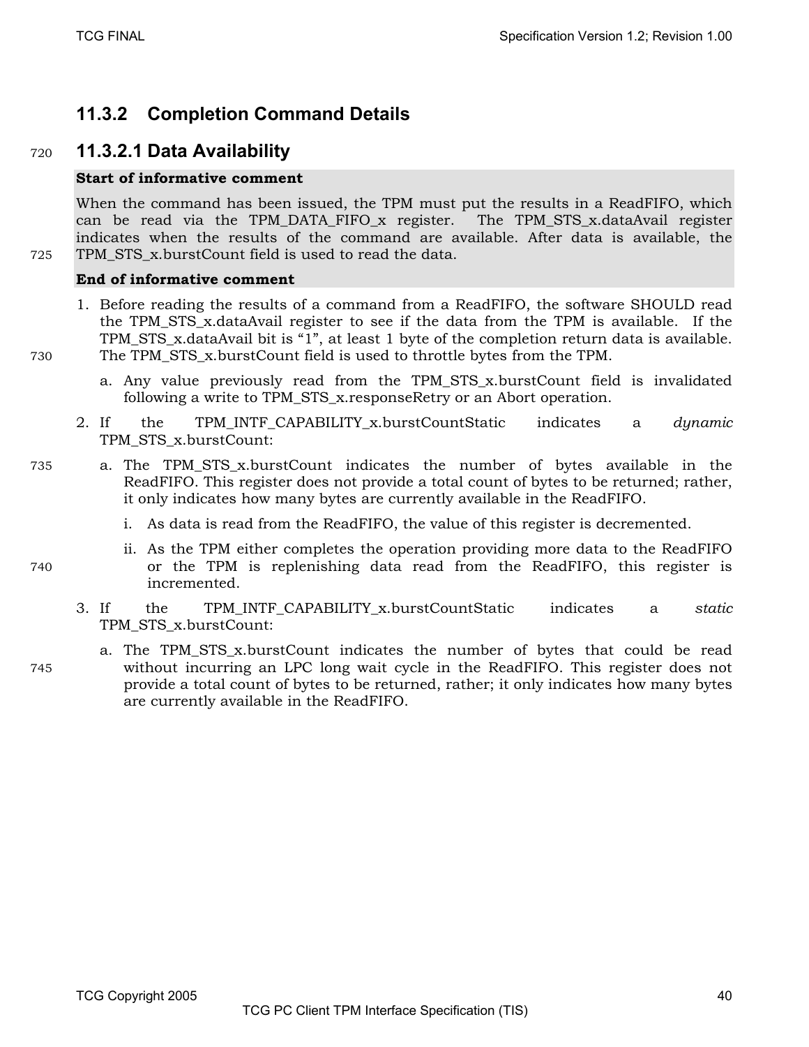### 11.3.2 Completion Command Details

#### 11.3.2.1 Data Availability

**Start of informative comment**

When the command has been issued, the TPM must put the results in a ReadFIFO, which can be read via the TPM_DATA_FIFO_x register. The TPM_STS_x.dataAvail register indicates when the results of the command are available. After data is available, the TPM_STS_x.burstCount field is used to read the data.

**End of informative comment**

1. Before reading the results of a command from a ReadFIFO, the software SHOULD read the TPM_STS_x.dataAvail register to see if the data from the TPM is available. If the TPM_STS_x.dataAvail bit is "1", at least 1 byte of the completion return data is available. The TPM_STS_x.burstCount field is used to throttle bytes from the TPM.
   a. Any value previously read from the TPM_STS_x.burstCount field is invalidated following a write to TPM_STS_x.responseRetry or an Abort operation.
2. If the TPM_INTF_CAPABILITY_x.burstCountStatic indicates a *dynamic* TPM_STS_x.burstCount:
   a. The TPM_STS_x.burstCount indicates the number of bytes available in the ReadFIFO. This register does not provide a total count of bytes to be returned; rather, it only indicates how many bytes are currently available in the ReadFIFO.
      i. As data is read from the ReadFIFO, the value of this register is decremented.
      ii. As the TPM either completes the operation providing more data to the ReadFIFO or the TPM is replenishing data read from the ReadFIFO, this register is incremented.
3. If the TPM_INTF_CAPABILITY_x.burstCountStatic indicates a *static* TPM_STS_x.burstCount:
   a. The TPM_STS_x.burstCount indicates the number of bytes that could be read without incurring an LPC long wait cycle in the ReadFIFO. This register does not provide a total count of bytes to be returned, rather; it only indicates how many bytes are currently available in the ReadFIFO.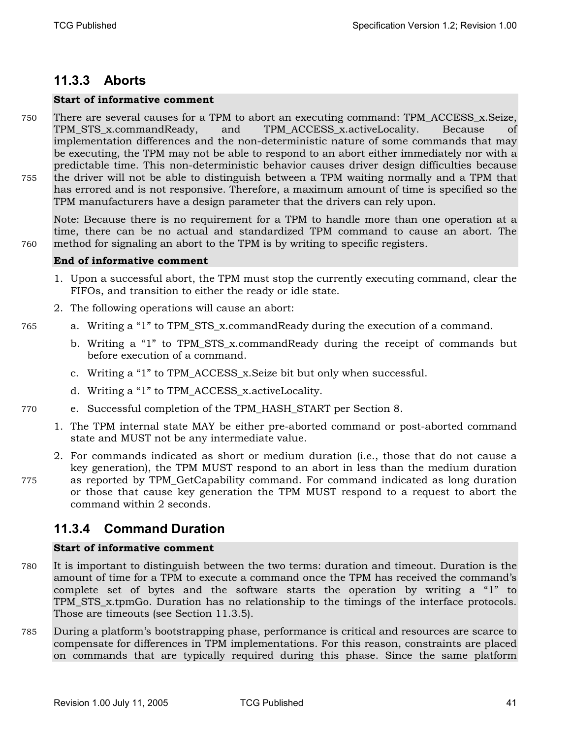### 11.3.3 Aborts

**Start of informative comment**

There are several causes for a TPM to abort an executing command: TPM_ACCESS_x.Seize, TPM_STS_x.commandReady, and TPM_ACCESS_x.activeLocality. Because of implementation differences and the non-deterministic nature of some commands that may be executing, the TPM may not be able to respond to an abort either immediately nor with a predictable time. This non-deterministic behavior causes driver design difficulties because the driver will not be able to distinguish between a TPM waiting normally and a TPM that has errored and is not responsive. Therefore, a maximum amount of time is specified so the TPM manufacturers have a design parameter that the drivers can rely upon.

Note: Because there is no requirement for a TPM to handle more than one operation at a time, there can be no actual and standardized TPM command to cause an abort. The method for signaling an abort to the TPM is by writing to specific registers.

**End of informative comment**

1. Upon a successful abort, the TPM must stop the currently executing command, clear the FIFOs, and transition to either the ready or idle state.
2. The following operations will cause an abort:
   a. Writing a “1” to TPM_STS_x.commandReady during the execution of a command.
   b. Writing a “1” to TPM_STS_x.commandReady during the receipt of commands but before execution of a command.
   c. Writing a “1” to TPM_ACCESS_x.Seize bit but only when successful.
   d. Writing a “1” to TPM_ACCESS_x.activeLocality.
   e. Successful completion of the TPM_HASH_START per Section 8.

1. The TPM internal state MAY be either pre-aborted command or post-aborted command state and MUST not be any intermediate value.
2. For commands indicated as short or medium duration (i.e., those that do not cause a key generation), the TPM MUST respond to an abort in less than the medium duration as reported by TPM_GetCapability command. For command indicated as long duration or those that cause key generation the TPM MUST respond to a request to abort the command within 2 seconds.

### 11.3.4 Command Duration

**Start of informative comment**

It is important to distinguish between the two terms: duration and timeout. Duration is the amount of time for a TPM to execute a command once the TPM has received the command’s complete set of bytes and the software starts the operation by writing a “1” to TPM_STS_x.tpmGo. Duration has no relationship to the timings of the interface protocols. Those are timeouts (see Section 11.3.5).

During a platform’s bootstrapping phase, performance is critical and resources are scarce to compensate for differences in TPM implementations. For this reason, constraints are placed on commands that are typically required during this phase. Since the same platform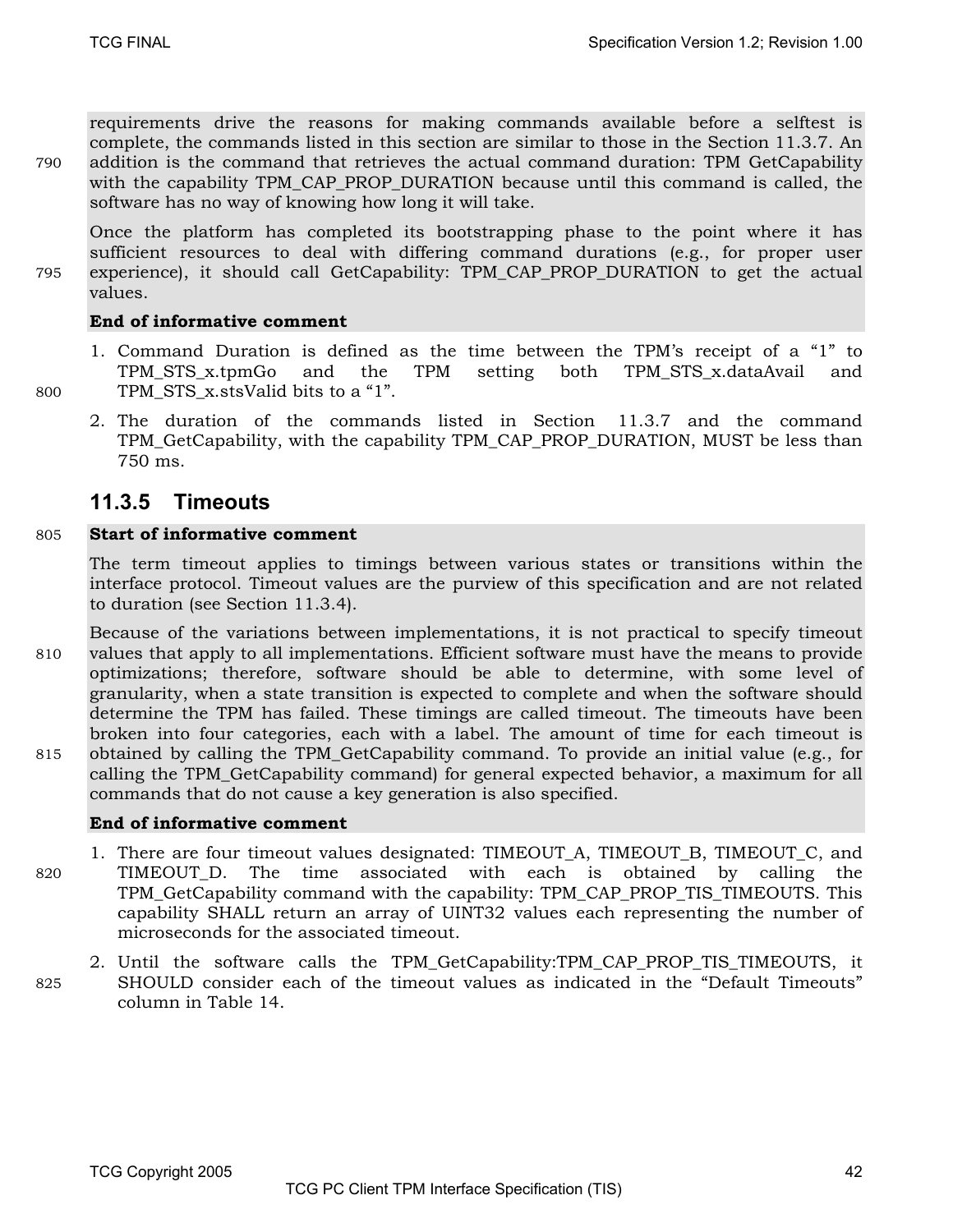requirements drive the reasons for making commands available before a selftest is complete, the commands listed in this section are similar to those in the Section 11.3.7. An addition is the command that retrieves the actual command duration: TPM GetCapability with the capability TPM_CAP_PROP_DURATION because until this command is called, the software has no way of knowing how long it will take.

Once the platform has completed its bootstrapping phase to the point where it has sufficient resources to deal with differing command durations (e.g., for proper user experience), it should call GetCapability: TPM_CAP_PROP_DURATION to get the actual values.

**End of informative comment**

1. Command Duration is defined as the time between the TPM's receipt of a "1" to TPM_STS_x.tpmGo and the TPM setting both TPM_STS_x.dataAvail and TPM_STS_x.stsValid bits to a "1".
2. The duration of the commands listed in Section 11.3.7 and the command TPM_GetCapability, with the capability TPM_CAP_PROP_DURATION, MUST be less than 750 ms.

### 11.3.5 Timeouts

**Start of informative comment**

The term timeout applies to timings between various states or transitions within the interface protocol. Timeout values are the purview of this specification and are not related to duration (see Section 11.3.4).

Because of the variations between implementations, it is not practical to specify timeout values that apply to all implementations. Efficient software must have the means to provide optimizations; therefore, software should be able to determine, with some level of granularity, when a state transition is expected to complete and when the software should determine the TPM has failed. These timings are called timeout. The timeouts have been broken into four categories, each with a label. The amount of time for each timeout is obtained by calling the TPM_GetCapability command. To provide an initial value (e.g., for calling the TPM_GetCapability command) for general expected behavior, a maximum for all commands that do not cause a key generation is also specified.

**End of informative comment**

1. There are four timeout values designated: TIMEOUT_A, TIMEOUT_B, TIMEOUT_C, and TIMEOUT_D. The time associated with each is obtained by calling the TPM_GetCapability command with the capability: TPM_CAP_PROP_TIS_TIMEOUTS. This capability SHALL return an array of UINT32 values each representing the number of microseconds for the associated timeout.
2. Until the software calls the TPM_GetCapability:TPM_CAP_PROP_TIS_TIMEOUTS, it SHOULD consider each of the timeout values as indicated in the "Default Timeouts" column in Table 14.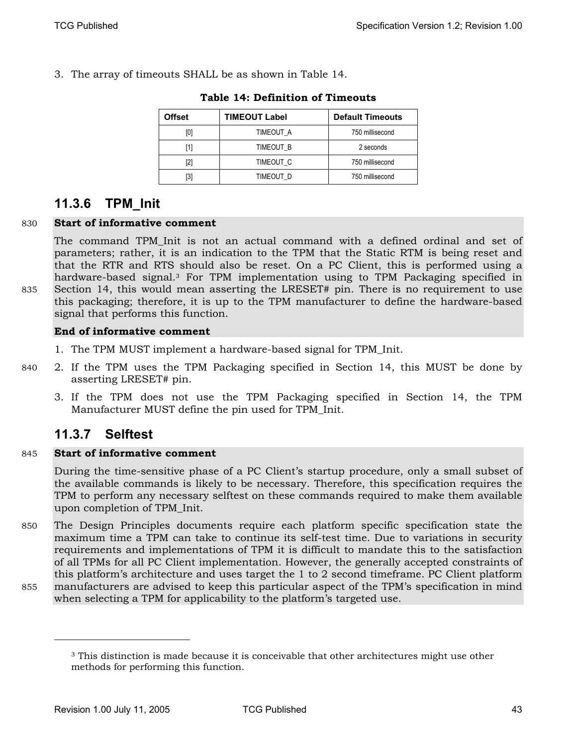3. The array of timeouts SHALL be as shown in Table 14.

**Table 14: Definition of Timeouts**

| Offset | TIMEOUT Label | Default Timeouts |
|---|---|---|
| [0] | TIMEOUT_A | 750 millisecond |
| [1] | TIMEOUT_B | 2 seconds |
| [2] | TIMEOUT_C | 750 millisecond |
| [3] | TIMEOUT_D | 750 millisecond |

### 11.3.6 TPM_Init

**Start of informative comment**

The command TPM_Init is not an actual command with a defined ordinal and set of parameters; rather, it is an indication to the TPM that the Static RTM is being reset and that the RTR and RTS should also be reset. On a PC Client, this is performed using a hardware-based signal.[3] For TPM implementation using to TPM Packaging specified in Section 14, this would mean asserting the LRESET# pin. There is no requirement to use this packaging; therefore, it is up to the TPM manufacturer to define the hardware-based signal that performs this function.

**End of informative comment**

1. The TPM MUST implement a hardware-based signal for TPM_Init.
2. If the TPM uses the TPM Packaging specified in Section 14, this MUST be done by asserting LRESET# pin.
3. If the TPM does not use the TPM Packaging specified in Section 14, the TPM Manufacturer MUST define the pin used for TPM_Init.

### 11.3.7 Selftest

**Start of informative comment**

During the time-sensitive phase of a PC Client's startup procedure, only a small subset of the available commands is likely to be necessary. Therefore, this specification requires the TPM to perform any necessary selftest on these commands required to make them available upon completion of TPM_Init.

The Design Principles documents require each platform specific specification state the maximum time a TPM can take to continue its self-test time. Due to variations in security requirements and implementations of TPM it is difficult to mandate this to the satisfaction of all TPMs for all PC Client implementation. However, the generally accepted constraints of this platform's architecture and uses target the 1 to 2 second timeframe. PC Client platform manufacturers are advised to keep this particular aspect of the TPM's specification in mind when selecting a TPM for applicability to the platform's targeted use.

[3] This distinction is made because it is conceivable that other architectures might use other methods for performing this function.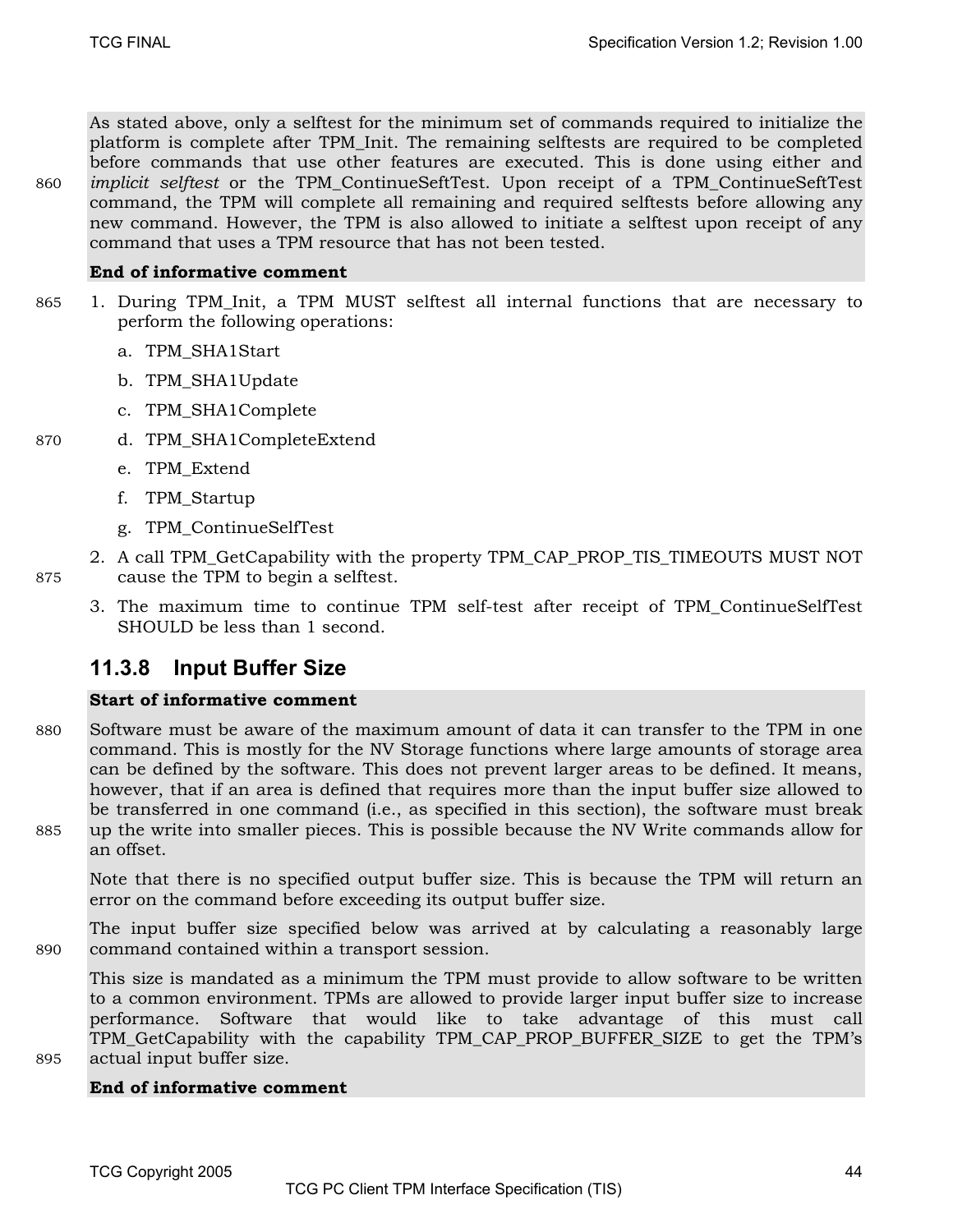As stated above, only a selftest for the minimum set of commands required to initialize the platform is complete after TPM_Init. The remaining selftests are required to be completed before commands that use other features are executed. This is done using either and *implicit selftest* or the TPM_ContinueSeftTest. Upon receipt of a TPM_ContinueSeftTest command, the TPM will complete all remaining and required selftests before allowing any new command. However, the TPM is also allowed to initiate a selftest upon receipt of any command that uses a TPM resource that has not been tested.

**End of informative comment**

1. During TPM_Init, a TPM MUST selftest all internal functions that are necessary to perform the following operations:
   a. TPM_SHA1Start
   b. TPM_SHA1Update
   c. TPM_SHA1Complete
   d. TPM_SHA1CompleteExtend
   e. TPM_Extend
   f. TPM_Startup
   g. TPM_ContinueSelfTest
2. A call TPM_GetCapability with the property TPM_CAP_PROP_TIS_TIMEOUTS MUST NOT cause the TPM to begin a selftest.
3. The maximum time to continue TPM self-test after receipt of TPM_ContinueSelfTest SHOULD be less than 1 second.

### 11.3.8 Input Buffer Size

**Start of informative comment**

Software must be aware of the maximum amount of data it can transfer to the TPM in one command. This is mostly for the NV Storage functions where large amounts of storage area can be defined by the software. This does not prevent larger areas to be defined. It means, however, that if an area is defined that requires more than the input buffer size allowed to be transferred in one command (i.e., as specified in this section), the software must break up the write into smaller pieces. This is possible because the NV Write commands allow for an offset.

Note that there is no specified output buffer size. This is because the TPM will return an error on the command before exceeding its output buffer size.

The input buffer size specified below was arrived at by calculating a reasonably large command contained within a transport session.

This size is mandated as a minimum the TPM must provide to allow software to be written to a common environment. TPMs are allowed to provide larger input buffer size to increase performance. Software that would like to take advantage of this must call TPM_GetCapability with the capability TPM_CAP_PROP_BUFFER_SIZE to get the TPM's actual input buffer size.

**End of informative comment**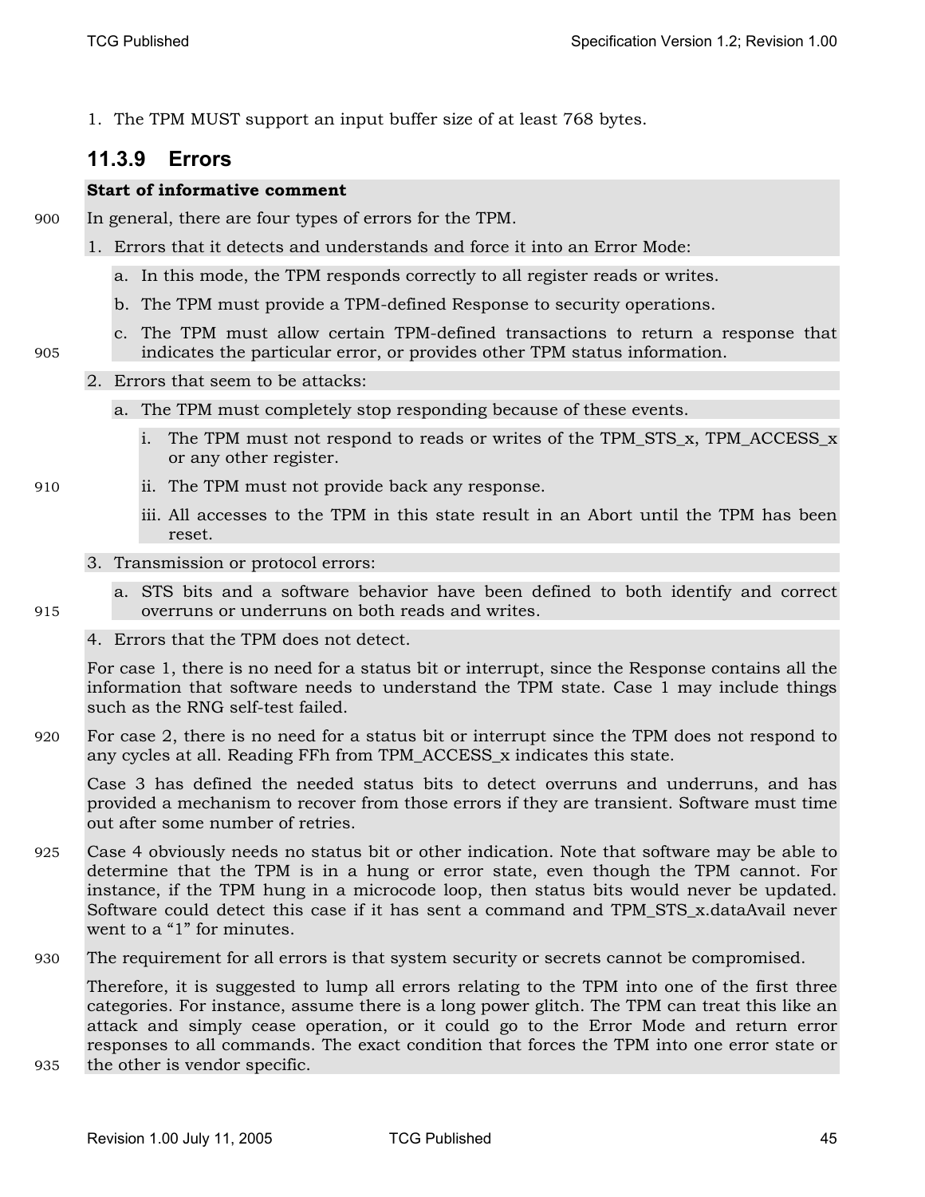1. The TPM MUST support an input buffer size of at least 768 bytes.

### 11.3.9 Errors

**Start of informative comment**

In general, there are four types of errors for the TPM.

1. Errors that it detects and understands and force it into an Error Mode:
   a. In this mode, the TPM responds correctly to all register reads or writes.
   b. The TPM must provide a TPM-defined Response to security operations.
   c. The TPM must allow certain TPM-defined transactions to return a response that indicates the particular error, or provides other TPM status information.
2. Errors that seem to be attacks:
   a. The TPM must completely stop responding because of these events.
      i. The TPM must not respond to reads or writes of the TPM_STS_x, TPM_ACCESS_x or any other register.
      ii. The TPM must not provide back any response.
      iii. All accesses to the TPM in this state result in an Abort until the TPM has been reset.
3. Transmission or protocol errors:
   a. STS bits and a software behavior have been defined to both identify and correct overruns or underruns on both reads and writes.
4. Errors that the TPM does not detect.

For case 1, there is no need for a status bit or interrupt, since the Response contains all the information that software needs to understand the TPM state. Case 1 may include things such as the RNG self-test failed.

For case 2, there is no need for a status bit or interrupt since the TPM does not respond to any cycles at all. Reading FFh from TPM_ACCESS_x indicates this state.

Case 3 has defined the needed status bits to detect overruns and underruns, and has provided a mechanism to recover from those errors if they are transient. Software must time out after some number of retries.

Case 4 obviously needs no status bit or other indication. Note that software may be able to determine that the TPM is in a hung or error state, even though the TPM cannot. For instance, if the TPM hung in a microcode loop, then status bits would never be updated. Software could detect this case if it has sent a command and TPM_STS_x.dataAvail never went to a "1" for minutes.

The requirement for all errors is that system security or secrets cannot be compromised.

Therefore, it is suggested to lump all errors relating to the TPM into one of the first three categories. For instance, assume there is a long power glitch. The TPM can treat this like an attack and simply cease operation, or it could go to the Error Mode and return error responses to all commands. The exact condition that forces the TPM into one error state or the other is vendor specific.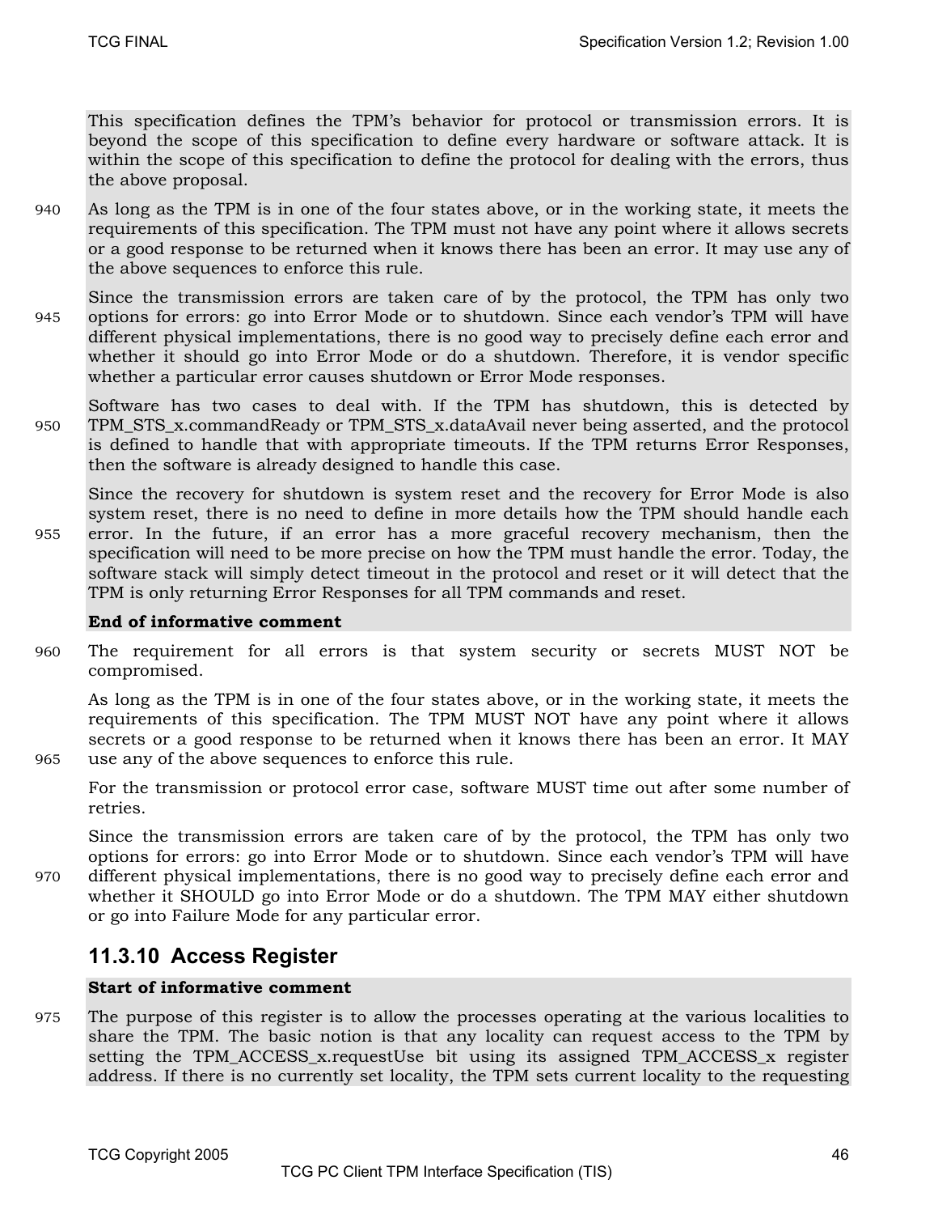This specification defines the TPM's behavior for protocol or transmission errors. It is beyond the scope of this specification to define every hardware or software attack. It is within the scope of this specification to define the protocol for dealing with the errors, thus the above proposal.

As long as the TPM is in one of the four states above, or in the working state, it meets the requirements of this specification. The TPM must not have any point where it allows secrets or a good response to be returned when it knows there has been an error. It may use any of the above sequences to enforce this rule.

Since the transmission errors are taken care of by the protocol, the TPM has only two options for errors: go into Error Mode or to shutdown. Since each vendor's TPM will have different physical implementations, there is no good way to precisely define each error and whether it should go into Error Mode or do a shutdown. Therefore, it is vendor specific whether a particular error causes shutdown or Error Mode responses.

Software has two cases to deal with. If the TPM has shutdown, this is detected by TPM_STS_x.commandReady or TPM_STS_x.dataAvail never being asserted, and the protocol is defined to handle that with appropriate timeouts. If the TPM returns Error Responses, then the software is already designed to handle this case.

Since the recovery for shutdown is system reset and the recovery for Error Mode is also system reset, there is no need to define in more details how the TPM should handle each error. In the future, if an error has a more graceful recovery mechanism, then the specification will need to be more precise on how the TPM must handle the error. Today, the software stack will simply detect timeout in the protocol and reset or it will detect that the TPM is only returning Error Responses for all TPM commands and reset.

**End of informative comment**

The requirement for all errors is that system security or secrets MUST NOT be compromised.

As long as the TPM is in one of the four states above, or in the working state, it meets the requirements of this specification. The TPM MUST NOT have any point where it allows secrets or a good response to be returned when it knows there has been an error. It MAY use any of the above sequences to enforce this rule.

For the transmission or protocol error case, software MUST time out after some number of retries.

Since the transmission errors are taken care of by the protocol, the TPM has only two options for errors: go into Error Mode or to shutdown. Since each vendor's TPM will have different physical implementations, there is no good way to precisely define each error and whether it SHOULD go into Error Mode or do a shutdown. The TPM MAY either shutdown or go into Failure Mode for any particular error.

### 11.3.10 Access Register

**Start of informative comment**

The purpose of this register is to allow the processes operating at the various localities to share the TPM. The basic notion is that any locality can request access to the TPM by setting the TPM_ACCESS_x.requestUse bit using its assigned TPM_ACCESS_x register address. If there is no currently set locality, the TPM sets current locality to the requesting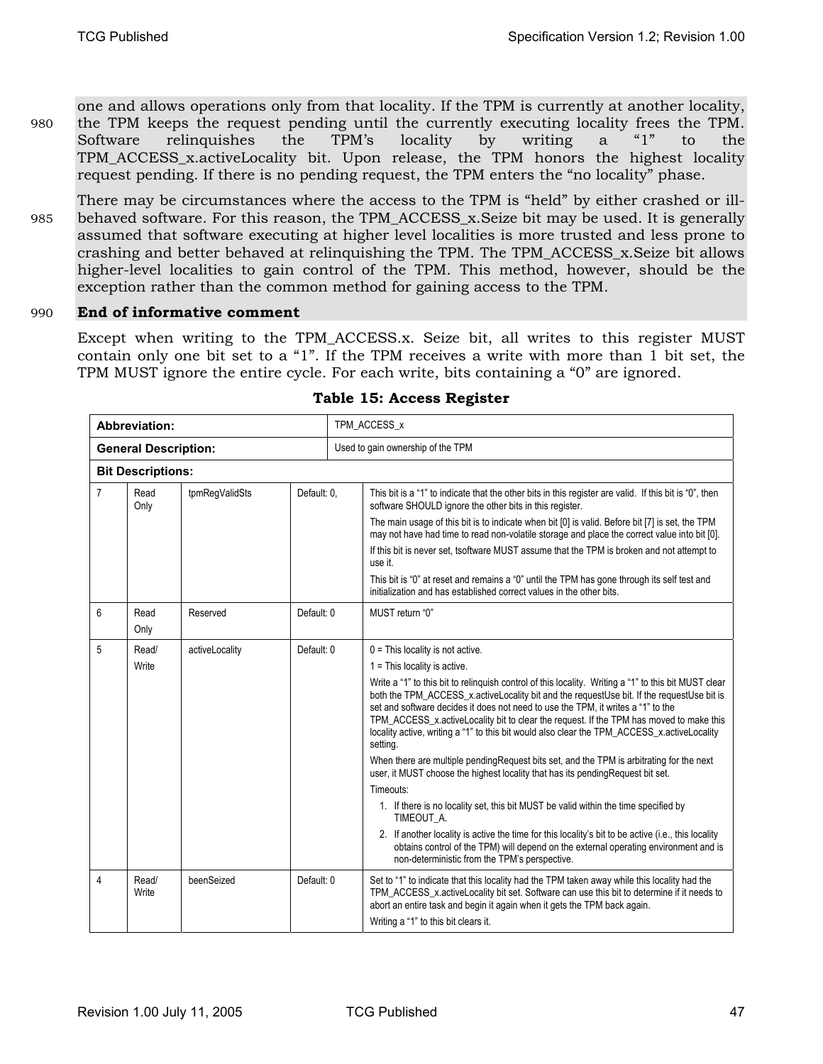one and allows operations only from that locality. If the TPM is currently at another locality, the TPM keeps the request pending until the currently executing locality frees the TPM. Software relinquishes the TPM's locality by writing a "1" to the TPM_ACCESS_x.activeLocality bit. Upon release, the TPM honors the highest locality request pending. If there is no pending request, the TPM enters the "no locality" phase.

There may be circumstances where the access to the TPM is "held" by either crashed or ill-behaved software. For this reason, the TPM_ACCESS_x.Seize bit may be used. It is generally assumed that software executing at higher level localities is more trusted and less prone to crashing and better behaved at relinquishing the TPM. The TPM_ACCESS_x.Seize bit allows higher-level localities to gain control of the TPM. This method, however, should be the exception rather than the common method for gaining access to the TPM.

**End of informative comment**

Except when writing to the TPM_ACCESS.x. Seize bit, all writes to this register MUST contain only one bit set to a "1". If the TPM receives a write with more than 1 bit set, the TPM MUST ignore the entire cycle. For each write, bits containing a "0" are ignored.

**Table 15: Access Register**

| **Abbreviation:** | | | | TPM_ACCESS_x |
|---|---|---|---|---|
| **General Description:** | | | | Used to gain ownership of the TPM |
| **Bit Descriptions:** | | | | |
| 7 | Read Only | tpmRegValidSts | Default: 0, | This bit is a "1" to indicate that the other bits in this register are valid. If this bit is "0", then software SHOULD ignore the other bits in this register.<br><br>The main usage of this bit is to indicate when bit [0] is valid. Before bit [7] is set, the TPM may not have had time to read non-volatile storage and place the correct value into bit [0].<br><br>If this bit is never set, tsoftware MUST assume that the TPM is broken and not attempt to use it.<br><br>This bit is "0" at reset and remains a "0" until the TPM has gone through its self test and initialization and has established correct values in the other bits. |
| 6 | Read Only | Reserved | Default: 0 | MUST return "0" |
| 5 | Read/ Write | activeLocality | Default: 0 | 0 = This locality is not active.<br><br>1 = This locality is active.<br><br>Write a "1" to this bit to relinquish control of this locality. Writing a "1" to this bit MUST clear both the TPM_ACCESS_x.activeLocality bit and the requestUse bit. If the requestUse bit is set and software decides it does not need to use the TPM, it writes a "1" to the TPM_ACCESS_x.activeLocality bit to clear the request. If the TPM has moved to make this locality active, writing a "1" to this bit would also clear the TPM_ACCESS_x.activeLocality setting.<br><br>When there are multiple pendingRequest bits set, and the TPM is arbitrating for the next user, it MUST choose the highest locality that has its pendingRequest bit set.<br><br>Timeouts:<br><br>1. If there is no locality set, this bit MUST be valid within the time specified by TIMEOUT_A.<br><br>2. If another locality is active the time for this locality's bit to be active (i.e., this locality obtains control of the TPM) will depend on the external operating environment and is non-deterministic from the TPM's perspective. |
| 4 | Read/ Write | beenSeized | Default: 0 | Set to "1" to indicate that this locality had the TPM taken away while this locality had the TPM_ACCESS_x.activeLocality bit set. Software can use this bit to determine if it needs to abort an entire task and begin it again when it gets the TPM back again.<br><br>Writing a "1" to this bit clears it. |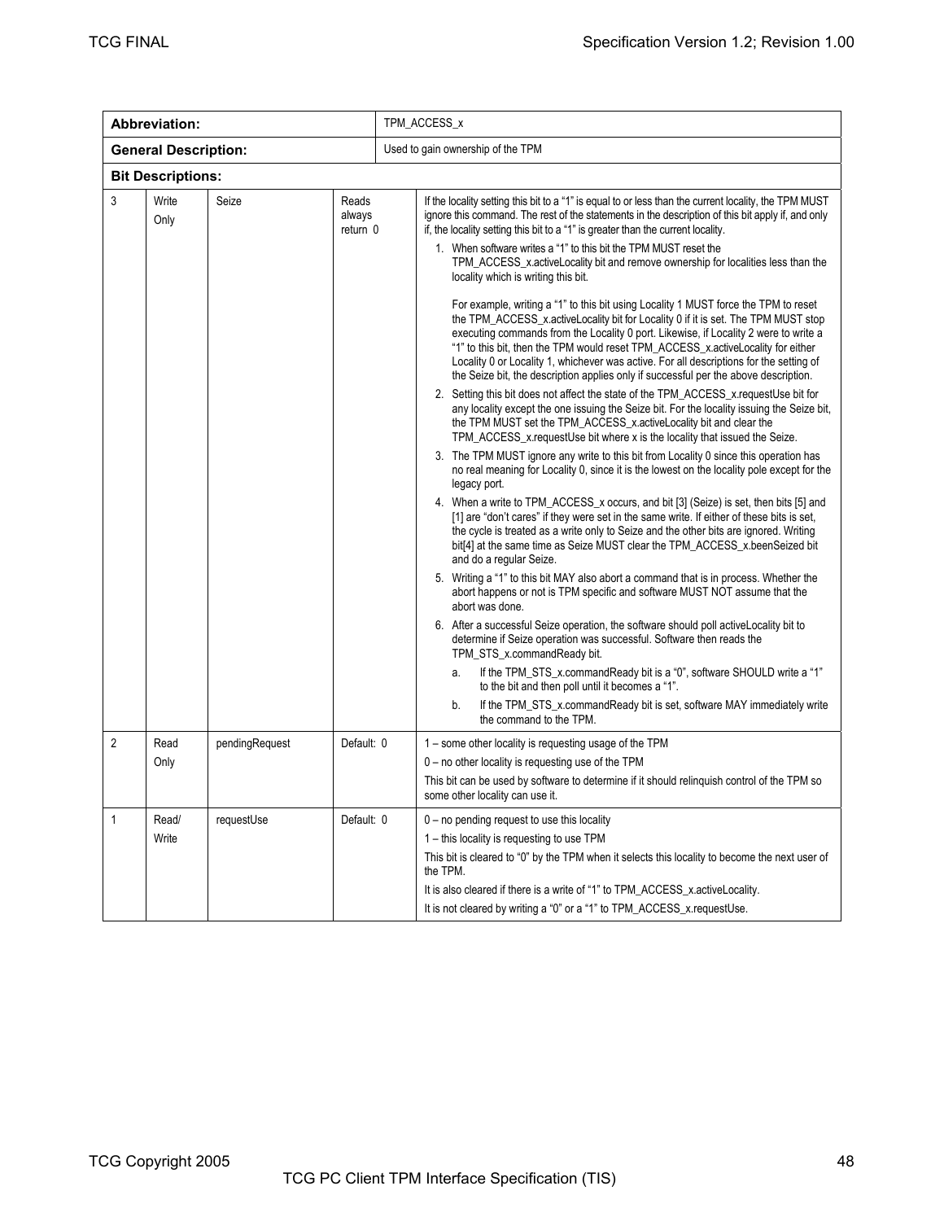| | | | | |
|---|---|---|---|---|
| **Abbreviation:** | | | | TPM_ACCESS_x |
| **General Description:** | | | | Used to gain ownership of the TPM |
| **Bit Descriptions:** | | | | |
| 3 | Write Only | Seize | Reads always return 0 | If the locality setting this bit to a "1" is equal to or less than the current locality, the TPM MUST ignore this command. The rest of the statements in the description of this bit apply if, and only if, the locality setting this bit to a "1" is greater than the current locality.<br>1. When software writes a "1" to this bit the TPM MUST reset the TPM_ACCESS_x.activeLocality bit and remove ownership for localities less than the locality which is writing this bit.<br><br>For example, writing a "1" to this bit using Locality 1 MUST force the TPM to reset the TPM_ACCESS_x.activeLocality bit for Locality 0 if it is set. The TPM MUST stop executing commands from the Locality 0 port. Likewise, if Locality 2 were to write a "1" to this bit, then the TPM would reset TPM_ACCESS_x.activeLocality for either Locality 0 or Locality 1, whichever was active. For all descriptions for the setting of the Seize bit, the description applies only if successful per the above description.<br>2. Setting this bit does not affect the state of the TPM_ACCESS_x.requestUse bit for any locality except the one issuing the Seize bit. For the locality issuing the Seize bit, the TPM MUST set the TPM_ACCESS_x.activeLocality bit and clear the TPM_ACCESS_x.requestUse bit where x is the locality that issued the Seize.<br>3. The TPM MUST ignore any write to this bit from Locality 0 since this operation has no real meaning for Locality 0, since it is the lowest on the locality pole except for the legacy port.<br>4. When a write to TPM_ACCESS_x occurs, and bit [3] (Seize) is set, then bits [5] and [1] are "don't cares" if they were set in the same write. If either of these bits is set, the cycle is treated as a write only to Seize and the other bits are ignored. Writing bit[4] at the same time as Seize MUST clear the TPM_ACCESS_x.beenSeized bit and do a regular Seize.<br>5. Writing a "1" to this bit MAY also abort a command that is in process. Whether the abort happens or not is TPM specific and software MUST NOT assume that the abort was done.<br>6. After a successful Seize operation, the software should poll activeLocality bit to determine if Seize operation was successful. Software then reads the TPM_STS_x.commandReady bit.<br>a. If the TPM_STS_x.commandReady bit is a "0", software SHOULD write a "1" to the bit and then poll until it becomes a "1".<br>b. If the TPM_STS_x.commandReady bit is set, software MAY immediately write the command to the TPM. |
| 2 | Read Only | pendingRequest | Default: 0 | 1 – some other locality is requesting usage of the TPM<br>0 – no other locality is requesting use of the TPM<br>This bit can be used by software to determine if it should relinquish control of the TPM so some other locality can use it. |
| 1 | Read/ Write | requestUse | Default: 0 | 0 – no pending request to use this locality<br>1 – this locality is requesting to use TPM<br>This bit is cleared to "0" by the TPM when it selects this locality to become the next user of the TPM.<br>It is also cleared if there is a write of "1" to TPM_ACCESS_x.activeLocality.<br>It is not cleared by writing a "0" or a "1" to TPM_ACCESS_x.requestUse. |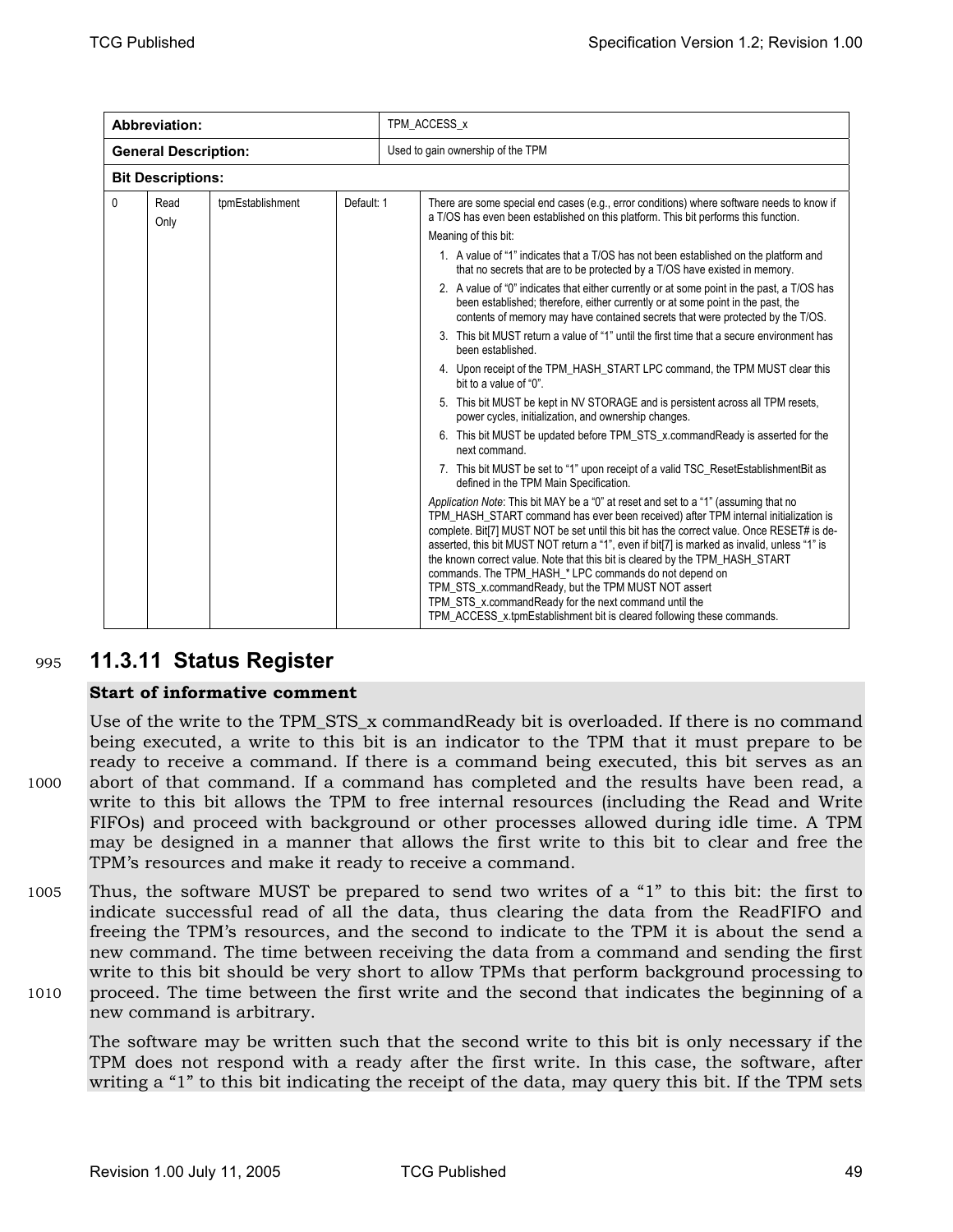| | | | | |
|---|---|---|---|---|
| **Abbreviation:** | | | TPM_ACCESS_x | |
| **General Description:** | | | Used to gain ownership of the TPM | |
| **Bit Descriptions:** | | | | |
| 0 | Read Only | tpmEstablishment | Default: 1 | There are some special end cases (e.g., error conditions) where software needs to know if a T/OS has even been established on this platform. This bit performs this function.<br>Meaning of this bit:<br>1. A value of "1" indicates that a T/OS has not been established on the platform and that no secrets that are to be protected by a T/OS have existed in memory.<br>2. A value of "0" indicates that either currently or at some point in the past, a T/OS has been established; therefore, either currently or at some point in the past, the contents of memory may have contained secrets that were protected by the T/OS.<br>3. This bit MUST return a value of "1" until the first time that a secure environment has been established.<br>4. Upon receipt of the TPM_HASH_START LPC command, the TPM MUST clear this bit to a value of "0".<br>5. This bit MUST be kept in NV STORAGE and is persistent across all TPM resets, power cycles, initialization, and ownership changes.<br>6. This bit MUST be updated before TPM_STS_x.commandReady is asserted for the next command.<br>7. This bit MUST be set to "1" upon receipt of a valid TSC_ResetEstablishmentBit as defined in the TPM Main Specification.<br>*Application Note*: This bit MAY be a "0" at reset and set to a "1" (assuming that no TPM_HASH_START command has ever been received) after TPM internal initialization is complete. Bit[7] MUST NOT be set until this bit has the correct value. Once RESET# is de-asserted, this bit MUST NOT return a "1", even if bit[7] is marked as invalid, unless "1" is the known correct value. Note that this bit is cleared by the TPM_HASH_START commands. The TPM_HASH_* LPC commands do not depend on TPM_STS_x.commandReady, but the TPM MUST NOT assert TPM_STS_x.commandReady for the next command until the TPM_ACCESS_x.tpmEstablishment bit is cleared following these commands. |

### 11.3.11 Status Register

**Start of informative comment**

Use of the write to the TPM_STS_x commandReady bit is overloaded. If there is no command being executed, a write to this bit is an indicator to the TPM that it must prepare to be ready to receive a command. If there is a command being executed, this bit serves as an abort of that command. If a command has completed and the results have been read, a write to this bit allows the TPM to free internal resources (including the Read and Write FIFOs) and proceed with background or other processes allowed during idle time. A TPM may be designed in a manner that allows the first write to this bit to clear and free the TPM's resources and make it ready to receive a command.

Thus, the software MUST be prepared to send two writes of a "1" to this bit: the first to indicate successful read of all the data, thus clearing the data from the ReadFIFO and freeing the TPM's resources, and the second to indicate to the TPM it is about the send a new command. The time between receiving the data from a command and sending the first write to this bit should be very short to allow TPMs that perform background processing to proceed. The time between the first write and the second that indicates the beginning of a new command is arbitrary.

The software may be written such that the second write to this bit is only necessary if the TPM does not respond with a ready after the first write. In this case, the software, after writing a "1" to this bit indicating the receipt of the data, may query this bit. If the TPM sets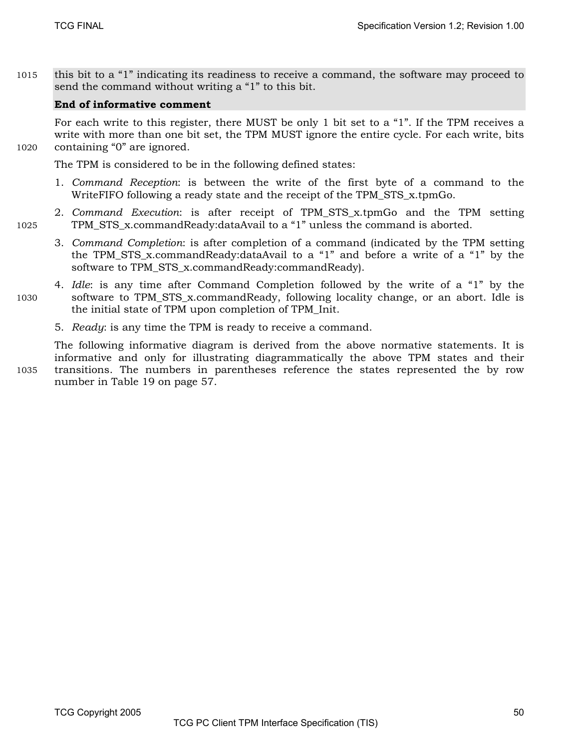this bit to a "1" indicating its readiness to receive a command, the software may proceed to send the command without writing a "1" to this bit.

**End of informative comment**

For each write to this register, there MUST be only 1 bit set to a "1". If the TPM receives a write with more than one bit set, the TPM MUST ignore the entire cycle. For each write, bits containing "0" are ignored.

The TPM is considered to be in the following defined states:

1. *Command Reception*: is between the write of the first byte of a command to the WriteFIFO following a ready state and the receipt of the TPM_STS_x.tpmGo.
2. *Command Execution*: is after receipt of TPM_STS_x.tpmGo and the TPM setting TPM_STS_x.commandReady:dataAvail to a "1" unless the command is aborted.
3. *Command Completion*: is after completion of a command (indicated by the TPM setting the TPM_STS_x.commandReady:dataAvail to a "1" and before a write of a "1" by the software to TPM_STS_x.commandReady:commandReady).
4. *Idle*: is any time after Command Completion followed by the write of a "1" by the software to TPM_STS_x.commandReady, following locality change, or an abort. Idle is the initial state of TPM upon completion of TPM_Init.
5. *Ready*: is any time the TPM is ready to receive a command.

The following informative diagram is derived from the above normative statements. It is informative and only for illustrating diagrammatically the above TPM states and their transitions. The numbers in parentheses reference the states represented the by row number in Table 19 on page 57.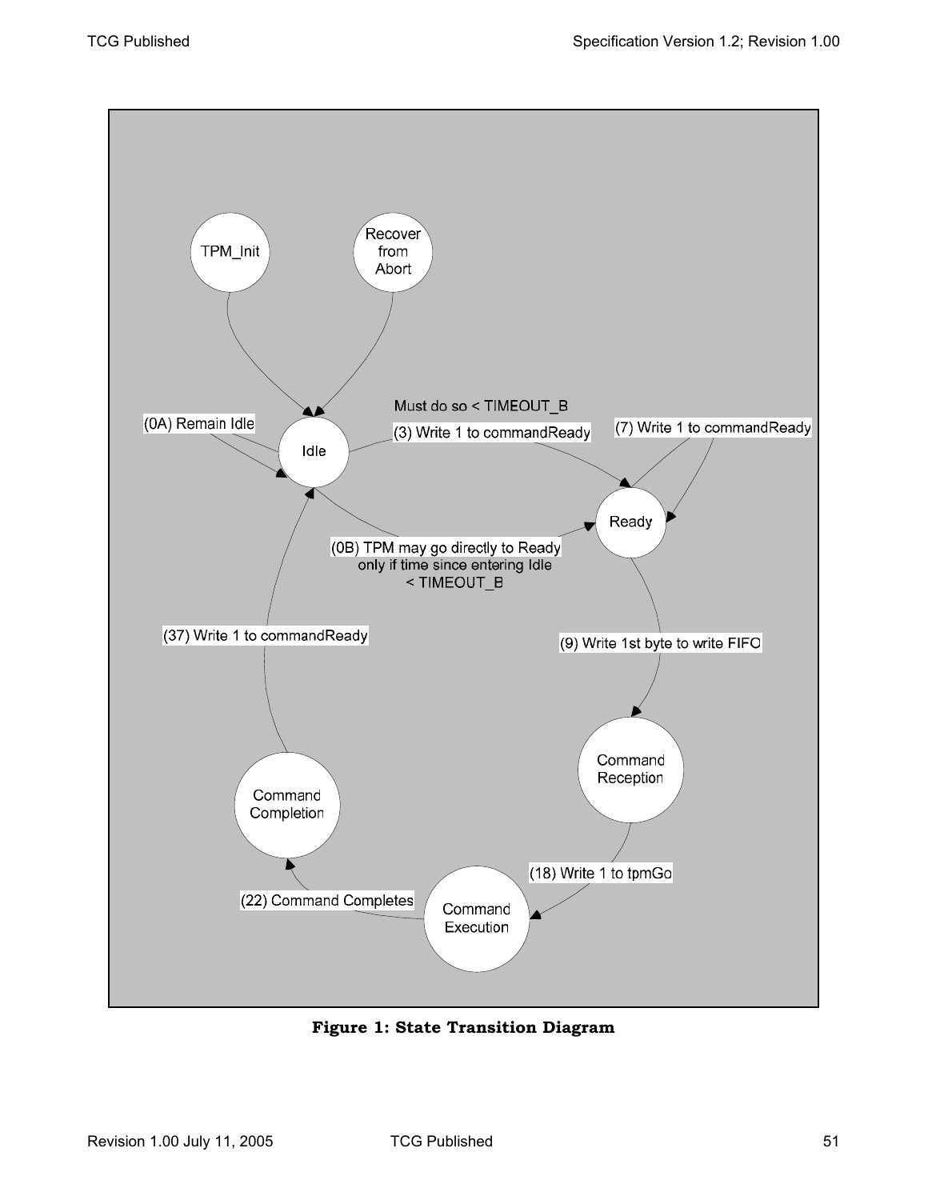TPM_Init

Recover from Abort

Must do so < TIMEOUT_B

(0A) Remain Idle

Idle

(3) Write 1 to commandReady

(7) Write 1 to commandReady

Ready

(0B) TPM may go directly to Ready only if time since entering Idle < TIMEOUT_B

(37) Write 1 to commandReady

(9) Write 1st byte to write FIFO

Command Reception

Command Completion

(18) Write 1 to tpmGo

(22) Command Completes

Command Execution

**Figure 1: State Transition Diagram**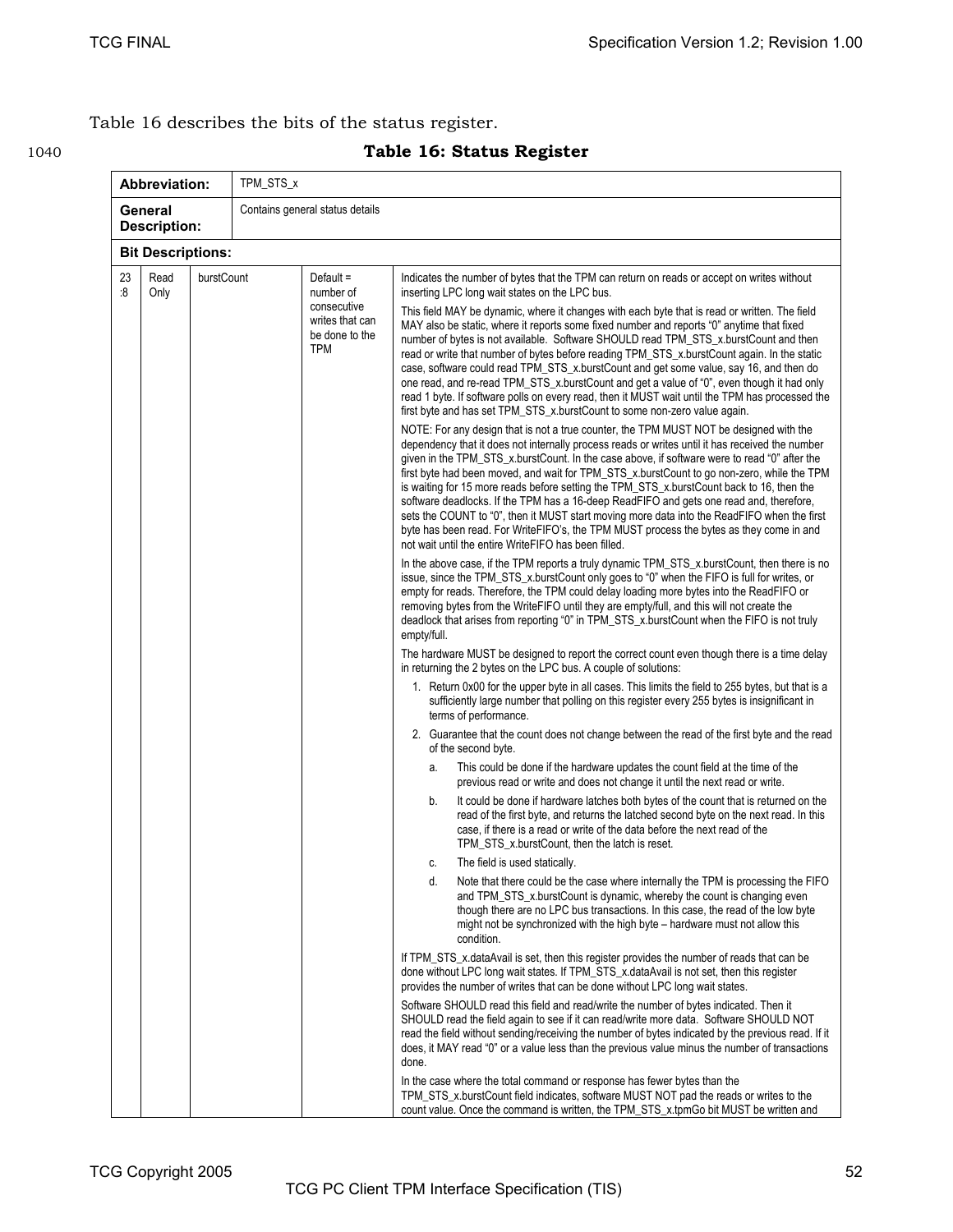Table 16 describes the bits of the status register.

**Table 16: Status Register**

| | | | | |
|---|---|---|---|---|
| **Abbreviation:** | | TPM_STS_x | | |
| **General Description:** | | Contains general status details | | |
| **Bit Descriptions:** | | | | |
| 23:8 | Read Only | burstCount | Default = number of consecutive writes that can be done to the TPM | Indicates the number of bytes that the TPM can return on reads or accept on writes without inserting LPC long wait states on the LPC bus.<br><br>This field MAY be dynamic, where it changes with each byte that is read or written. The field MAY also be static, where it reports some fixed number and reports "0" anytime that fixed number of bytes is not available. Software SHOULD read TPM_STS_x.burstCount and then read or write that number of bytes before reading TPM_STS_x.burstCount again. In the static case, software could read TPM_STS_x.burstCount and get some value, say 16, and then do one read, and re-read TPM_STS_x.burstCount and get a value of "0", even though it had only read 1 byte. If software polls on every read, then it MUST wait until the TPM has processed the first byte and has set TPM_STS_x.burstCount to some non-zero value again.<br><br>NOTE: For any design that is not a true counter, the TPM MUST NOT be designed with the dependency that it does not internally process reads or writes until it has received the number given in the TPM_STS_x.burstCount. In the case above, if software were to read "0" after the first byte had been moved, and wait for TPM_STS_x.burstCount to go non-zero, while the TPM is waiting for 15 more reads before setting the TPM_STS_x.burstCount back to 16, then the software deadlocks. If the TPM has a 16-deep ReadFIFO and gets one read and, therefore, sets the COUNT to "0", then it MUST start moving more data into the ReadFIFO when the first byte has been read. For WriteFIFO's, the TPM MUST process the bytes as they come in and not wait until the entire WriteFIFO has been filled.<br><br>In the above case, if the TPM reports a truly dynamic TPM_STS_x.burstCount, then there is no issue, since the TPM_STS_x.burstCount only goes to "0" when the FIFO is full for writes, or empty for reads. Therefore, the TPM could delay loading more bytes into the ReadFIFO or removing bytes from the WriteFIFO until they are empty/full, and this will not create the deadlock that arises from reporting "0" in TPM_STS_x.burstCount when the FIFO is not truly empty/full.<br><br>The hardware MUST be designed to report the correct count even though there is a time delay in returning the 2 bytes on the LPC bus. A couple of solutions:<br>1. Return 0x00 for the upper byte in all cases. This limits the field to 255 bytes, but that is a sufficiently large number that polling on this register every 255 bytes is insignificant in terms of performance.<br>2. Guarantee that the count does not change between the read of the first byte and the read of the second byte.<br>a. This could be done if the hardware updates the count field at the time of the previous read or write and does not change it until the next read or write.<br>b. It could be done if hardware latches both bytes of the count that is returned on the read of the first byte, and returns the latched second byte on the next read. In this case, if there is a read or write of the data before the next read of the TPM_STS_x.burstCount, then the latch is reset.<br>c. The field is used statically.<br>d. Note that there could be the case where internally the TPM is processing the FIFO and TPM_STS_x.burstCount is dynamic, whereby the count is changing even though there are no LPC bus transactions. In this case, the read of the low byte might not be synchronized with the high byte – hardware must not allow this condition.<br><br>If TPM_STS_x.dataAvail is set, then this register provides the number of reads that can be done without LPC long wait states. If TPM_STS_x.dataAvail is not set, then this register provides the number of writes that can be done without LPC long wait states.<br><br>Software SHOULD read this field and read/write the number of bytes indicated. Then it SHOULD read the field again to see if it can read/write more data. Software SHOULD NOT read the field without sending/receiving the number of bytes indicated by the previous read. If it does, it MAY read "0" or a value less than the previous value minus the number of transactions done.<br><br>In the case where the total command or response has fewer bytes than the TPM_STS_x.burstCount field indicates, software MUST NOT pad the reads or writes to the count value. Once the command is written, the TPM_STS_x.tpmGo bit MUST be written and |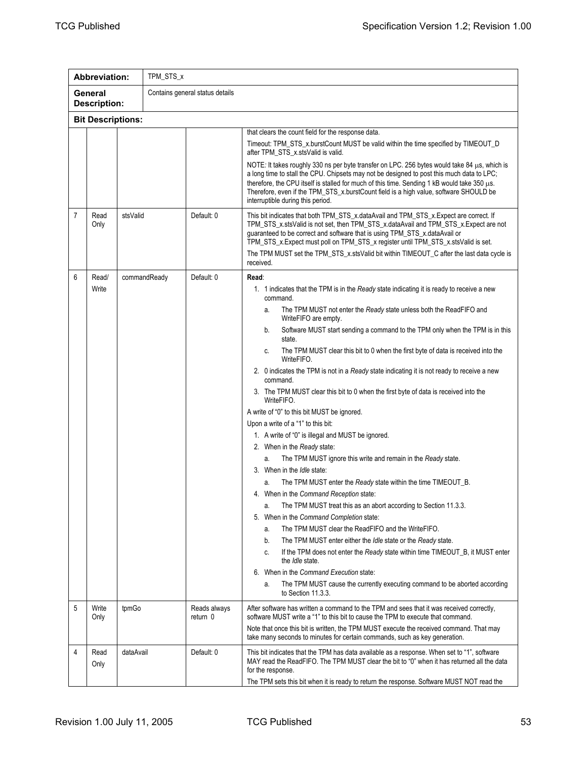| | | |
|---|---|---|
| **Abbreviation:** | TPM_STS_x | |
| **General Description:** | Contains general status details | |
| **Bit Descriptions:** | | |

| | | | | |
|---|---|---|---|---|
| | | | | that clears the count field for the response data.<br><br>Timeout: TPM_STS_x.burstCount MUST be valid within the time specified by TIMEOUT_D after TPM_STS_x.stsValid is valid.<br><br>NOTE: It takes roughly 330 ns per byte transfer on LPC. 256 bytes would take 84 µs, which is a long time to stall the CPU. Chipsets may not be designed to post this much data to LPC; therefore, the CPU itself is stalled for much of this time. Sending 1 kB would take 350 µs. Therefore, even if the TPM_STS_x.burstCount field is a high value, software SHOULD be interruptible during this period. |
| 7 | Read Only | stsValid | Default: 0 | This bit indicates that both TPM_STS_x.dataAvail and TPM_STS_x.Expect are correct. If TPM_STS_x.stsValid is not set, then TPM_STS_x.dataAvail and TPM_STS_x.Expect are not guaranteed to be correct and software that is using TPM_STS_x.dataAvail or TPM_STS_x.Expect must poll on TPM_STS_x register until TPM_STS_x.stsValid is set.<br><br>The TPM MUST set the TPM_STS_x.stsValid bit within TIMEOUT_C after the last data cycle is received. |
| 6 | Read/ Write | commandReady | Default: 0 | **Read**:<br>1. 1 indicates that the TPM is in the *Ready* state indicating it is ready to receive a new command.<br>&nbsp;&nbsp;a. The TPM MUST not enter the *Ready* state unless both the ReadFIFO and WriteFIFO are empty.<br>&nbsp;&nbsp;b. Software MUST start sending a command to the TPM only when the TPM is in this state.<br>&nbsp;&nbsp;c. The TPM MUST clear this bit to 0 when the first byte of data is received into the WriteFIFO.<br>2. 0 indicates the TPM is not in a *Ready* state indicating it is not ready to receive a new command.<br>3. The TPM MUST clear this bit to 0 when the first byte of data is received into the WriteFIFO.<br><br>A write of "0" to this bit MUST be ignored.<br><br>Upon a write of a "1" to this bit:<br>1. A write of "0" is illegal and MUST be ignored.<br>2. When in the *Ready* state:<br>&nbsp;&nbsp;a. The TPM MUST ignore this write and remain in the *Ready* state.<br>3. When in the *Idle* state:<br>&nbsp;&nbsp;a. The TPM MUST enter the *Ready* state within the time TIMEOUT_B.<br>4. When in the *Command Reception* state:<br>&nbsp;&nbsp;a. The TPM MUST treat this as an abort according to Section 11.3.3.<br>5. When in the *Command Completion* state:<br>&nbsp;&nbsp;a. The TPM MUST clear the ReadFIFO and the WriteFIFO.<br>&nbsp;&nbsp;b. The TPM MUST enter either the *Idle* state or the *Ready* state.<br>&nbsp;&nbsp;c. If the TPM does not enter the *Ready* state within time TIMEOUT_B, it MUST enter the *Idle* state.<br>6. When in the *Command Execution* state:<br>&nbsp;&nbsp;a. The TPM MUST cause the currently executing command to be aborted according to Section 11.3.3. |
| 5 | Write Only | tpmGo | Reads always return 0 | After software has written a command to the TPM and sees that it was received correctly, software MUST write a "1" to this bit to cause the TPM to execute that command.<br><br>Note that once this bit is written, the TPM MUST execute the received command. That may take many seconds to minutes for certain commands, such as key generation. |
| 4 | Read Only | dataAvail | Default: 0 | This bit indicates that the TPM has data available as a response. When set to "1", software MAY read the ReadFIFO. The TPM MUST clear the bit to "0" when it has returned all the data for the response.<br><br>The TPM sets this bit when it is ready to return the response. Software MUST NOT read the |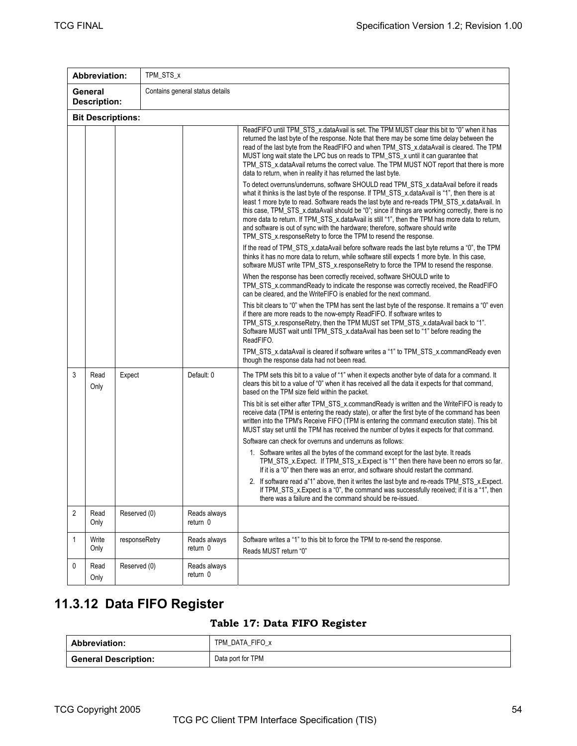| Abbreviation: | TPM_STS_x | | | |
|---|---|---|---|---|
| **General Description:** | Contains general status details | | | |
| **Bit Descriptions:** | | | | |
| | | | | ReadFIFO until TPM_STS_x.dataAvail is set. The TPM MUST clear this bit to "0" when it has returned the last byte of the response. Note that there may be some time delay between the read of the last byte from the ReadFIFO and when TPM_STS_x.dataAvail is cleared. The TPM MUST long wait state the LPC bus on reads to TPM_STS_x until it can guarantee that TPM_STS_x.dataAvail returns the correct value. The TPM MUST NOT report that there is more data to return, when in reality it has returned the last byte.<br><br>To detect overruns/underruns, software SHOULD read TPM_STS_x.dataAvail before it reads what it thinks is the last byte of the response. If TPM_STS_x.dataAvail is "1", then there is at least 1 more byte to read. Software reads the last byte and re-reads TPM_STS_x.dataAvail. In this case, TPM_STS_x.dataAvail should be "0"; since if things are working correctly, there is no more data to return. If TPM_STS_x.dataAvail is still "1", then the TPM has more data to return, and software is out of sync with the hardware; therefore, software should write TPM_STS_x.responseRetry to force the TPM to resend the response.<br><br>If the read of TPM_STS_x.dataAvail before software reads the last byte returns a "0", the TPM thinks it has no more data to return, while software still expects 1 more byte. In this case, software MUST write TPM_STS_x.responseRetry to force the TPM to resend the response.<br><br>When the response has been correctly received, software SHOULD write to TPM_STS_x.commandReady to indicate the response was correctly received, the ReadFIFO can be cleared, and the WriteFIFO is enabled for the next command.<br><br>This bit clears to "0" when the TPM has sent the last byte of the response. It remains a "0" even if there are more reads to the now-empty ReadFIFO. If software writes to TPM_STS_x.responseRetry, then the TPM MUST set TPM_STS_x.dataAvail back to "1". Software MUST wait until TPM_STS_x.dataAvail has been set to "1" before reading the ReadFIFO.<br><br>TPM_STS_x.dataAvail is cleared if software writes a "1" to TPM_STS_x.commandReady even though the response data had not been read. |
| 3 | Read Only | Expect | Default: 0 | The TPM sets this bit to a value of "1" when it expects another byte of data for a command. It clears this bit to a value of "0" when it has received all the data it expects for that command, based on the TPM size field within the packet.<br><br>This bit is set either after TPM_STS_x.commandReady is written and the WriteFIFO is ready to receive data (TPM is entering the ready state), or after the first byte of the command has been written into the TPM's Receive FIFO (TPM is entering the command execution state). This bit MUST stay set until the TPM has received the number of bytes it expects for that command.<br><br>Software can check for overruns and underruns as follows:<br><br>1. Software writes all the bytes of the command except for the last byte. It reads TPM_STS_x.Expect. If TPM_STS_x.Expect is "1" then there have been no errors so far. If it is a "0" then there was an error, and software should restart the command.<br>2. If software read a"1" above, then it writes the last byte and re-reads TPM_STS_x.Expect. If TPM_STS_x.Expect is a "0", the command was successfully received; if it is a "1", then there was a failure and the command should be re-issued. |
| 2 | Read Only | Reserved (0) | Reads always return 0 | |
| 1 | Write Only | responseRetry | Reads always return 0 | Software writes a "1" to this bit to force the TPM to re-send the response.<br><br>Reads MUST return "0" |
| 0 | Read Only | Reserved (0) | Reads always return 0 | |

## 11.3.12 Data FIFO Register

**Table 17: Data FIFO Register**

| Abbreviation: | TPM_DATA_FIFO_x |
|---|---|
| **General Description:** | Data port for TPM |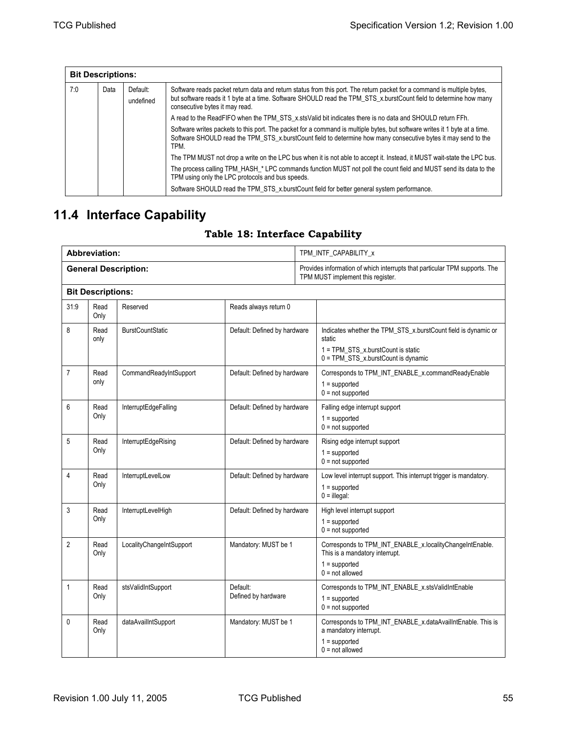| Bit Descriptions: | | | |
|---|---|---|---|
| 7:0 | Data | Default: undefined | Software reads packet return data and return status from this port. The return packet for a command is multiple bytes, but software reads it 1 byte at a time. Software SHOULD read the TPM_STS_x.burstCount field to determine how many consecutive bytes it may read.<br>A read to the ReadFIFO when the TPM_STS_x.stsValid bit indicates there is no data and SHOULD return FFh.<br>Software writes packets to this port. The packet for a command is multiple bytes, but software writes it 1 byte at a time. Software SHOULD read the TPM_STS_x.burstCount field to determine how many consecutive bytes it may send to the TPM.<br>The TPM MUST not drop a write on the LPC bus when it is not able to accept it. Instead, it MUST wait-state the LPC bus.<br>The process calling TPM_HASH_* LPC commands function MUST not poll the count field and MUST send its data to the TPM using only the LPC protocols and bus speeds.<br>Software SHOULD read the TPM_STS_x.burstCount field for better general system performance. |

## 11.4 Interface Capability

**Table 18: Interface Capability**

| **Abbreviation:** | | | | TPM_INTF_CAPABILITY_x |
|---|---|---|---|---|
| **General Description:** | | | | Provides information of which interrupts that particular TPM supports. The TPM MUST implement this register. |
| **Bit Descriptions:** | | | | |
| 31:9 | Read Only | Reserved | Reads always return 0 | |
| 8 | Read only | BurstCountStatic | Default: Defined by hardware | Indicates whether the TPM_STS_x.burstCount field is dynamic or static<br>1 = TPM_STS_x.burstCount is static<br>0 = TPM_STS_x.burstCount is dynamic |
| 7 | Read only | CommandReadyIntSupport | Default: Defined by hardware | Corresponds to TPM_INT_ENABLE_x.commandReadyEnable<br>1 = supported<br>0 = not supported |
| 6 | Read Only | InterruptEdgeFalling | Default: Defined by hardware | Falling edge interrupt support<br>1 = supported<br>0 = not supported |
| 5 | Read Only | InterruptEdgeRising | Default: Defined by hardware | Rising edge interrupt support<br>1 = supported<br>0 = not supported |
| 4 | Read Only | InterruptLevelLow | Default: Defined by hardware | Low level interrupt support. This interrupt trigger is mandatory.<br>1 = supported<br>0 = illegal: |
| 3 | Read Only | InterruptLevelHigh | Default: Defined by hardware | High level interrupt support<br>1 = supported<br>0 = not supported |
| 2 | Read Only | LocalityChangeIntSupport | Mandatory: MUST be 1 | Corresponds to TPM_INT_ENABLE_x.localityChangeIntEnable. This is a mandatory interrupt.<br>1 = supported<br>0 = not allowed |
| 1 | Read Only | stsValidIntSupport | Default:<br>Defined by hardware | Corresponds to TPM_INT_ENABLE_x.stsValidIntEnable<br>1 = supported<br>0 = not supported |
| 0 | Read Only | dataAvailIntSupport | Mandatory: MUST be 1 | Corresponds to TPM_INT_ENABLE_x.dataAvailIntEnable. This is a mandatory interrupt.<br>1 = supported<br>0 = not allowed |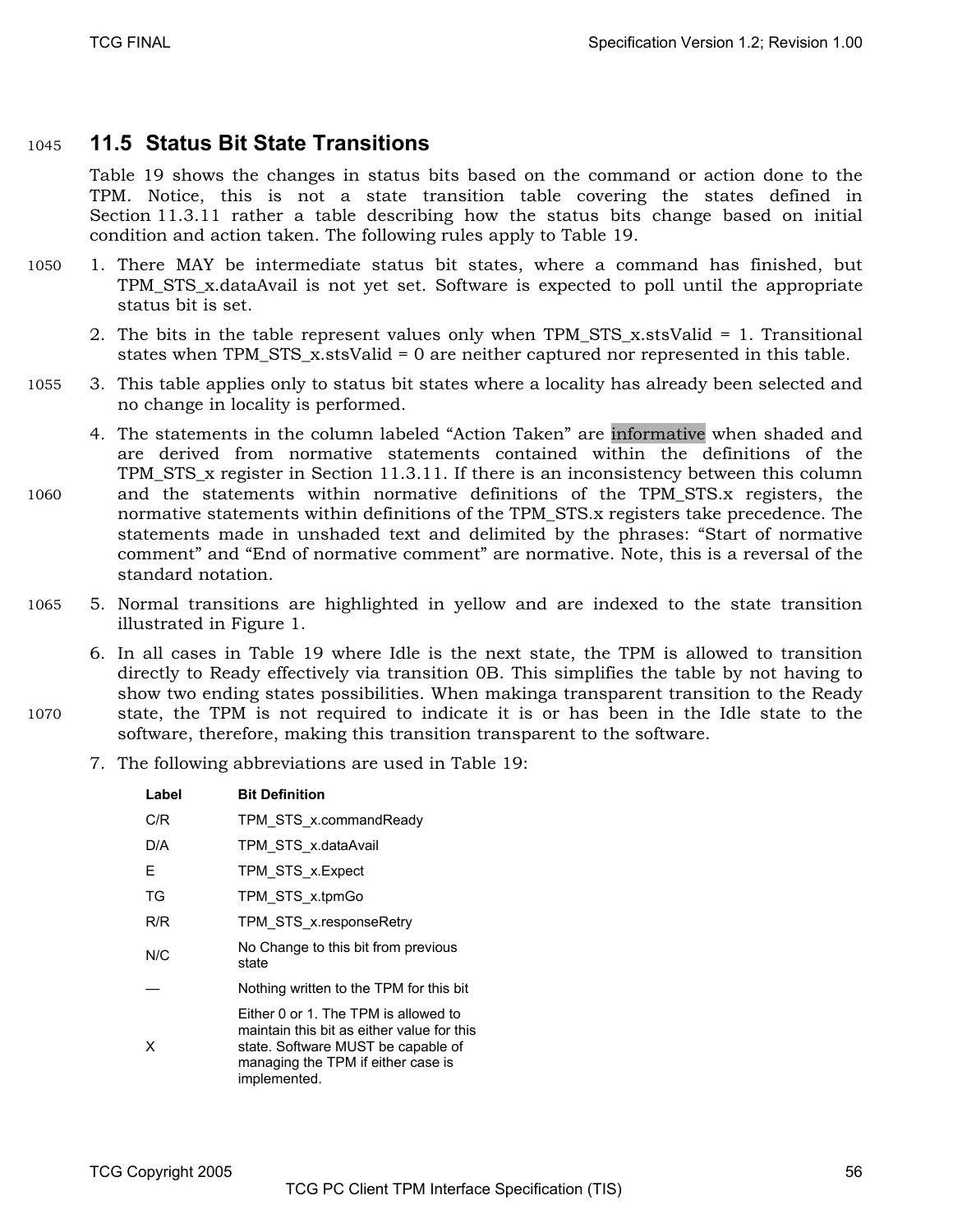## 11.5 Status Bit State Transitions

Table 19 shows the changes in status bits based on the command or action done to the TPM. Notice, this is not a state transition table covering the states defined in Section 11.3.11 rather a table describing how the status bits change based on initial condition and action taken. The following rules apply to Table 19.

1. There MAY be intermediate status bit states, where a command has finished, but TPM_STS_x.dataAvail is not yet set. Software is expected to poll until the appropriate status bit is set.
2. The bits in the table represent values only when TPM_STS_x.stsValid = 1. Transitional states when TPM_STS_x.stsValid = 0 are neither captured nor represented in this table.
3. This table applies only to status bit states where a locality has already been selected and no change in locality is performed.
4. The statements in the column labeled "Action Taken" are informative when shaded and are derived from normative statements contained within the definitions of the TPM_STS_x register in Section 11.3.11. If there is an inconsistency between this column and the statements within normative definitions of the TPM_STS.x registers, the normative statements within definitions of the TPM_STS.x registers take precedence. The statements made in unshaded text and delimited by the phrases: "Start of normative comment" and "End of normative comment" are normative. Note, this is a reversal of the standard notation.
5. Normal transitions are highlighted in yellow and are indexed to the state transition illustrated in Figure 1.
6. In all cases in Table 19 where Idle is the next state, the TPM is allowed to transition directly to Ready effectively via transition 0B. This simplifies the table by not having to show two ending states possibilities. When makinga transparent transition to the Ready state, the TPM is not required to indicate it is or has been in the Idle state to the software, therefore, making this transition transparent to the software.
7. The following abbreviations are used in Table 19:

| Label | Bit Definition |
|---|---|
| C/R | TPM_STS_x.commandReady |
| D/A | TPM_STS_x.dataAvail |
| E | TPM_STS_x.Expect |
| TG | TPM_STS_x.tpmGo |
| R/R | TPM_STS_x.responseRetry |
| N/C | No Change to this bit from previous state |
| — | Nothing written to the TPM for this bit |
| X | Either 0 or 1. The TPM is allowed to maintain this bit as either value for this state. Software MUST be capable of managing the TPM if either case is implemented. |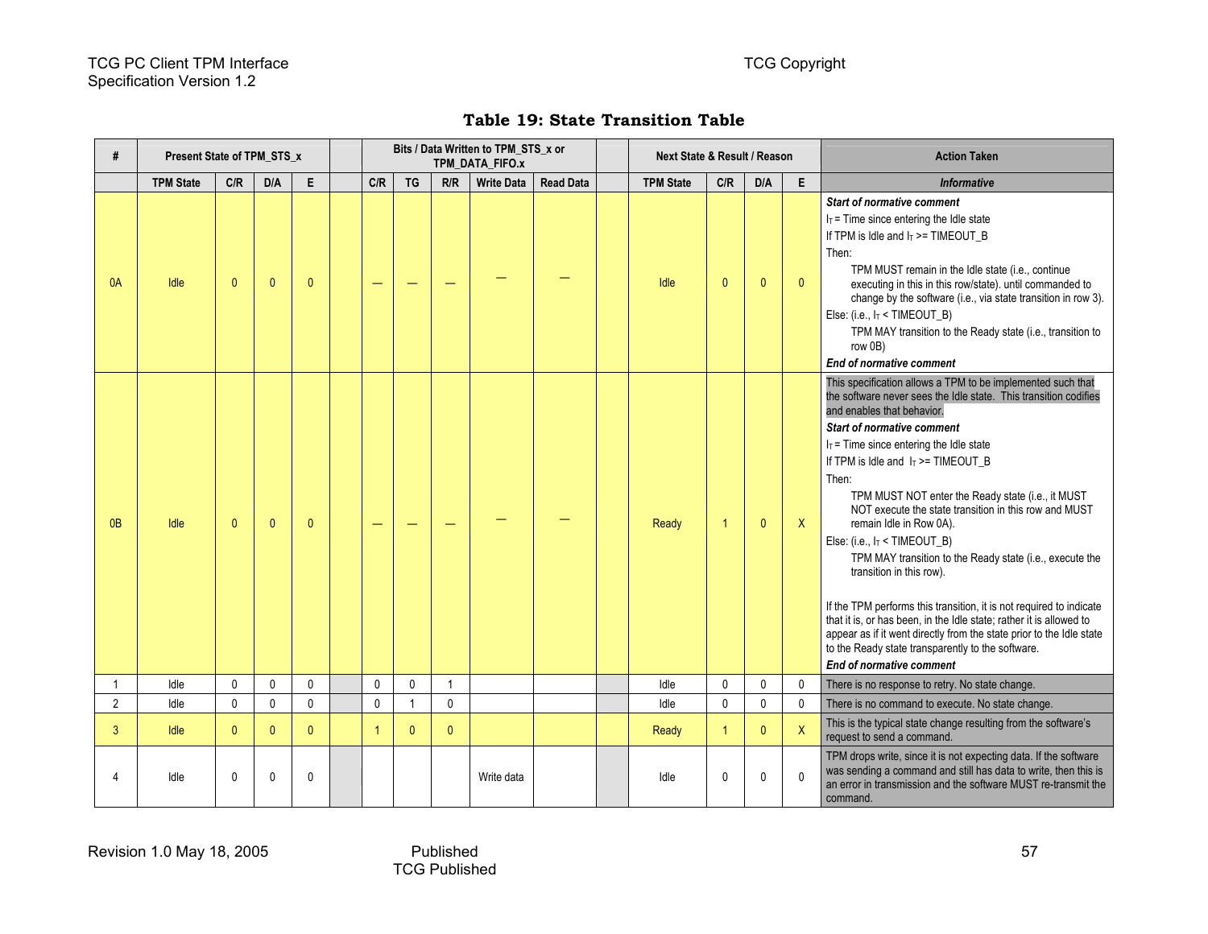**Table 19: State Transition Table**

| # | Present State of TPM_STS_x | | | | | Bits / Data Written to TPM_STS_x or TPM_DATA_FIFO.x | | | | | | Next State & Result / Reason | | | | Action Taken |
|---|---|---|---|---|---|---|---|---|---|---|---|---|---|---|---|---|
| | TPM State | C/R | D/A | E | | C/R | TG | R/R | Write Data | Read Data | | TPM State | C/R | D/A | E | *Informative* |
| 0A | Idle | 0 | 0 | 0 | | — | — | — | — | — | | Idle | 0 | 0 | 0 | ***Start of normative comment*** $I_T$ = Time since entering the Idle state If TPM is Idle and $I_T$ >= TIMEOUT_B Then: TPM MUST remain in the Idle state (i.e., continue executing in this in this row/state). until commanded to change by the software (i.e., via state transition in row 3). Else: (i.e., $I_T$ < TIMEOUT_B) TPM MAY transition to the Ready state (i.e., transition to row 0B) ***End of normative comment*** |
| 0B | Idle | 0 | 0 | 0 | | — | — | — | — | — | | Ready | 1 | 0 | X | This specification allows a TPM to be implemented such that the software never sees the Idle state. This transition codifies and enables that behavior. ***Start of normative comment*** $I_T$ = Time since entering the Idle state If TPM is Idle and $I_T$ >= TIMEOUT_B Then: TPM MUST NOT enter the Ready state (i.e., it MUST NOT execute the state transition in this row and MUST remain Idle in Row 0A). Else: (i.e., $I_T$ < TIMEOUT_B) TPM MAY transition to the Ready state (i.e., execute the transition in this row). If the TPM performs this transition, it is not required to indicate that it is, or has been, in the Idle state; rather it is allowed to appear as if it went directly from the state prior to the Idle state to the Ready state transparently to the software. ***End of normative comment*** |
| 1 | Idle | 0 | 0 | 0 | | 0 | 0 | 1 | | | | Idle | 0 | 0 | 0 | There is no response to retry. No state change. |
| 2 | Idle | 0 | 0 | 0 | | 0 | 1 | 0 | | | | Idle | 0 | 0 | 0 | There is no command to execute. No state change. |
| 3 | Idle | 0 | 0 | 0 | | 1 | 0 | 0 | | | | Ready | 1 | 0 | X | This is the typical state change resulting from the software's request to send a command. |
| 4 | Idle | 0 | 0 | 0 | | | | | Write data | | | Idle | 0 | 0 | 0 | TPM drops write, since it is not expecting data. If the software was sending a command and still has data to write, then this is an error in transmission and the software MUST re-transmit the command. |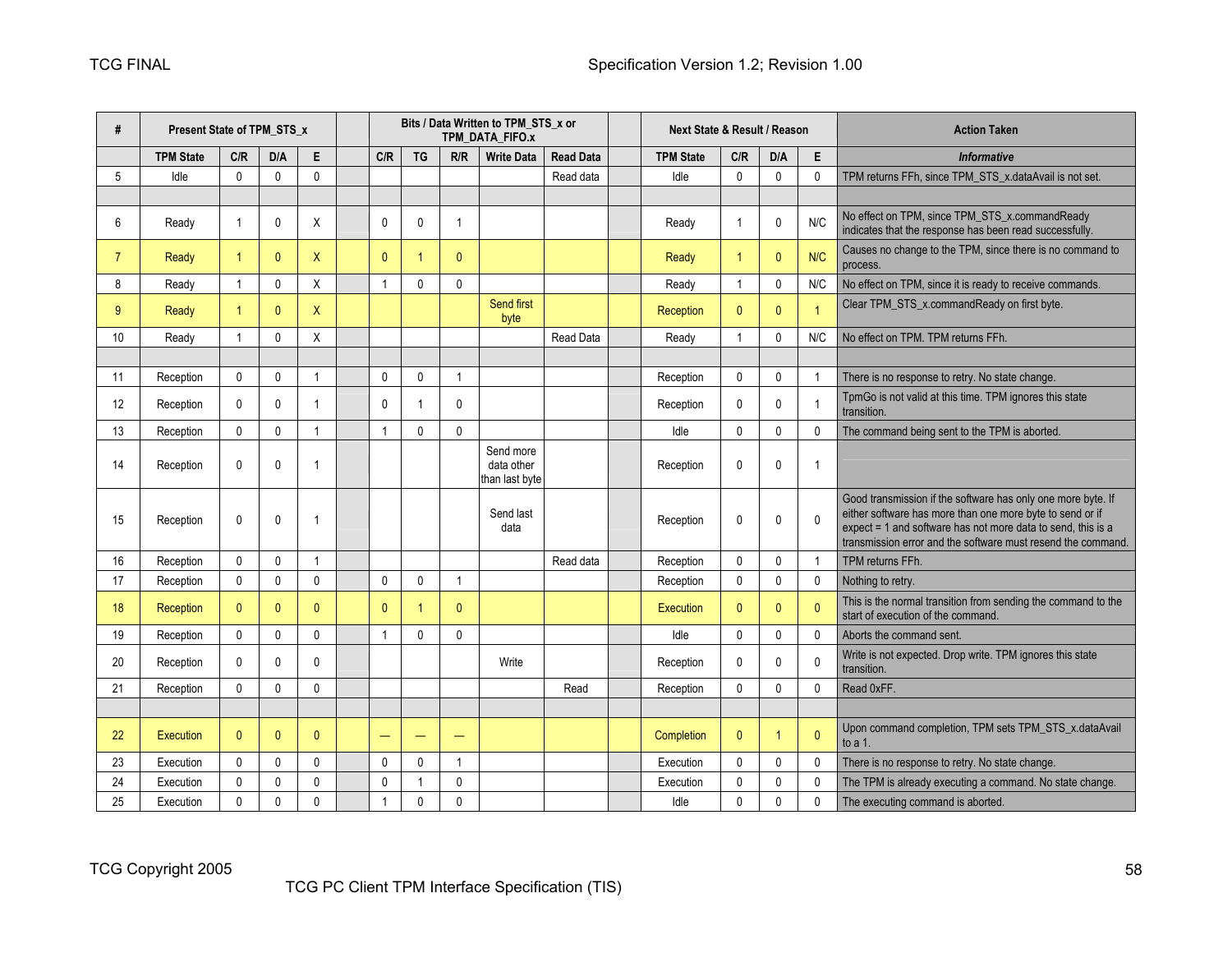| # | Present State of TPM_STS_x | | | | | Bits / Data Written to TPM_STS_x or TPM_DATA_FIFO.x | | | | | | Next State & Result / Reason | | | | Action Taken |
|---|---|---|---|---|---|---|---|---|---|---|---|---|---|---|---|---|
| | TPM State | C/R | D/A | E | | C/R | TG | R/R | Write Data | Read Data | | TPM State | C/R | D/A | E | *Informative* |
| 5 | Idle | 0 | 0 | 0 | | | | | | Read data | | Idle | 0 | 0 | 0 | TPM returns FFh, since TPM_STS_x.dataAvail is not set. |
| | | | | | | | | | | | | | | | | |
| 6 | Ready | 1 | 0 | X | | 0 | 0 | 1 | | | | Ready | 1 | 0 | N/C | No effect on TPM, since TPM_STS_x.commandReady indicates that the response has been read successfully. |
| 7 | Ready | 1 | 0 | X | | 0 | 1 | 0 | | | | Ready | 1 | 0 | N/C | Causes no change to the TPM, since there is no command to process. |
| 8 | Ready | 1 | 0 | X | | 1 | 0 | 0 | | | | Ready | 1 | 0 | N/C | No effect on TPM, since it is ready to receive commands. |
| 9 | Ready | 1 | 0 | X | | | | | Send first byte | | | Reception | 0 | 0 | 1 | Clear TPM_STS_x.commandReady on first byte. |
| 10 | Ready | 1 | 0 | X | | | | | | Read Data | | Ready | 1 | 0 | N/C | No effect on TPM. TPM returns FFh. |
| | | | | | | | | | | | | | | | | |
| 11 | Reception | 0 | 0 | 1 | | 0 | 0 | 1 | | | | Reception | 0 | 0 | 1 | There is no response to retry. No state change. |
| 12 | Reception | 0 | 0 | 1 | | 0 | 1 | 0 | | | | Reception | 0 | 0 | 1 | TpmGo is not valid at this time. TPM ignores this state transition. |
| 13 | Reception | 0 | 0 | 1 | | 1 | 0 | 0 | | | | Idle | 0 | 0 | 0 | The command being sent to the TPM is aborted. |
| 14 | Reception | 0 | 0 | 1 | | | | | Send more data other than last byte | | | Reception | 0 | 0 | 1 | |
| 15 | Reception | 0 | 0 | 1 | | | | | Send last data | | | Reception | 0 | 0 | 0 | Good transmission if the software has only one more byte. If either software has more than one more byte to send or if expect = 1 and software has not more data to send, this is a transmission error and the software must resend the command. |
| 16 | Reception | 0 | 0 | 1 | | | | | | Read data | | Reception | 0 | 0 | 1 | TPM returns FFh. |
| 17 | Reception | 0 | 0 | 0 | | 0 | 0 | 1 | | | | Reception | 0 | 0 | 0 | Nothing to retry. |
| 18 | Reception | 0 | 0 | 0 | | 0 | 1 | 0 | | | | Execution | 0 | 0 | 0 | This is the normal transition from sending the command to the start of execution of the command. |
| 19 | Reception | 0 | 0 | 0 | | 1 | 0 | 0 | | | | Idle | 0 | 0 | 0 | Aborts the command sent. |
| 20 | Reception | 0 | 0 | 0 | | | | | Write | | | Reception | 0 | 0 | 0 | Write is not expected. Drop write. TPM ignores this state transition. |
| 21 | Reception | 0 | 0 | 0 | | | | | | Read | | Reception | 0 | 0 | 0 | Read 0xFF. |
| | | | | | | | | | | | | | | | | |
| 22 | Execution | 0 | 0 | 0 | | — | — | — | | | | Completion | 0 | 1 | 0 | Upon command completion, TPM sets TPM_STS_x.dataAvail to a 1. |
| 23 | Execution | 0 | 0 | 0 | | 0 | 0 | 1 | | | | Execution | 0 | 0 | 0 | There is no response to retry. No state change. |
| 24 | Execution | 0 | 0 | 0 | | 0 | 1 | 0 | | | | Execution | 0 | 0 | 0 | The TPM is already executing a command. No state change. |
| 25 | Execution | 0 | 0 | 0 | | 1 | 0 | 0 | | | | Idle | 0 | 0 | 0 | The executing command is aborted. |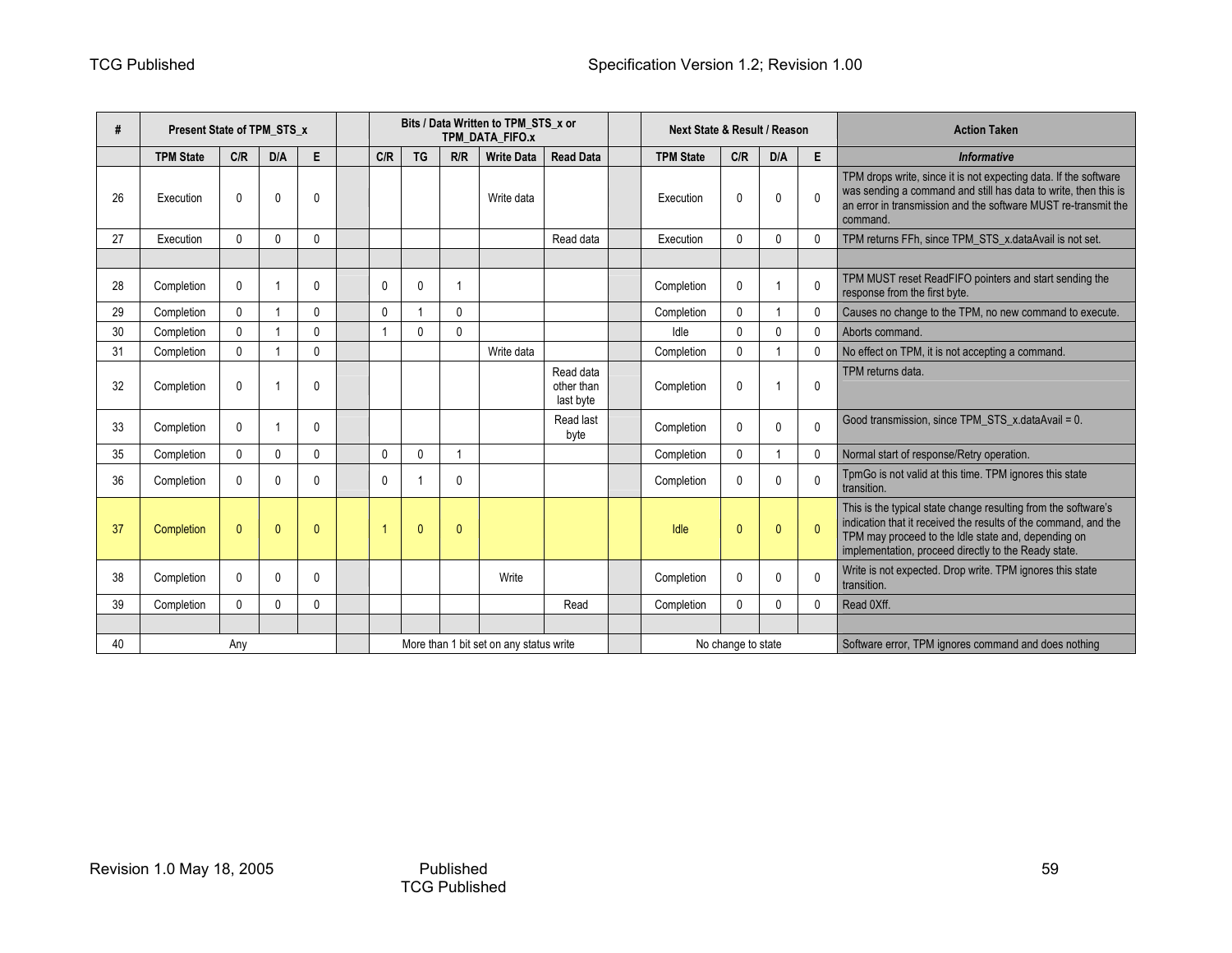| # | Present State of TPM_STS_x | | | | | Bits / Data Written to TPM_STS_x or TPM_DATA_FIFO.x | | | | | | Next State & Result / Reason | | | | Action Taken |
|---|---|---|---|---|---|---|---|---|---|---|---|---|---|---|---|---|
| | TPM State | C/R | D/A | E | | C/R | TG | R/R | Write Data | Read Data | | TPM State | C/R | D/A | E | *Informative* |
| 26 | Execution | 0 | 0 | 0 | | | | | Write data | | | Execution | 0 | 0 | 0 | TPM drops write, since it is not expecting data. If the software was sending a command and still has data to write, then this is an error in transmission and the software MUST re-transmit the command. |
| 27 | Execution | 0 | 0 | 0 | | | | | | Read data | | Execution | 0 | 0 | 0 | TPM returns FFh, since TPM_STS_x.dataAvail is not set. |
| | | | | | | | | | | | | | | | | |
| 28 | Completion | 0 | 1 | 0 | | 0 | 0 | 1 | | | | Completion | 0 | 1 | 0 | TPM MUST reset ReadFIFO pointers and start sending the response from the first byte. |
| 29 | Completion | 0 | 1 | 0 | | 0 | 1 | 0 | | | | Completion | 0 | 1 | 0 | Causes no change to the TPM, no new command to execute. |
| 30 | Completion | 0 | 1 | 0 | | 1 | 0 | 0 | | | | Idle | 0 | 0 | 0 | Aborts command. |
| 31 | Completion | 0 | 1 | 0 | | | | | Write data | | | Completion | 0 | 1 | 0 | No effect on TPM, it is not accepting a command. |
| 32 | Completion | 0 | 1 | 0 | | | | | | Read data other than last byte | | Completion | 0 | 1 | 0 | TPM returns data. |
| 33 | Completion | 0 | 1 | 0 | | | | | | Read last byte | | Completion | 0 | 0 | 0 | Good transmission, since TPM_STS_x.dataAvail = 0. |
| 35 | Completion | 0 | 0 | 0 | | 0 | 0 | 1 | | | | Completion | 0 | 1 | 0 | Normal start of response/Retry operation. |
| 36 | Completion | 0 | 0 | 0 | | 0 | 1 | 0 | | | | Completion | 0 | 0 | 0 | TpmGo is not valid at this time. TPM ignores this state transition. |
| 37 | Completion | 0 | 0 | 0 | | 1 | 0 | 0 | | | | Idle | 0 | 0 | 0 | This is the typical state change resulting from the software's indication that it received the results of the command, and the TPM may proceed to the Idle state and, depending on implementation, proceed directly to the Ready state. |
| 38 | Completion | 0 | 0 | 0 | | | | | Write | | | Completion | 0 | 0 | 0 | Write is not expected. Drop write. TPM ignores this state transition. |
| 39 | Completion | 0 | 0 | 0 | | | | | | Read | | Completion | 0 | 0 | 0 | Read 0Xff. |
| | | | | | | | | | | | | | | | | |
| 40 | Any | | | | | More than 1 bit set on any status write | | | | | | No change to state | | | | Software error, TPM ignores command and does nothing |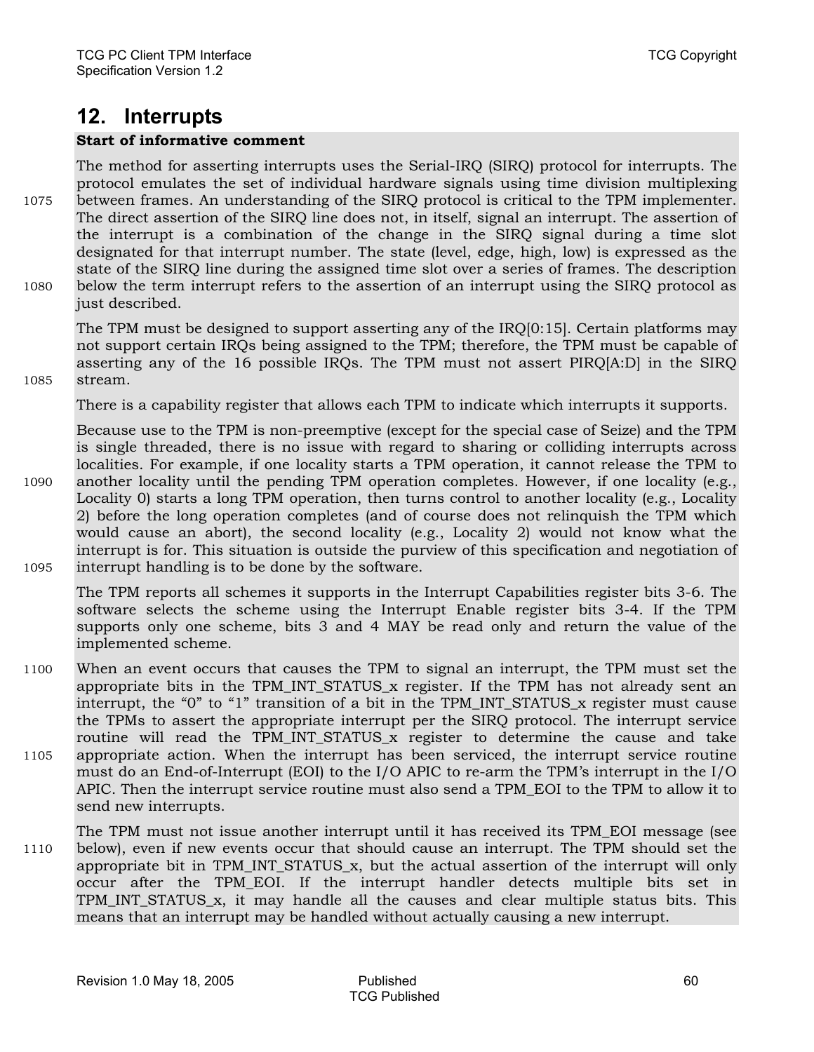# 12. Interrupts

**Start of informative comment**

The method for asserting interrupts uses the Serial-IRQ (SIRQ) protocol for interrupts. The protocol emulates the set of individual hardware signals using time division multiplexing between frames. An understanding of the SIRQ protocol is critical to the TPM implementer. The direct assertion of the SIRQ line does not, in itself, signal an interrupt. The assertion of the interrupt is a combination of the change in the SIRQ signal during a time slot designated for that interrupt number. The state (level, edge, high, low) is expressed as the state of the SIRQ line during the assigned time slot over a series of frames. The description below the term interrupt refers to the assertion of an interrupt using the SIRQ protocol as just described.

The TPM must be designed to support asserting any of the IRQ[0:15]. Certain platforms may not support certain IRQs being assigned to the TPM; therefore, the TPM must be capable of asserting any of the 16 possible IRQs. The TPM must not assert PIRQ[A:D] in the SIRQ stream.

There is a capability register that allows each TPM to indicate which interrupts it supports.

Because use to the TPM is non-preemptive (except for the special case of Seize) and the TPM is single threaded, there is no issue with regard to sharing or colliding interrupts across localities. For example, if one locality starts a TPM operation, it cannot release the TPM to another locality until the pending TPM operation completes. However, if one locality (e.g., Locality 0) starts a long TPM operation, then turns control to another locality (e.g., Locality 2) before the long operation completes (and of course does not relinquish the TPM which would cause an abort), the second locality (e.g., Locality 2) would not know what the interrupt is for. This situation is outside the purview of this specification and negotiation of interrupt handling is to be done by the software.

The TPM reports all schemes it supports in the Interrupt Capabilities register bits 3-6. The software selects the scheme using the Interrupt Enable register bits 3-4. If the TPM supports only one scheme, bits 3 and 4 MAY be read only and return the value of the implemented scheme.

When an event occurs that causes the TPM to signal an interrupt, the TPM must set the appropriate bits in the TPM_INT_STATUS_x register. If the TPM has not already sent an interrupt, the "0" to "1" transition of a bit in the TPM_INT_STATUS_x register must cause the TPMs to assert the appropriate interrupt per the SIRQ protocol. The interrupt service routine will read the TPM_INT_STATUS_x register to determine the cause and take appropriate action. When the interrupt has been serviced, the interrupt service routine must do an End-of-Interrupt (EOI) to the I/O APIC to re-arm the TPM's interrupt in the I/O APIC. Then the interrupt service routine must also send a TPM_EOI to the TPM to allow it to send new interrupts.

The TPM must not issue another interrupt until it has received its TPM_EOI message (see below), even if new events occur that should cause an interrupt. The TPM should set the appropriate bit in TPM_INT_STATUS_x, but the actual assertion of the interrupt will only occur after the TPM_EOI. If the interrupt handler detects multiple bits set in TPM_INT_STATUS_x, it may handle all the causes and clear multiple status bits. This means that an interrupt may be handled without actually causing a new interrupt.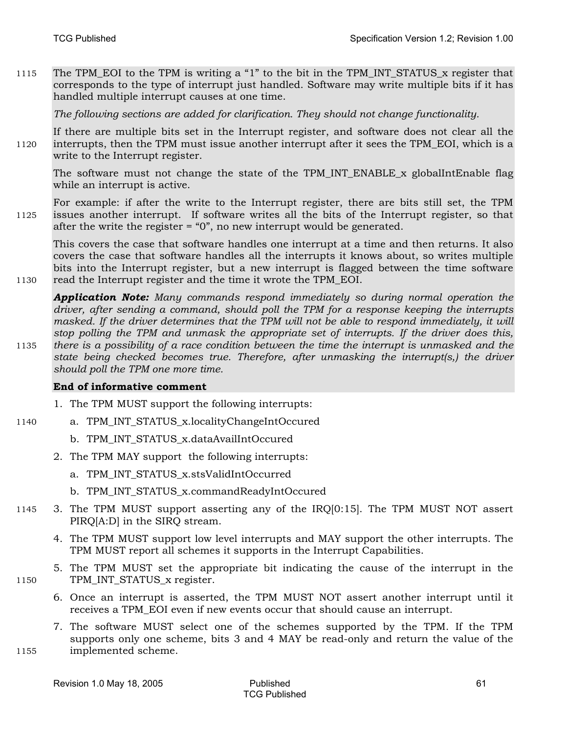The TPM_EOI to the TPM is writing a "1" to the bit in the TPM_INT_STATUS_x register that corresponds to the type of interrupt just handled. Software may write multiple bits if it has handled multiple interrupt causes at one time.

*The following sections are added for clarification. They should not change functionality.*

If there are multiple bits set in the Interrupt register, and software does not clear all the interrupts, then the TPM must issue another interrupt after it sees the TPM_EOI, which is a write to the Interrupt register.

The software must not change the state of the TPM_INT_ENABLE_x globalIntEnable flag while an interrupt is active.

For example: if after the write to the Interrupt register, there are bits still set, the TPM issues another interrupt. If software writes all the bits of the Interrupt register, so that after the write the register = "0", no new interrupt would be generated.

This covers the case that software handles one interrupt at a time and then returns. It also covers the case that software handles all the interrupts it knows about, so writes multiple bits into the Interrupt register, but a new interrupt is flagged between the time software read the Interrupt register and the time it wrote the TPM_EOI.

***Application Note:*** *Many commands respond immediately so during normal operation the driver, after sending a command, should poll the TPM for a response keeping the interrupts masked. If the driver determines that the TPM will not be able to respond immediately, it will stop polling the TPM and unmask the appropriate set of interrupts. If the driver does this, there is a possibility of a race condition between the time the interrupt is unmasked and the state being checked becomes true. Therefore, after unmasking the interrupt(s,) the driver should poll the TPM one more time.*

**End of informative comment**

1. The TPM MUST support the following interrupts:
   a. TPM_INT_STATUS_x.localityChangeIntOccured
   b. TPM_INT_STATUS_x.dataAvailIntOccured
2. The TPM MAY support the following interrupts:
   a. TPM_INT_STATUS_x.stsValidIntOccurred
   b. TPM_INT_STATUS_x.commandReadyIntOccured
3. The TPM MUST support asserting any of the IRQ[0:15]. The TPM MUST NOT assert PIRQ[A:D] in the SIRQ stream.
4. The TPM MUST support low level interrupts and MAY support the other interrupts. The TPM MUST report all schemes it supports in the Interrupt Capabilities.
5. The TPM MUST set the appropriate bit indicating the cause of the interrupt in the TPM_INT_STATUS_x register.
6. Once an interrupt is asserted, the TPM MUST NOT assert another interrupt until it receives a TPM_EOI even if new events occur that should cause an interrupt.
7. The software MUST select one of the schemes supported by the TPM. If the TPM supports only one scheme, bits 3 and 4 MAY be read-only and return the value of the implemented scheme.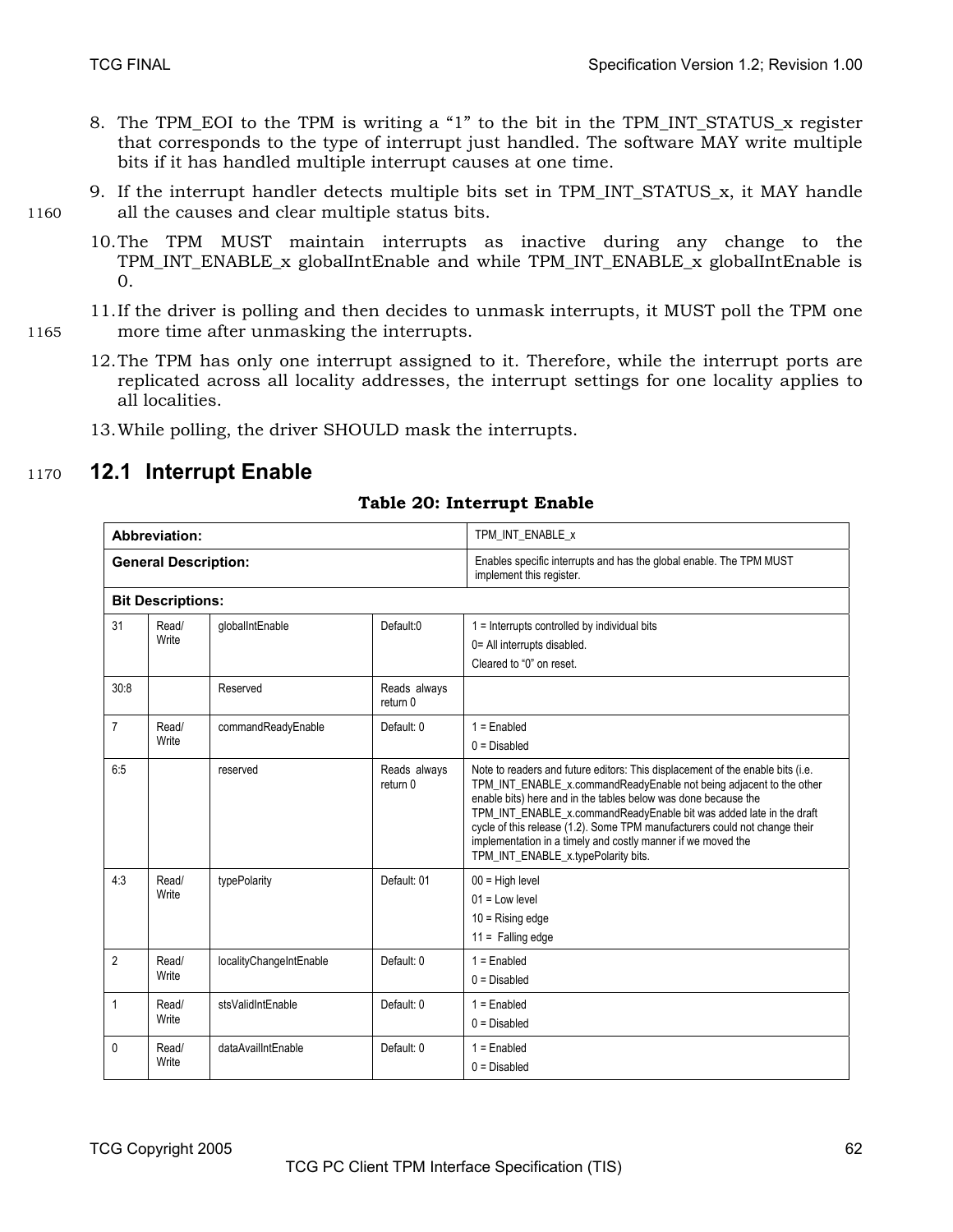8. The TPM_EOI to the TPM is writing a "1" to the bit in the TPM_INT_STATUS_x register that corresponds to the type of interrupt just handled. The software MAY write multiple bits if it has handled multiple interrupt causes at one time.
9. If the interrupt handler detects multiple bits set in TPM_INT_STATUS_x, it MAY handle all the causes and clear multiple status bits.
10. The TPM MUST maintain interrupts as inactive during any change to the TPM_INT_ENABLE_x globalIntEnable and while TPM_INT_ENABLE_x globalIntEnable is 0.
11. If the driver is polling and then decides to unmask interrupts, it MUST poll the TPM one more time after unmasking the interrupts.
12. The TPM has only one interrupt assigned to it. Therefore, while the interrupt ports are replicated across all locality addresses, the interrupt settings for one locality applies to all localities.
13. While polling, the driver SHOULD mask the interrupts.

## 12.1 Interrupt Enable

**Table 20: Interrupt Enable**

| | | | | |
|---|---|---|---|---|
| **Abbreviation:** | | | | TPM_INT_ENABLE_x |
| **General Description:** | | | | Enables specific interrupts and has the global enable. The TPM MUST implement this register. |
| **Bit Descriptions:** | | | | |
| 31 | Read/ Write | globalIntEnable | Default:0 | 1 = Interrupts controlled by individual bits<br>0= All interrupts disabled.<br>Cleared to "0" on reset. |
| 30:8 | | Reserved | Reads always return 0 | |
| 7 | Read/ Write | commandReadyEnable | Default: 0 | 1 = Enabled<br>0 = Disabled |
| 6:5 | | reserved | Reads always return 0 | Note to readers and future editors: This displacement of the enable bits (i.e. TPM_INT_ENABLE_x.commandReadyEnable not being adjacent to the other enable bits) here and in the tables below was done because the TPM_INT_ENABLE_x.commandReadyEnable bit was added late in the draft cycle of this release (1.2). Some TPM manufacturers could not change their implementation in a timely and costly manner if we moved the TPM_INT_ENABLE_x.typePolarity bits. |
| 4:3 | Read/ Write | typePolarity | Default: 01 | 00 = High level<br>01 = Low level<br>10 = Rising edge<br>11 = Falling edge |
| 2 | Read/ Write | localityChangeIntEnable | Default: 0 | 1 = Enabled<br>0 = Disabled |
| 1 | Read/ Write | stsValidIntEnable | Default: 0 | 1 = Enabled<br>0 = Disabled |
| 0 | Read/ Write | dataAvailIntEnable | Default: 0 | 1 = Enabled<br>0 = Disabled |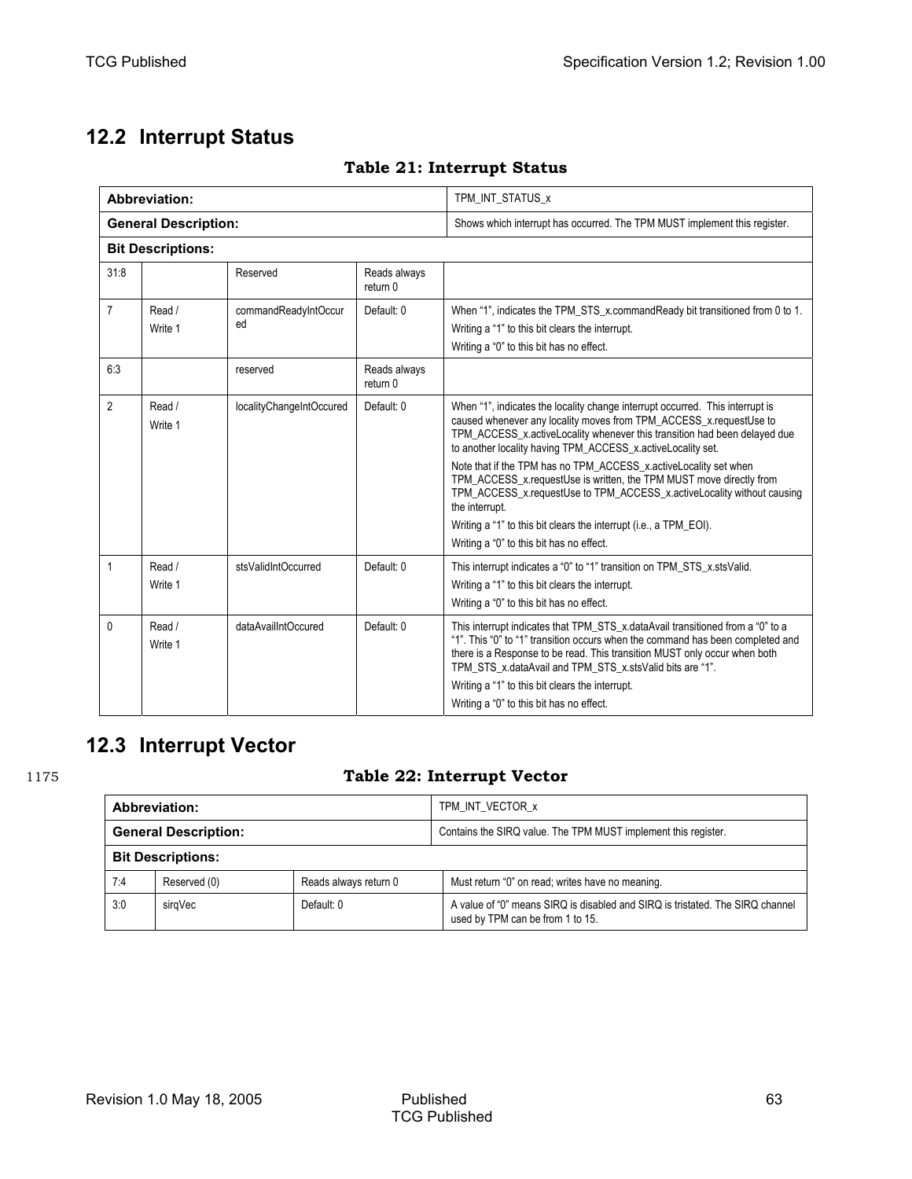## 12.2 Interrupt Status

**Table 21: Interrupt Status**

| **Abbreviation:** | | | | TPM_INT_STATUS_x |
|---|---|---|---|---|
| **General Description:** | | | | Shows which interrupt has occurred. The TPM MUST implement this register. |
| **Bit Descriptions:** | | | | |
| 31:8 | | Reserved | Reads always return 0 | |
| 7 | Read / Write 1 | commandReadyIntOccured | Default: 0 | When "1", indicates the TPM_STS_x.commandReady bit transitioned from 0 to 1.<br>Writing a "1" to this bit clears the interrupt.<br>Writing a "0" to this bit has no effect. |
| 6:3 | | reserved | Reads always return 0 | |
| 2 | Read / Write 1 | localityChangeIntOccured | Default: 0 | When "1", indicates the locality change interrupt occurred. This interrupt is caused whenever any locality moves from TPM_ACCESS_x.requestUse to TPM_ACCESS_x.activeLocality whenever this transition had been delayed due to another locality having TPM_ACCESS_x.activeLocality set.<br>Note that if the TPM has no TPM_ACCESS_x.activeLocality set when TPM_ACCESS_x.requestUse is written, the TPM MUST move directly from TPM_ACCESS_x.requestUse to TPM_ACCESS_x.activeLocality without causing the interrupt.<br>Writing a "1" to this bit clears the interrupt (i.e., a TPM_EOI).<br>Writing a "0" to this bit has no effect. |
| 1 | Read / Write 1 | stsValidIntOccurred | Default: 0 | This interrupt indicates a "0" to "1" transition on TPM_STS_x.stsValid.<br>Writing a "1" to this bit clears the interrupt.<br>Writing a "0" to this bit has no effect. |
| 0 | Read / Write 1 | dataAvailIntOccured | Default: 0 | This interrupt indicates that TPM_STS_x.dataAvail transitioned from a "0" to a "1". This "0" to "1" transition occurs when the command has been completed and there is a Response to be read. This transition MUST only occur when both TPM_STS_x.dataAvail and TPM_STS_x.stsValid bits are "1".<br>Writing a "1" to this bit clears the interrupt.<br>Writing a "0" to this bit has no effect. |

## 12.3 Interrupt Vector

**Table 22: Interrupt Vector**

| **Abbreviation:** | | | TPM_INT_VECTOR_x |
|---|---|---|---|
| **General Description:** | | | Contains the SIRQ value. The TPM MUST implement this register. |
| **Bit Descriptions:** | | | |
| 7:4 | Reserved (0) | Reads always return 0 | Must return "0" on read; writes have no meaning. |
| 3:0 | sirqVec | Default: 0 | A value of "0" means SIRQ is disabled and SIRQ is tristated. The SIRQ channel used by TPM can be from 1 to 15. |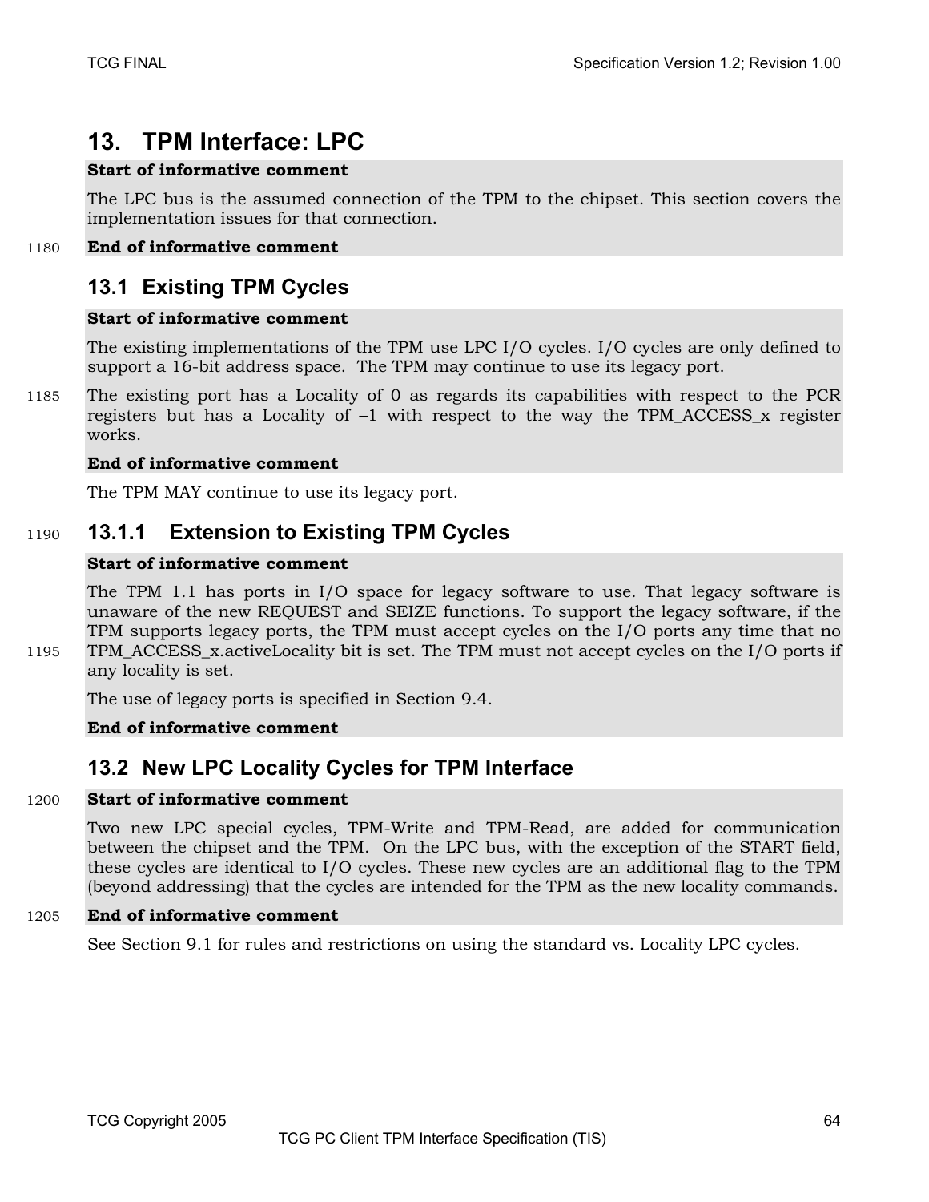# 13. TPM Interface: LPC

**Start of informative comment**

The LPC bus is the assumed connection of the TPM to the chipset. This section covers the implementation issues for that connection.

**End of informative comment**

## 13.1 Existing TPM Cycles

**Start of informative comment**

The existing implementations of the TPM use LPC I/O cycles. I/O cycles are only defined to support a 16-bit address space. The TPM may continue to use its legacy port.

The existing port has a Locality of 0 as regards its capabilities with respect to the PCR registers but has a Locality of –1 with respect to the way the TPM_ACCESS_x register works.

**End of informative comment**

The TPM MAY continue to use its legacy port.

### 13.1.1 Extension to Existing TPM Cycles

**Start of informative comment**

The TPM 1.1 has ports in I/O space for legacy software to use. That legacy software is unaware of the new REQUEST and SEIZE functions. To support the legacy software, if the TPM supports legacy ports, the TPM must accept cycles on the I/O ports any time that no TPM_ACCESS_x.activeLocality bit is set. The TPM must not accept cycles on the I/O ports if any locality is set.

The use of legacy ports is specified in Section 9.4.

**End of informative comment**

## 13.2 New LPC Locality Cycles for TPM Interface

**Start of informative comment**

Two new LPC special cycles, TPM-Write and TPM-Read, are added for communication between the chipset and the TPM. On the LPC bus, with the exception of the START field, these cycles are identical to I/O cycles. These new cycles are an additional flag to the TPM (beyond addressing) that the cycles are intended for the TPM as the new locality commands.

**End of informative comment**

See Section 9.1 for rules and restrictions on using the standard vs. Locality LPC cycles.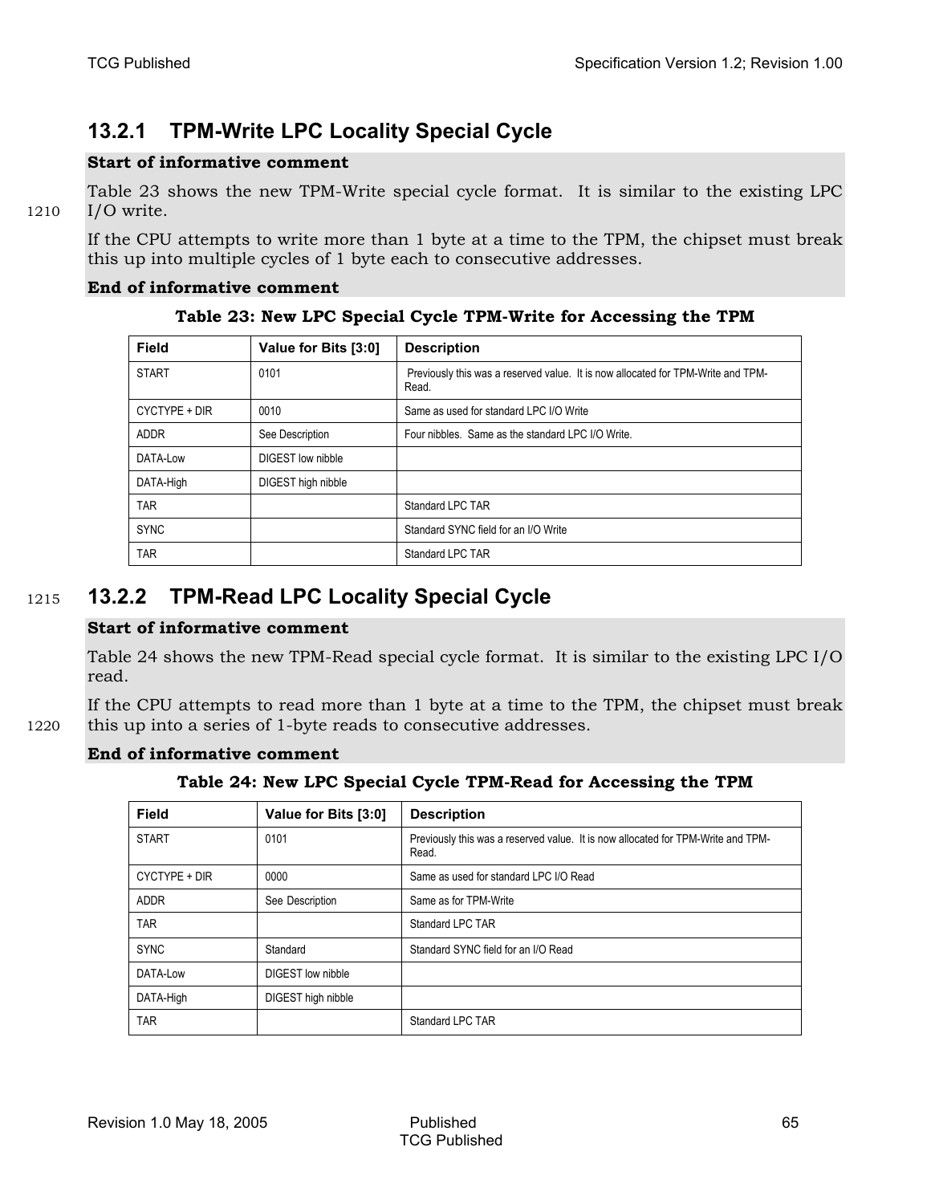### 13.2.1 TPM-Write LPC Locality Special Cycle

**Start of informative comment**

Table 23 shows the new TPM-Write special cycle format. It is similar to the existing LPC I/O write.

If the CPU attempts to write more than 1 byte at a time to the TPM, the chipset must break this up into multiple cycles of 1 byte each to consecutive addresses.

**End of informative comment**

**Table 23: New LPC Special Cycle TPM-Write for Accessing the TPM**

| Field | Value for Bits [3:0] | Description |
|---|---|---|
| START | 0101 | Previously this was a reserved value. It is now allocated for TPM-Write and TPM-Read. |
| CYCTYPE + DIR | 0010 | Same as used for standard LPC I/O Write |
| ADDR | See Description | Four nibbles. Same as the standard LPC I/O Write. |
| DATA-Low | DIGEST low nibble | |
| DATA-High | DIGEST high nibble | |
| TAR | | Standard LPC TAR |
| SYNC | | Standard SYNC field for an I/O Write |
| TAR | | Standard LPC TAR |

### 13.2.2 TPM-Read LPC Locality Special Cycle

**Start of informative comment**

Table 24 shows the new TPM-Read special cycle format. It is similar to the existing LPC I/O read.

If the CPU attempts to read more than 1 byte at a time to the TPM, the chipset must break this up into a series of 1-byte reads to consecutive addresses.

**End of informative comment**

**Table 24: New LPC Special Cycle TPM-Read for Accessing the TPM**

| Field | Value for Bits [3:0] | Description |
|---|---|---|
| START | 0101 | Previously this was a reserved value. It is now allocated for TPM-Write and TPM-Read. |
| CYCTYPE + DIR | 0000 | Same as used for standard LPC I/O Read |
| ADDR | See Description | Same as for TPM-Write |
| TAR | | Standard LPC TAR |
| SYNC | Standard | Standard SYNC field for an I/O Read |
| DATA-Low | DIGEST low nibble | |
| DATA-High | DIGEST high nibble | |
| TAR | | Standard LPC TAR |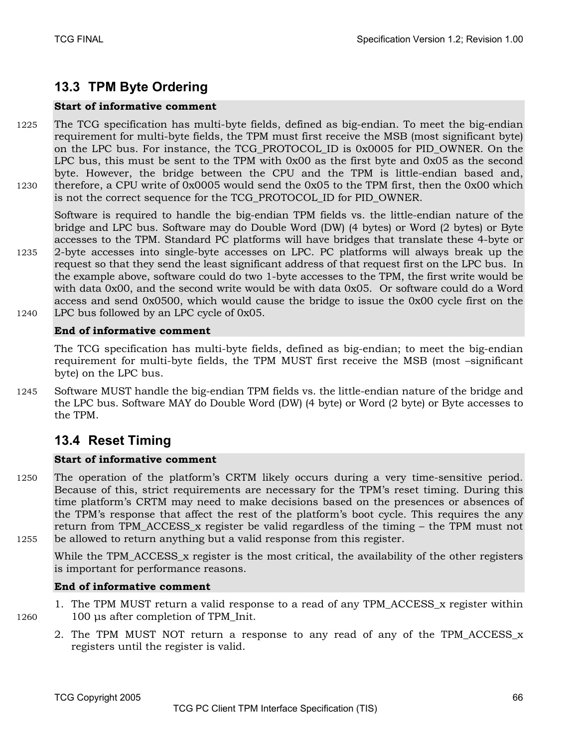## 13.3 TPM Byte Ordering

**Start of informative comment**

The TCG specification has multi-byte fields, defined as big-endian. To meet the big-endian requirement for multi-byte fields, the TPM must first receive the MSB (most significant byte) on the LPC bus. For instance, the TCG_PROTOCOL_ID is 0x0005 for PID_OWNER. On the LPC bus, this must be sent to the TPM with 0x00 as the first byte and 0x05 as the second byte. However, the bridge between the CPU and the TPM is little-endian based and, therefore, a CPU write of 0x0005 would send the 0x05 to the TPM first, then the 0x00 which is not the correct sequence for the TCG_PROTOCOL_ID for PID_OWNER.

Software is required to handle the big-endian TPM fields vs. the little-endian nature of the bridge and LPC bus. Software may do Double Word (DW) (4 bytes) or Word (2 bytes) or Byte accesses to the TPM. Standard PC platforms will have bridges that translate these 4-byte or 2-byte accesses into single-byte accesses on LPC. PC platforms will always break up the request so that they send the least significant address of that request first on the LPC bus. In the example above, software could do two 1-byte accesses to the TPM, the first write would be with data 0x00, and the second write would be with data 0x05. Or software could do a Word access and send 0x0500, which would cause the bridge to issue the 0x00 cycle first on the LPC bus followed by an LPC cycle of 0x05.

**End of informative comment**

The TCG specification has multi-byte fields, defined as big-endian; to meet the big-endian requirement for multi-byte fields, the TPM MUST first receive the MSB (most –significant byte) on the LPC bus.

Software MUST handle the big-endian TPM fields vs. the little-endian nature of the bridge and the LPC bus. Software MAY do Double Word (DW) (4 byte) or Word (2 byte) or Byte accesses to the TPM.

## 13.4 Reset Timing

**Start of informative comment**

The operation of the platform's CRTM likely occurs during a very time-sensitive period. Because of this, strict requirements are necessary for the TPM's reset timing. During this time platform's CRTM may need to make decisions based on the presences or absences of the TPM's response that affect the rest of the platform's boot cycle. This requires the any return from TPM_ACCESS_x register be valid regardless of the timing – the TPM must not be allowed to return anything but a valid response from this register.

While the TPM_ACCESS_x register is the most critical, the availability of the other registers is important for performance reasons.

**End of informative comment**

1. The TPM MUST return a valid response to a read of any TPM_ACCESS_x register within 100 µs after completion of TPM_Init.
2. The TPM MUST NOT return a response to any read of any of the TPM_ACCESS_x registers until the register is valid.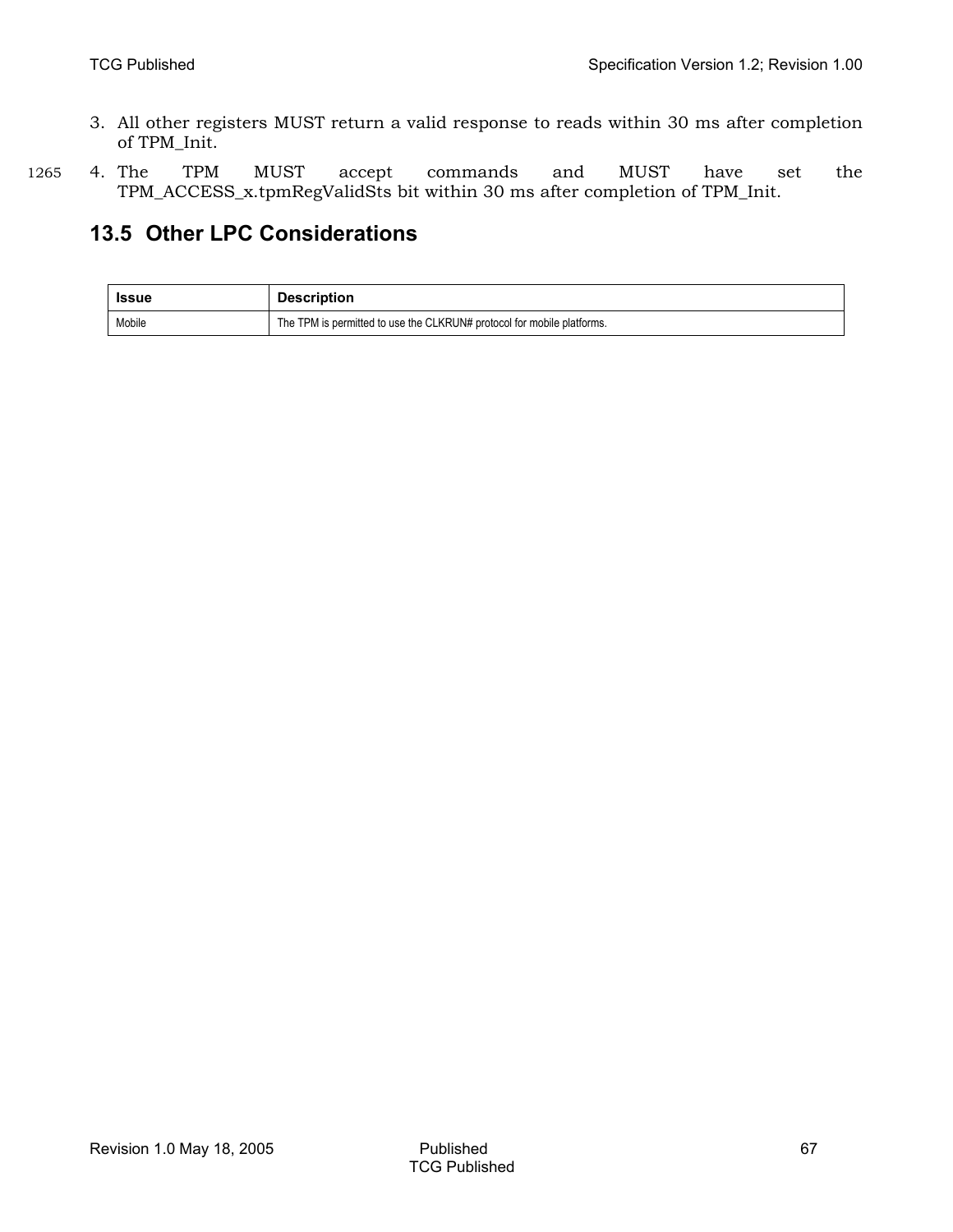3. All other registers MUST return a valid response to reads within 30 ms after completion of TPM_Init.
4. The TPM MUST accept commands and MUST have set the TPM_ACCESS_x.tpmRegValidSts bit within 30 ms after completion of TPM_Init.

## 13.5 Other LPC Considerations

| Issue | Description |
| --- | --- |
| Mobile | The TPM is permitted to use the CLKRUN# protocol for mobile platforms. |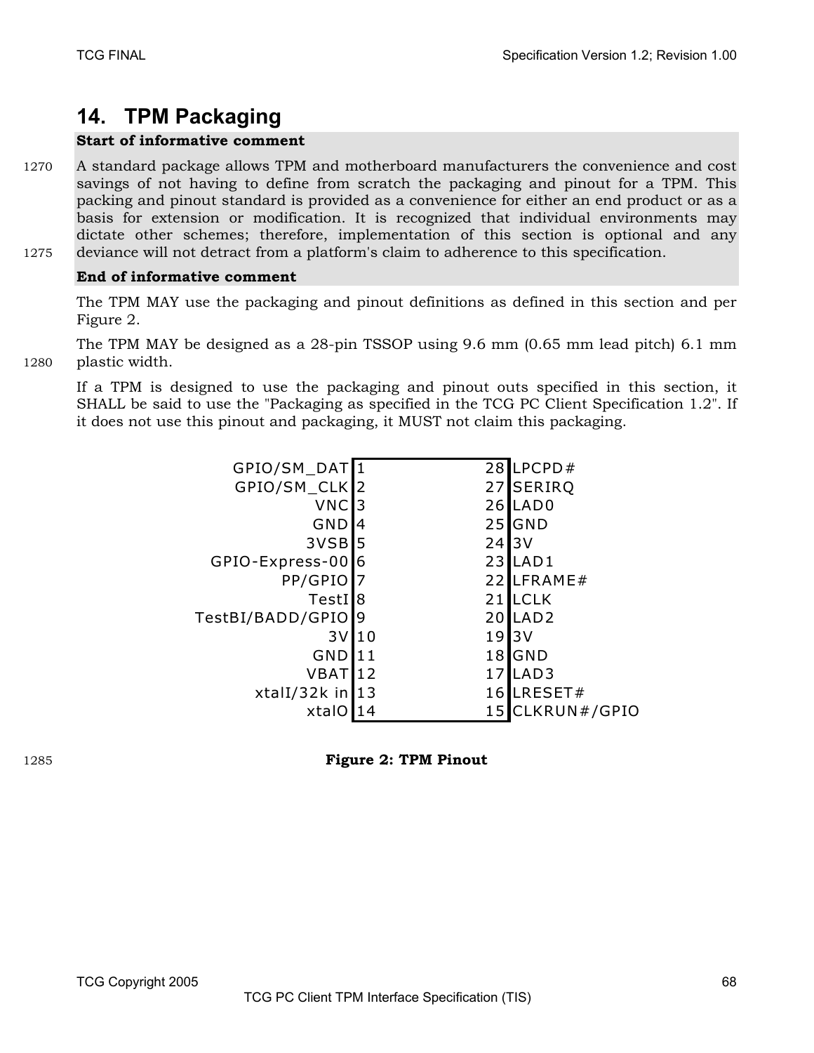# 14. TPM Packaging

**Start of informative comment**

A standard package allows TPM and motherboard manufacturers the convenience and cost savings of not having to define from scratch the packaging and pinout for a TPM. This packing and pinout standard is provided as a convenience for either an end product or as a basis for extension or modification. It is recognized that individual environments may dictate other schemes; therefore, implementation of this section is optional and any deviance will not detract from a platform's claim to adherence to this specification.

**End of informative comment**

The TPM MAY use the packaging and pinout definitions as defined in this section and per Figure 2.

The TPM MAY be designed as a 28-pin TSSOP using 9.6 mm (0.65 mm lead pitch) 6.1 mm plastic width.

If a TPM is designed to use the packaging and pinout outs specified in this section, it SHALL be said to use the "Packaging as specified in the TCG PC Client Specification 1.2". If it does not use this pinout and packaging, it MUST not claim this packaging.

| | | | |
|---|---|---|---|
| GPIO/SM_DAT | 1 | 28 | LPCPD# |
| GPIO/SM_CLK | 2 | 27 | SERIRQ |
| VNC | 3 | 26 | LAD0 |
| GND | 4 | 25 | GND |
| 3VSB | 5 | 24 | 3V |
| GPIO-Express-00 | 6 | 23 | LAD1 |
| PP/GPIO | 7 | 22 | LFRAME# |
| TestI | 8 | 21 | LCLK |
| TestBI/BADD/GPIO | 9 | 20 | LAD2 |
| 3V | 10 | 19 | 3V |
| GND | 11 | 18 | GND |
| VBAT | 12 | 17 | LAD3 |
| xtalI/32k in | 13 | 16 | LRESET# |
| xtalO | 14 | 15 | CLKRUN#/GPIO |

**Figure 2: TPM Pinout**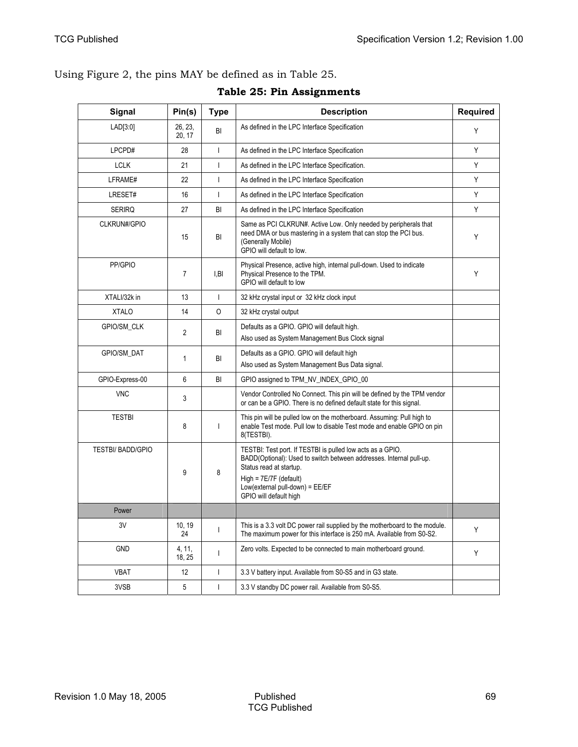Using Figure 2, the pins MAY be defined as in Table 25.

**Table 25: Pin Assignments**

| Signal | Pin(s) | Type | Description | Required |
|---|---|---|---|---|
| LAD[3:0] | 26, 23, 20, 17 | BI | As defined in the LPC Interface Specification | Y |
| LPCPD# | 28 | I | As defined in the LPC Interface Specification | Y |
| LCLK | 21 | I | As defined in the LPC Interface Specification. | Y |
| LFRAME# | 22 | I | As defined in the LPC Interface Specification | Y |
| LRESET# | 16 | I | As defined in the LPC Interface Specification | Y |
| SERIRQ | 27 | BI | As defined in the LPC Interface Specification | Y |
| CLKRUN#/GPIO | 15 | BI | Same as PCI CLKRUN#. Active Low. Only needed by peripherals that need DMA or bus mastering in a system that can stop the PCI bus. (Generally Mobile)<br>GPIO will default to low. | Y |
| PP/GPIO | 7 | I,BI | Physical Presence, active high, internal pull-down. Used to indicate Physical Presence to the TPM.<br>GPIO will default to low | Y |
| XTALI/32k in | 13 | I | 32 kHz crystal input or 32 kHz clock input | |
| XTALO | 14 | O | 32 kHz crystal output | |
| GPIO/SM_CLK | 2 | BI | Defaults as a GPIO. GPIO will default high.<br>Also used as System Management Bus Clock signal | |
| GPIO/SM_DAT | 1 | BI | Defaults as a GPIO. GPIO will default high<br>Also used as System Management Bus Data signal. | |
| GPIO-Express-00 | 6 | BI | GPIO assigned to TPM_NV_INDEX_GPIO_00 | |
| VNC | 3 | | Vendor Controlled No Connect. This pin will be defined by the TPM vendor or can be a GPIO. There is no defined default state for this signal. | |
| TESTBI | 8 | I | This pin will be pulled low on the motherboard. Assuming: Pull high to enable Test mode. Pull low to disable Test mode and enable GPIO on pin 8(TESTBI). | |
| TESTBI/ BADD/GPIO | 9 | 8 | TESTBI: Test port. If TESTBI is pulled low acts as a GPIO.<br>BADD(Optional): Used to switch between addresses. Internal pull-up. Status read at startup.<br>High = 7E/7F (default)<br>Low(external pull-down) = EE/EF<br>GPIO will default high | |
| Power | | | | |
| 3V | 10, 19 24 | I | This is a 3.3 volt DC power rail supplied by the motherboard to the module. The maximum power for this interface is 250 mA. Available from S0-S2. | Y |
| GND | 4, 11, 18, 25 | I | Zero volts. Expected to be connected to main motherboard ground. | Y |
| VBAT | 12 | I | 3.3 V battery input. Available from S0-S5 and in G3 state. | |
| 3VSB | 5 | I | 3.3 V standby DC power rail. Available from S0-S5. | |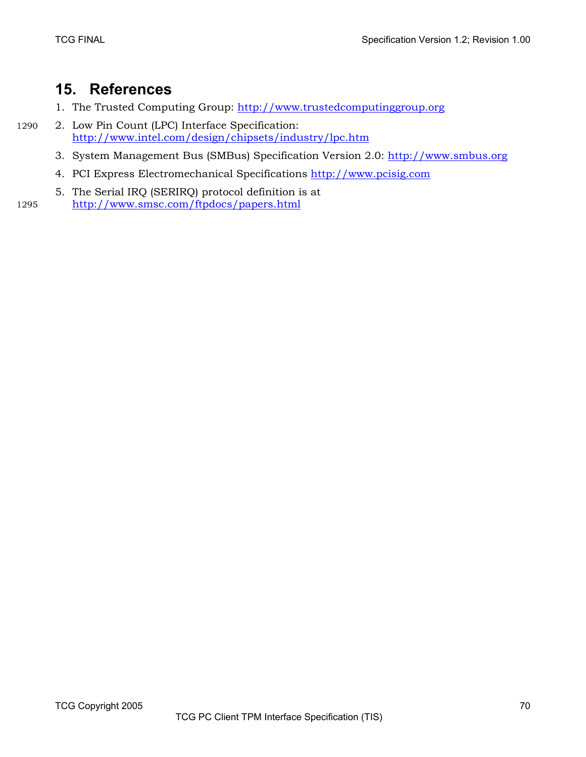# 15. References

1. The Trusted Computing Group: http://www.trustedcomputinggroup.org
2. Low Pin Count (LPC) Interface Specification: http://www.intel.com/design/chipsets/industry/lpc.htm
3. System Management Bus (SMBus) Specification Version 2.0: http://www.smbus.org
4. PCI Express Electromechanical Specifications http://www.pcisig.com
5. The Serial IRQ (SERIRQ) protocol definition is at http://www.smsc.com/ftpdocs/papers.html